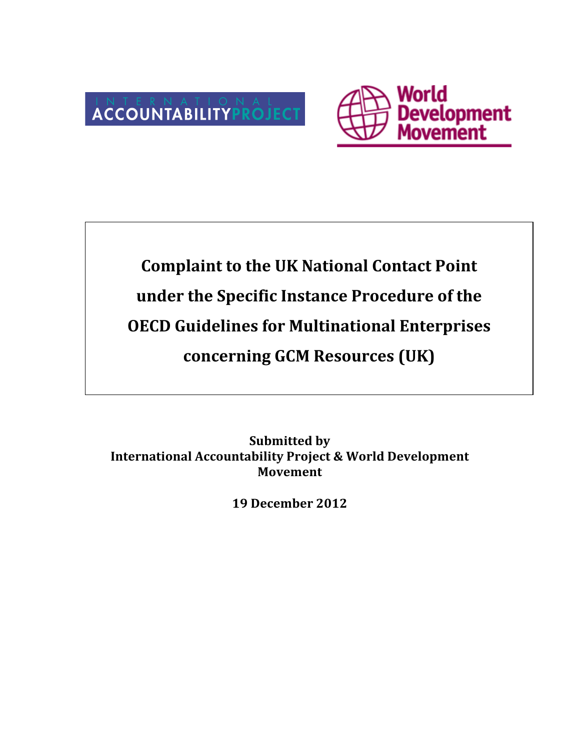INTERNATIONAL ACCOUNTABILITY PROJECT

World Development Movement

# Complaint to the UK National Contact Point under the Specific Instance Procedure of the OECD Guidelines for Multinational Enterprises concerning GCM Resources (UK)

**Submitted by**
**International Accountability Project & World Development Movement**

**19 December 2012**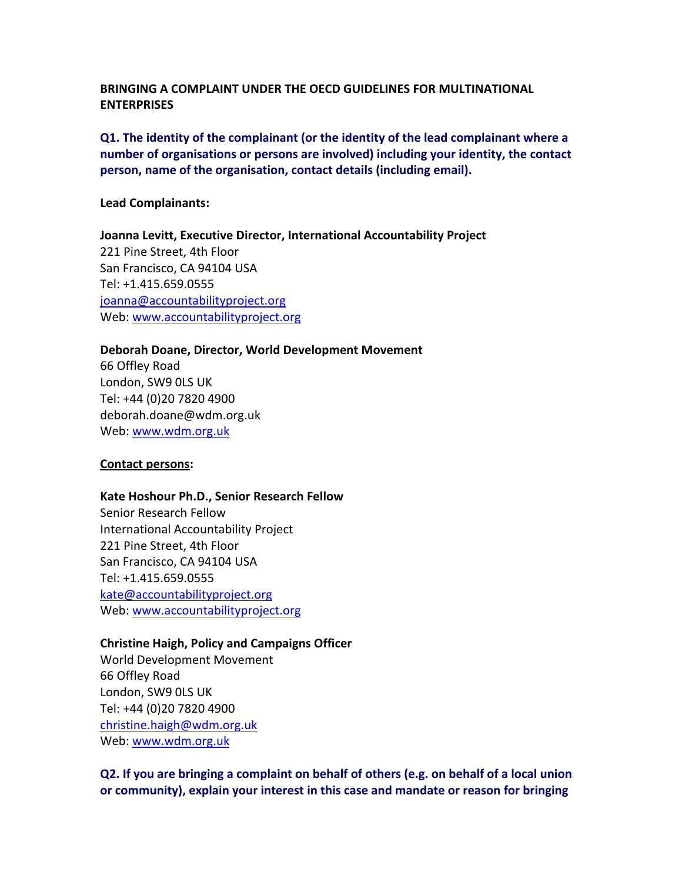**BRINGING A COMPLAINT UNDER THE OECD GUIDELINES FOR MULTINATIONAL ENTERPRISES**

**Q1. The identity of the complainant (or the identity of the lead complainant where a number of organisations or persons are involved) including your identity, the contact person, name of the organisation, contact details (including email).**

**Lead Complainants:**

**Joanna Levitt, Executive Director, International Accountability Project**
221 Pine Street, 4th Floor
San Francisco, CA 94104 USA
Tel: +1.415.659.0555
joanna@accountabilityproject.org
Web: www.accountabilityproject.org

**Deborah Doane, Director, World Development Movement**
66 Offley Road
London, SW9 0LS UK
Tel: +44 (0)20 7820 4900
deborah.doane@wdm.org.uk
Web: www.wdm.org.uk

**Contact persons:**

**Kate Hoshour Ph.D., Senior Research Fellow**
Senior Research Fellow
International Accountability Project
221 Pine Street, 4th Floor
San Francisco, CA 94104 USA
Tel: +1.415.659.0555
kate@accountabilityproject.org
Web: www.accountabilityproject.org

**Christine Haigh, Policy and Campaigns Officer**
World Development Movement
66 Offley Road
London, SW9 0LS UK
Tel: +44 (0)20 7820 4900
christine.haigh@wdm.org.uk
Web: www.wdm.org.uk

**Q2. If you are bringing a complaint on behalf of others (e.g. on behalf of a local union or community), explain your interest in this case and mandate or reason for bringing**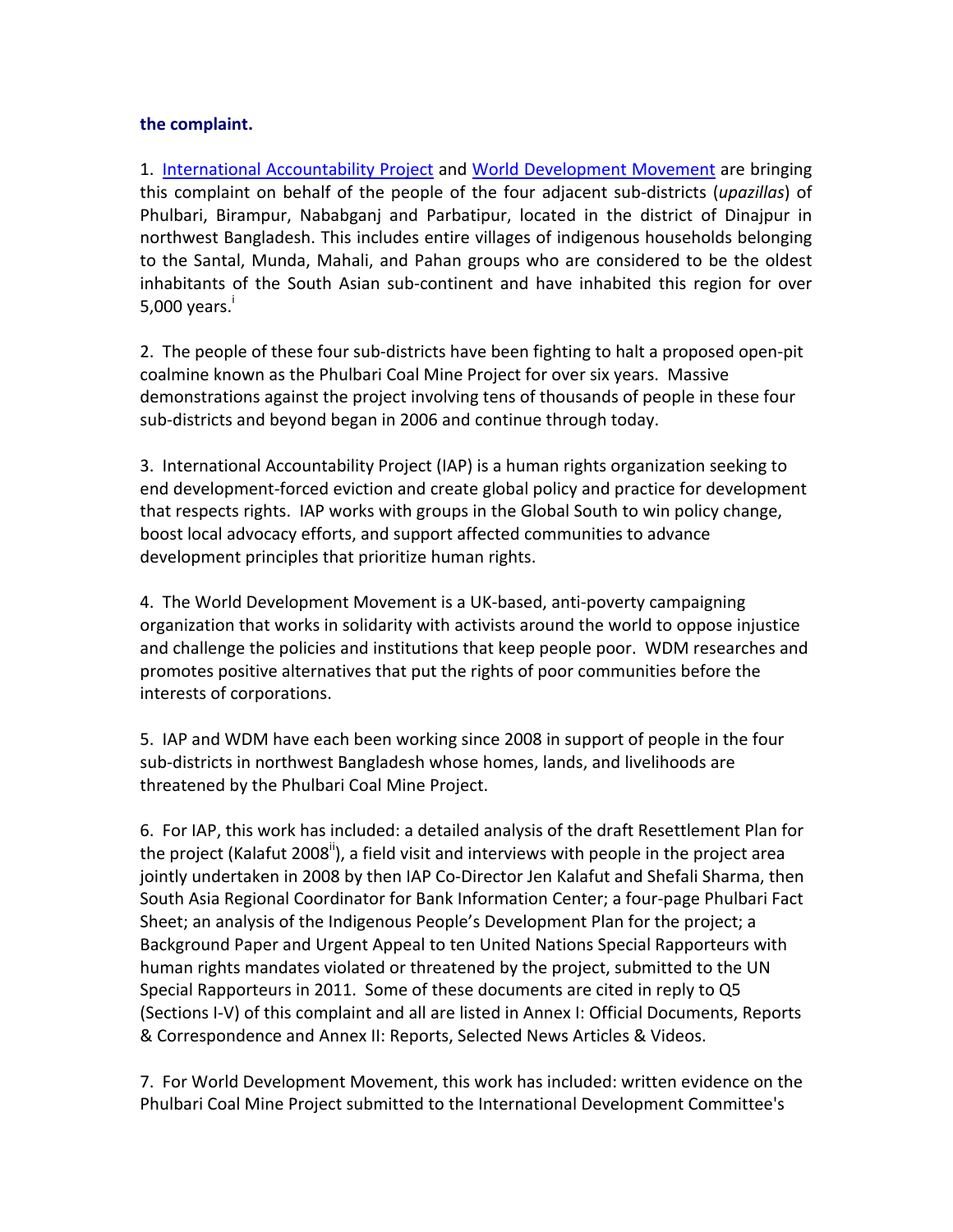**the complaint.**

1. International Accountability Project and World Development Movement are bringing this complaint on behalf of the people of the four adjacent sub-districts (*upazillas*) of Phulbari, Birampur, Nababganj and Parbatipur, located in the district of Dinajpur in northwest Bangladesh. This includes entire villages of indigenous households belonging to the Santal, Munda, Mahali, and Pahan groups who are considered to be the oldest inhabitants of the South Asian sub-continent and have inhabited this region for over 5,000 years.[i]

2. The people of these four sub-districts have been fighting to halt a proposed open-pit coalmine known as the Phulbari Coal Mine Project for over six years. Massive demonstrations against the project involving tens of thousands of people in these four sub-districts and beyond began in 2006 and continue through today.

3. International Accountability Project (IAP) is a human rights organization seeking to end development-forced eviction and create global policy and practice for development that respects rights. IAP works with groups in the Global South to win policy change, boost local advocacy efforts, and support affected communities to advance development principles that prioritize human rights.

4. The World Development Movement is a UK-based, anti-poverty campaigning organization that works in solidarity with activists around the world to oppose injustice and challenge the policies and institutions that keep people poor. WDM researches and promotes positive alternatives that put the rights of poor communities before the interests of corporations.

5. IAP and WDM have each been working since 2008 in support of people in the four sub-districts in northwest Bangladesh whose homes, lands, and livelihoods are threatened by the Phulbari Coal Mine Project.

6. For IAP, this work has included: a detailed analysis of the draft Resettlement Plan for the project (Kalafut 2008[ii]), a field visit and interviews with people in the project area jointly undertaken in 2008 by then IAP Co-Director Jen Kalafut and Shefali Sharma, then South Asia Regional Coordinator for Bank Information Center; a four-page Phulbari Fact Sheet; an analysis of the Indigenous People's Development Plan for the project; a Background Paper and Urgent Appeal to ten United Nations Special Rapporteurs with human rights mandates violated or threatened by the project, submitted to the UN Special Rapporteurs in 2011. Some of these documents are cited in reply to Q5 (Sections I-V) of this complaint and all are listed in Annex I: Official Documents, Reports & Correspondence and Annex II: Reports, Selected News Articles & Videos.

7. For World Development Movement, this work has included: written evidence on the Phulbari Coal Mine Project submitted to the International Development Committee's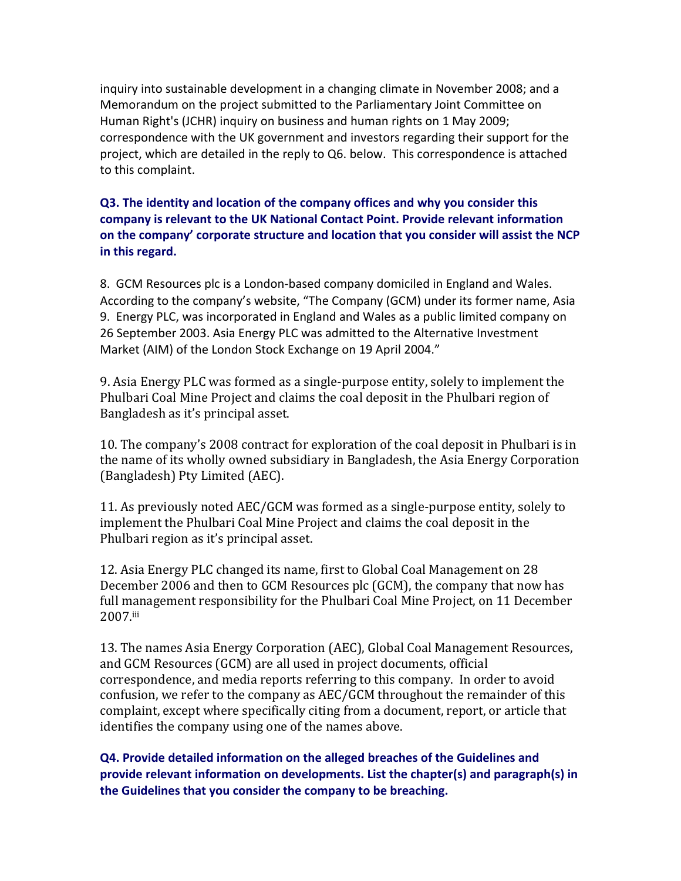inquiry into sustainable development in a changing climate in November 2008; and a Memorandum on the project submitted to the Parliamentary Joint Committee on Human Right's (JCHR) inquiry on business and human rights on 1 May 2009; correspondence with the UK government and investors regarding their support for the project, which are detailed in the reply to Q6. below. This correspondence is attached to this complaint.

**Q3. The identity and location of the company offices and why you consider this company is relevant to the UK National Contact Point. Provide relevant information on the company' corporate structure and location that you consider will assist the NCP in this regard.**

8. GCM Resources plc is a London-based company domiciled in England and Wales. According to the company's website, "The Company (GCM) under its former name, Asia
9. Energy PLC, was incorporated in England and Wales as a public limited company on 26 September 2003. Asia Energy PLC was admitted to the Alternative Investment Market (AIM) of the London Stock Exchange on 19 April 2004."

9. Asia Energy PLC was formed as a single-purpose entity, solely to implement the Phulbari Coal Mine Project and claims the coal deposit in the Phulbari region of Bangladesh as it's principal asset.

10. The company's 2008 contract for exploration of the coal deposit in Phulbari is in the name of its wholly owned subsidiary in Bangladesh, the Asia Energy Corporation (Bangladesh) Pty Limited (AEC).

11. As previously noted AEC/GCM was formed as a single-purpose entity, solely to implement the Phulbari Coal Mine Project and claims the coal deposit in the Phulbari region as it's principal asset.

12. Asia Energy PLC changed its name, first to Global Coal Management on 28 December 2006 and then to GCM Resources plc (GCM), the company that now has full management responsibility for the Phulbari Coal Mine Project, on 11 December 2007.[iii]

13. The names Asia Energy Corporation (AEC), Global Coal Management Resources, and GCM Resources (GCM) are all used in project documents, official correspondence, and media reports referring to this company. In order to avoid confusion, we refer to the company as AEC/GCM throughout the remainder of this complaint, except where specifically citing from a document, report, or article that identifies the company using one of the names above.

**Q4. Provide detailed information on the alleged breaches of the Guidelines and provide relevant information on developments. List the chapter(s) and paragraph(s) in the Guidelines that you consider the company to be breaching.**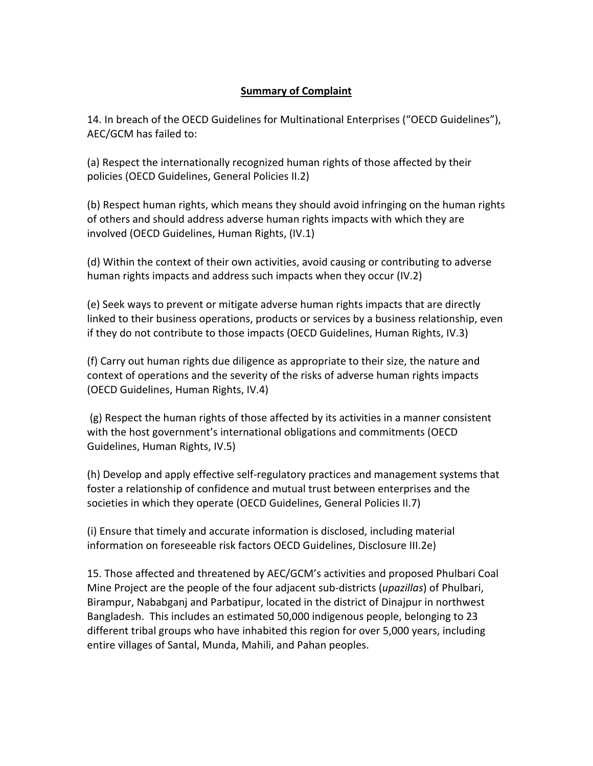## Summary of Complaint

14. In breach of the OECD Guidelines for Multinational Enterprises ("OECD Guidelines"), AEC/GCM has failed to:

(a) Respect the internationally recognized human rights of those affected by their policies (OECD Guidelines, General Policies II.2)

(b) Respect human rights, which means they should avoid infringing on the human rights of others and should address adverse human rights impacts with which they are involved (OECD Guidelines, Human Rights, (IV.1)

(d) Within the context of their own activities, avoid causing or contributing to adverse human rights impacts and address such impacts when they occur (IV.2)

(e) Seek ways to prevent or mitigate adverse human rights impacts that are directly linked to their business operations, products or services by a business relationship, even if they do not contribute to those impacts (OECD Guidelines, Human Rights, IV.3)

(f) Carry out human rights due diligence as appropriate to their size, the nature and context of operations and the severity of the risks of adverse human rights impacts (OECD Guidelines, Human Rights, IV.4)

(g) Respect the human rights of those affected by its activities in a manner consistent with the host government's international obligations and commitments (OECD Guidelines, Human Rights, IV.5)

(h) Develop and apply effective self-regulatory practices and management systems that foster a relationship of confidence and mutual trust between enterprises and the societies in which they operate (OECD Guidelines, General Policies II.7)

(i) Ensure that timely and accurate information is disclosed, including material information on foreseeable risk factors OECD Guidelines, Disclosure III.2e)

15. Those affected and threatened by AEC/GCM's activities and proposed Phulbari Coal Mine Project are the people of the four adjacent sub-districts (*upazillas*) of Phulbari, Birampur, Nababganj and Parbatipur, located in the district of Dinajpur in northwest Bangladesh. This includes an estimated 50,000 indigenous people, belonging to 23 different tribal groups who have inhabited this region for over 5,000 years, including entire villages of Santal, Munda, Mahili, and Pahan peoples.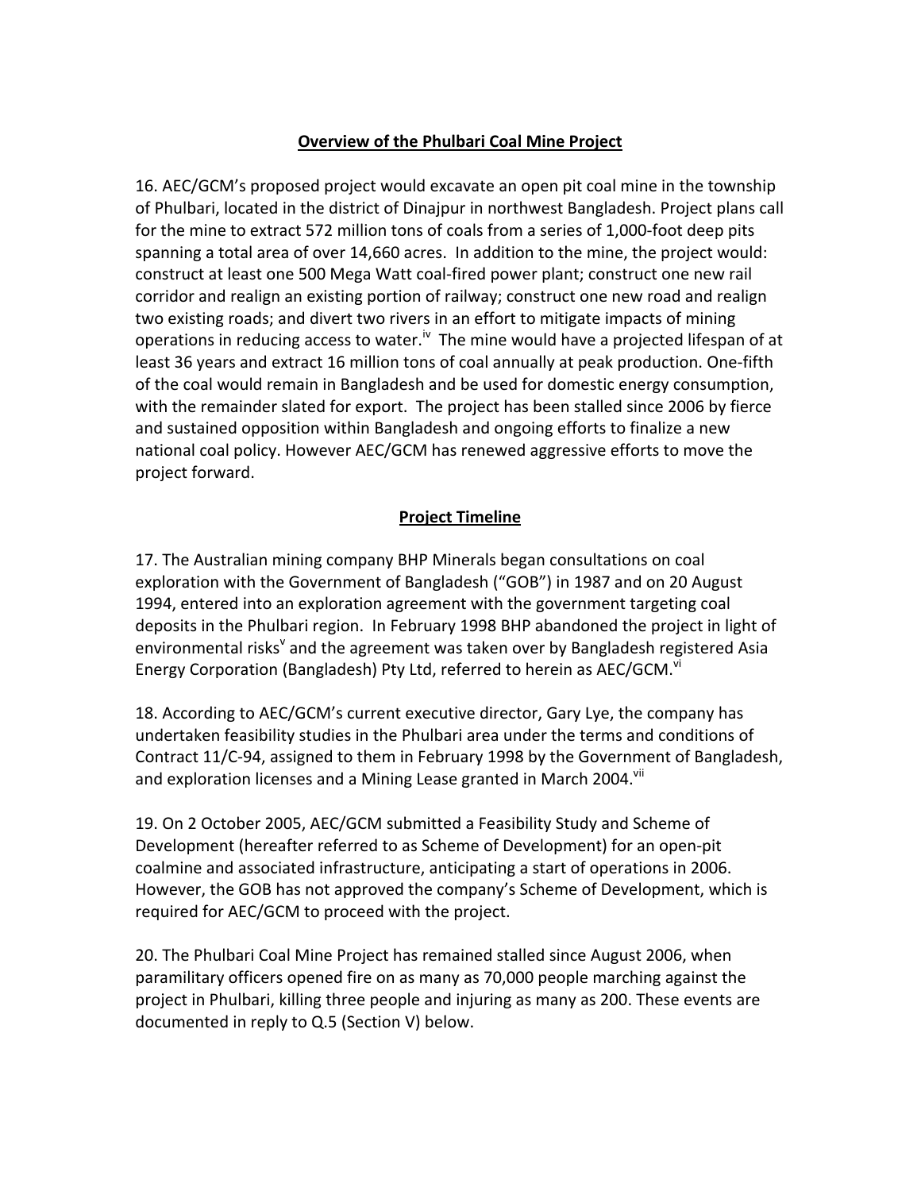## Overview of the Phulbari Coal Mine Project

16. AEC/GCM's proposed project would excavate an open pit coal mine in the township of Phulbari, located in the district of Dinajpur in northwest Bangladesh. Project plans call for the mine to extract 572 million tons of coals from a series of 1,000-foot deep pits spanning a total area of over 14,660 acres. In addition to the mine, the project would: construct at least one 500 Mega Watt coal-fired power plant; construct one new rail corridor and realign an existing portion of railway; construct one new road and realign two existing roads; and divert two rivers in an effort to mitigate impacts of mining operations in reducing access to water.[iv] The mine would have a projected lifespan of at least 36 years and extract 16 million tons of coal annually at peak production. One-fifth of the coal would remain in Bangladesh and be used for domestic energy consumption, with the remainder slated for export. The project has been stalled since 2006 by fierce and sustained opposition within Bangladesh and ongoing efforts to finalize a new national coal policy. However AEC/GCM has renewed aggressive efforts to move the project forward.

## Project Timeline

17. The Australian mining company BHP Minerals began consultations on coal exploration with the Government of Bangladesh ("GOB") in 1987 and on 20 August 1994, entered into an exploration agreement with the government targeting coal deposits in the Phulbari region. In February 1998 BHP abandoned the project in light of environmental risks[v] and the agreement was taken over by Bangladesh registered Asia Energy Corporation (Bangladesh) Pty Ltd, referred to herein as AEC/GCM.[vi]

18. According to AEC/GCM's current executive director, Gary Lye, the company has undertaken feasibility studies in the Phulbari area under the terms and conditions of Contract 11/C-94, assigned to them in February 1998 by the Government of Bangladesh, and exploration licenses and a Mining Lease granted in March 2004.[vii]

19. On 2 October 2005, AEC/GCM submitted a Feasibility Study and Scheme of Development (hereafter referred to as Scheme of Development) for an open-pit coalmine and associated infrastructure, anticipating a start of operations in 2006. However, the GOB has not approved the company's Scheme of Development, which is required for AEC/GCM to proceed with the project.

20. The Phulbari Coal Mine Project has remained stalled since August 2006, when paramilitary officers opened fire on as many as 70,000 people marching against the project in Phulbari, killing three people and injuring as many as 200. These events are documented in reply to Q.5 (Section V) below.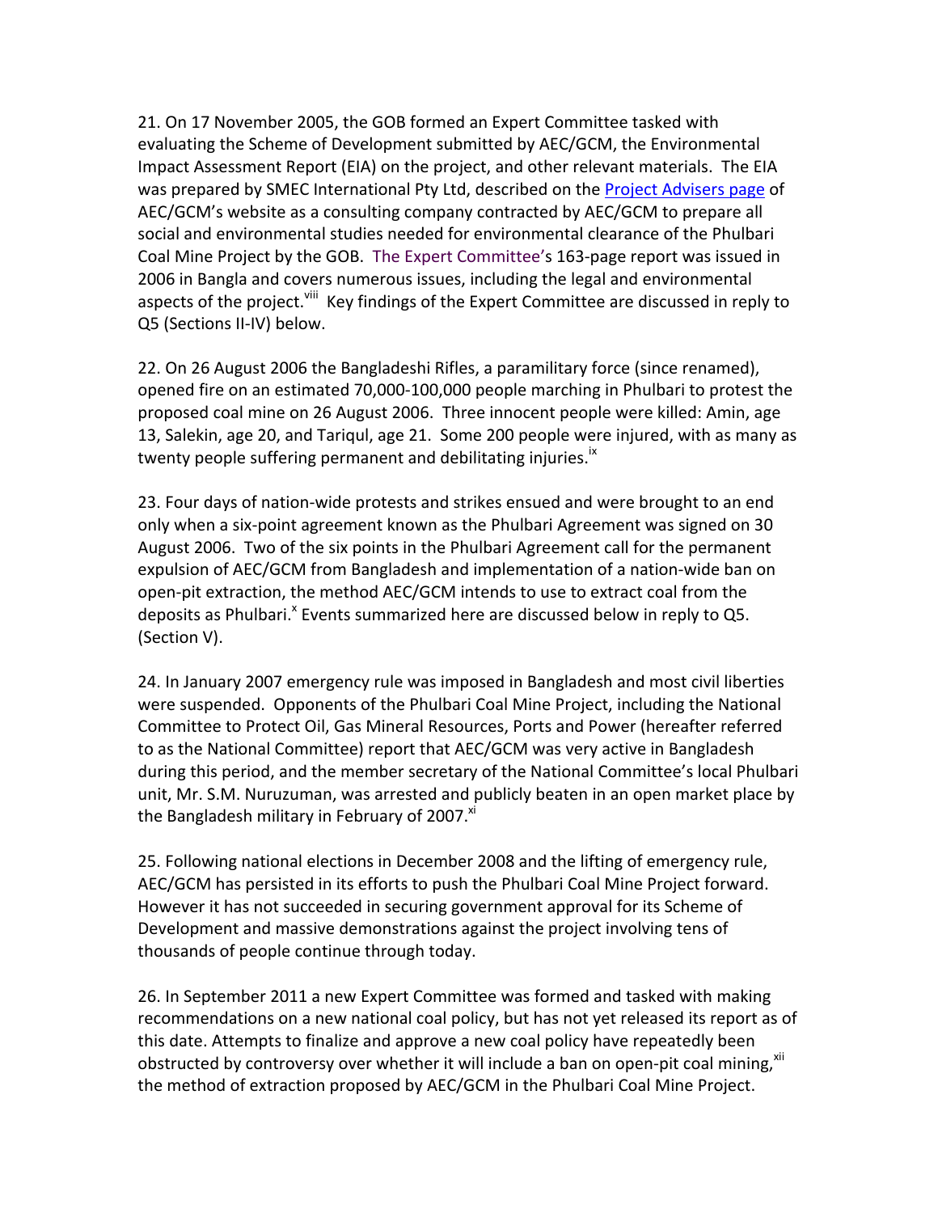21. On 17 November 2005, the GOB formed an Expert Committee tasked with evaluating the Scheme of Development submitted by AEC/GCM, the Environmental Impact Assessment Report (EIA) on the project, and other relevant materials. The EIA was prepared by SMEC International Pty Ltd, described on the Project Advisers page of AEC/GCM's website as a consulting company contracted by AEC/GCM to prepare all social and environmental studies needed for environmental clearance of the Phulbari Coal Mine Project by the GOB. The Expert Committee's 163-page report was issued in 2006 in Bangla and covers numerous issues, including the legal and environmental aspects of the project.[viii] Key findings of the Expert Committee are discussed in reply to Q5 (Sections II-IV) below.

22. On 26 August 2006 the Bangladeshi Rifles, a paramilitary force (since renamed), opened fire on an estimated 70,000-100,000 people marching in Phulbari to protest the proposed coal mine on 26 August 2006. Three innocent people were killed: Amin, age 13, Salekin, age 20, and Tariqul, age 21. Some 200 people were injured, with as many as twenty people suffering permanent and debilitating injuries.[ix]

23. Four days of nation-wide protests and strikes ensued and were brought to an end only when a six-point agreement known as the Phulbari Agreement was signed on 30 August 2006. Two of the six points in the Phulbari Agreement call for the permanent expulsion of AEC/GCM from Bangladesh and implementation of a nation-wide ban on open-pit extraction, the method AEC/GCM intends to use to extract coal from the deposits as Phulbari.[x] Events summarized here are discussed below in reply to Q5. (Section V).

24. In January 2007 emergency rule was imposed in Bangladesh and most civil liberties were suspended. Opponents of the Phulbari Coal Mine Project, including the National Committee to Protect Oil, Gas Mineral Resources, Ports and Power (hereafter referred to as the National Committee) report that AEC/GCM was very active in Bangladesh during this period, and the member secretary of the National Committee's local Phulbari unit, Mr. S.M. Nuruzuman, was arrested and publicly beaten in an open market place by the Bangladesh military in February of 2007.[xi]

25. Following national elections in December 2008 and the lifting of emergency rule, AEC/GCM has persisted in its efforts to push the Phulbari Coal Mine Project forward. However it has not succeeded in securing government approval for its Scheme of Development and massive demonstrations against the project involving tens of thousands of people continue through today.

26. In September 2011 a new Expert Committee was formed and tasked with making recommendations on a new national coal policy, but has not yet released its report as of this date. Attempts to finalize and approve a new coal policy have repeatedly been obstructed by controversy over whether it will include a ban on open-pit coal mining,[xii] the method of extraction proposed by AEC/GCM in the Phulbari Coal Mine Project.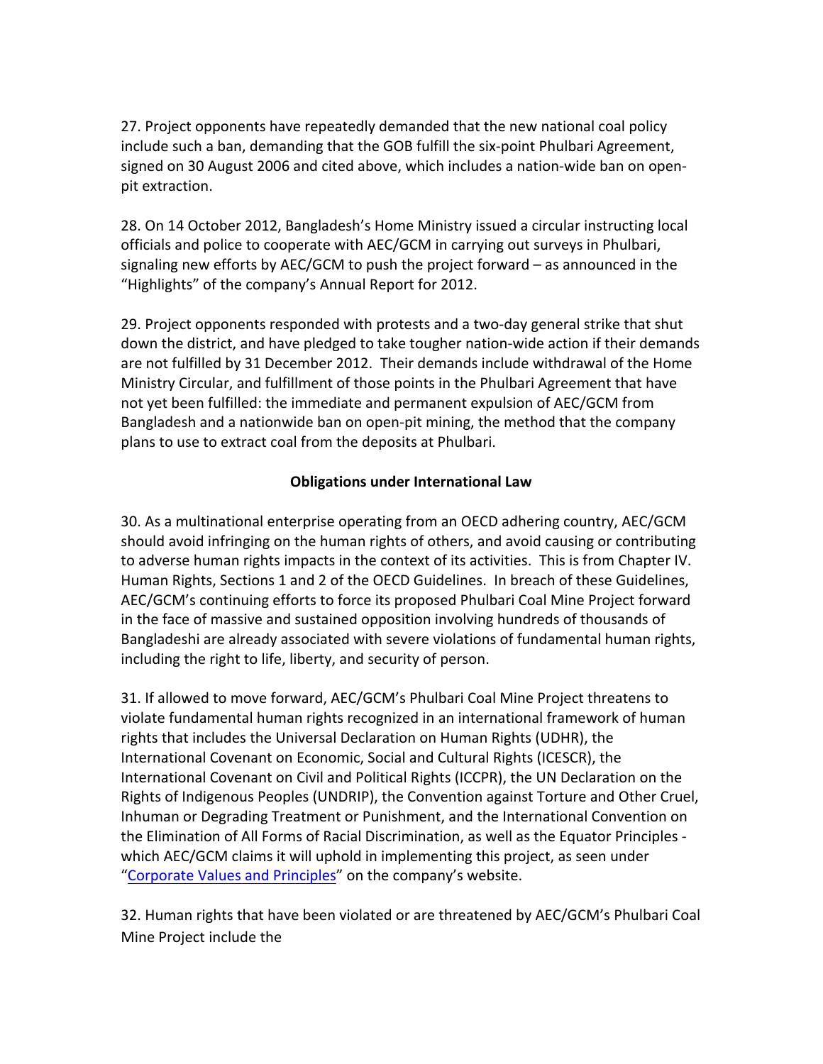27. Project opponents have repeatedly demanded that the new national coal policy include such a ban, demanding that the GOB fulfill the six-point Phulbari Agreement, signed on 30 August 2006 and cited above, which includes a nation-wide ban on open-pit extraction.

28. On 14 October 2012, Bangladesh's Home Ministry issued a circular instructing local officials and police to cooperate with AEC/GCM in carrying out surveys in Phulbari, signaling new efforts by AEC/GCM to push the project forward – as announced in the "Highlights" of the company's Annual Report for 2012.

29. Project opponents responded with protests and a two-day general strike that shut down the district, and have pledged to take tougher nation-wide action if their demands are not fulfilled by 31 December 2012. Their demands include withdrawal of the Home Ministry Circular, and fulfillment of those points in the Phulbari Agreement that have not yet been fulfilled: the immediate and permanent expulsion of AEC/GCM from Bangladesh and a nationwide ban on open-pit mining, the method that the company plans to use to extract coal from the deposits at Phulbari.

## Obligations under International Law

30. As a multinational enterprise operating from an OECD adhering country, AEC/GCM should avoid infringing on the human rights of others, and avoid causing or contributing to adverse human rights impacts in the context of its activities. This is from Chapter IV. Human Rights, Sections 1 and 2 of the OECD Guidelines. In breach of these Guidelines, AEC/GCM's continuing efforts to force its proposed Phulbari Coal Mine Project forward in the face of massive and sustained opposition involving hundreds of thousands of Bangladeshi are already associated with severe violations of fundamental human rights, including the right to life, liberty, and security of person.

31. If allowed to move forward, AEC/GCM's Phulbari Coal Mine Project threatens to violate fundamental human rights recognized in an international framework of human rights that includes the Universal Declaration on Human Rights (UDHR), the International Covenant on Economic, Social and Cultural Rights (ICESCR), the International Covenant on Civil and Political Rights (ICCPR), the UN Declaration on the Rights of Indigenous Peoples (UNDRIP), the Convention against Torture and Other Cruel, Inhuman or Degrading Treatment or Punishment, and the International Convention on the Elimination of All Forms of Racial Discrimination, as well as the Equator Principles - which AEC/GCM claims it will uphold in implementing this project, as seen under "Corporate Values and Principles" on the company's website.

32. Human rights that have been violated or are threatened by AEC/GCM's Phulbari Coal Mine Project include the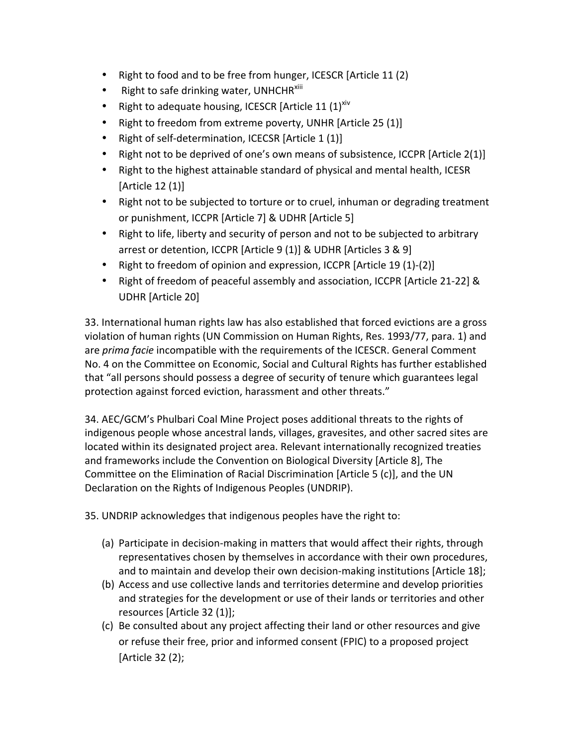- Right to food and to be free from hunger, ICESCR [Article 11 (2)
- Right to safe drinking water, UNHCHR[xiii]
- Right to adequate housing, ICESCR [Article 11 (1)[xiv]
- Right to freedom from extreme poverty, UNHR [Article 25 (1)]
- Right of self-determination, ICECSR [Article 1 (1)]
- Right not to be deprived of one's own means of subsistence, ICCPR [Article 2(1)]
- Right to the highest attainable standard of physical and mental health, ICESR [Article 12 (1)]
- Right not to be subjected to torture or to cruel, inhuman or degrading treatment or punishment, ICCPR [Article 7] & UDHR [Article 5]
- Right to life, liberty and security of person and not to be subjected to arbitrary arrest or detention, ICCPR [Article 9 (1)] & UDHR [Articles 3 & 9]
- Right to freedom of opinion and expression, ICCPR [Article 19 (1)-(2)]
- Right of freedom of peaceful assembly and association, ICCPR [Article 21-22] & UDHR [Article 20]

33. International human rights law has also established that forced evictions are a gross violation of human rights (UN Commission on Human Rights, Res. 1993/77, para. 1) and are *prima facie* incompatible with the requirements of the ICESCR. General Comment No. 4 on the Committee on Economic, Social and Cultural Rights has further established that "all persons should possess a degree of security of tenure which guarantees legal protection against forced eviction, harassment and other threats."

34. AEC/GCM's Phulbari Coal Mine Project poses additional threats to the rights of indigenous people whose ancestral lands, villages, gravesites, and other sacred sites are located within its designated project area. Relevant internationally recognized treaties and frameworks include the Convention on Biological Diversity [Article 8], The Committee on the Elimination of Racial Discrimination [Article 5 (c)], and the UN Declaration on the Rights of Indigenous Peoples (UNDRIP).

35. UNDRIP acknowledges that indigenous peoples have the right to:

(a) Participate in decision-making in matters that would affect their rights, through representatives chosen by themselves in accordance with their own procedures, and to maintain and develop their own decision-making institutions [Article 18];
(b) Access and use collective lands and territories determine and develop priorities and strategies for the development or use of their lands or territories and other resources [Article 32 (1)];
(c) Be consulted about any project affecting their land or other resources and give or refuse their free, prior and informed consent (FPIC) to a proposed project [Article 32 (2);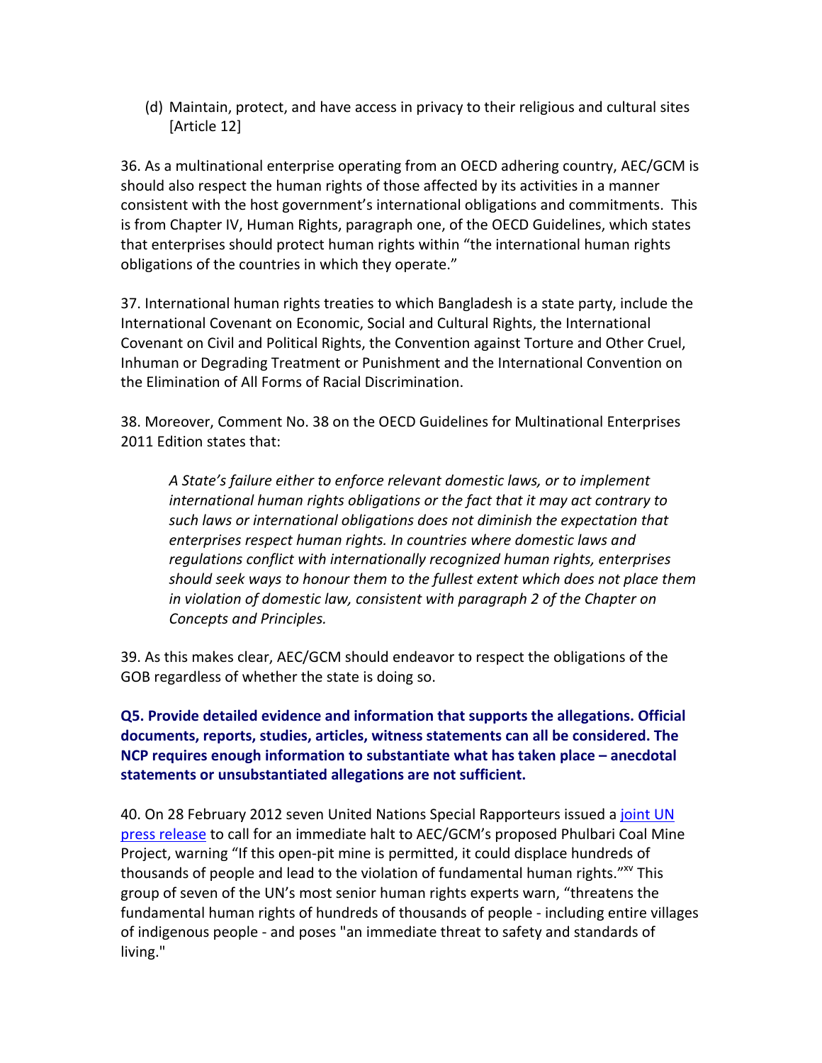(d) Maintain, protect, and have access in privacy to their religious and cultural sites [Article 12]

36. As a multinational enterprise operating from an OECD adhering country, AEC/GCM is should also respect the human rights of those affected by its activities in a manner consistent with the host government's international obligations and commitments. This is from Chapter IV, Human Rights, paragraph one, of the OECD Guidelines, which states that enterprises should protect human rights within "the international human rights obligations of the countries in which they operate."

37. International human rights treaties to which Bangladesh is a state party, include the International Covenant on Economic, Social and Cultural Rights, the International Covenant on Civil and Political Rights, the Convention against Torture and Other Cruel, Inhuman or Degrading Treatment or Punishment and the International Convention on the Elimination of All Forms of Racial Discrimination.

38. Moreover, Comment No. 38 on the OECD Guidelines for Multinational Enterprises 2011 Edition states that:

> *A State's failure either to enforce relevant domestic laws, or to implement international human rights obligations or the fact that it may act contrary to such laws or international obligations does not diminish the expectation that enterprises respect human rights. In countries where domestic laws and regulations conflict with internationally recognized human rights, enterprises should seek ways to honour them to the fullest extent which does not place them in violation of domestic law, consistent with paragraph 2 of the Chapter on Concepts and Principles.*

39. As this makes clear, AEC/GCM should endeavor to respect the obligations of the GOB regardless of whether the state is doing so.

**Q5. Provide detailed evidence and information that supports the allegations. Official documents, reports, studies, articles, witness statements can all be considered. The NCP requires enough information to substantiate what has taken place – anecdotal statements or unsubstantiated allegations are not sufficient.**

40. On 28 February 2012 seven United Nations Special Rapporteurs issued a joint UN press release to call for an immediate halt to AEC/GCM's proposed Phulbari Coal Mine Project, warning "If this open-pit mine is permitted, it could displace hundreds of thousands of people and lead to the violation of fundamental human rights."[xv] This group of seven of the UN's most senior human rights experts warn, "threatens the fundamental human rights of hundreds of thousands of people - including entire villages of indigenous people - and poses "an immediate threat to safety and standards of living."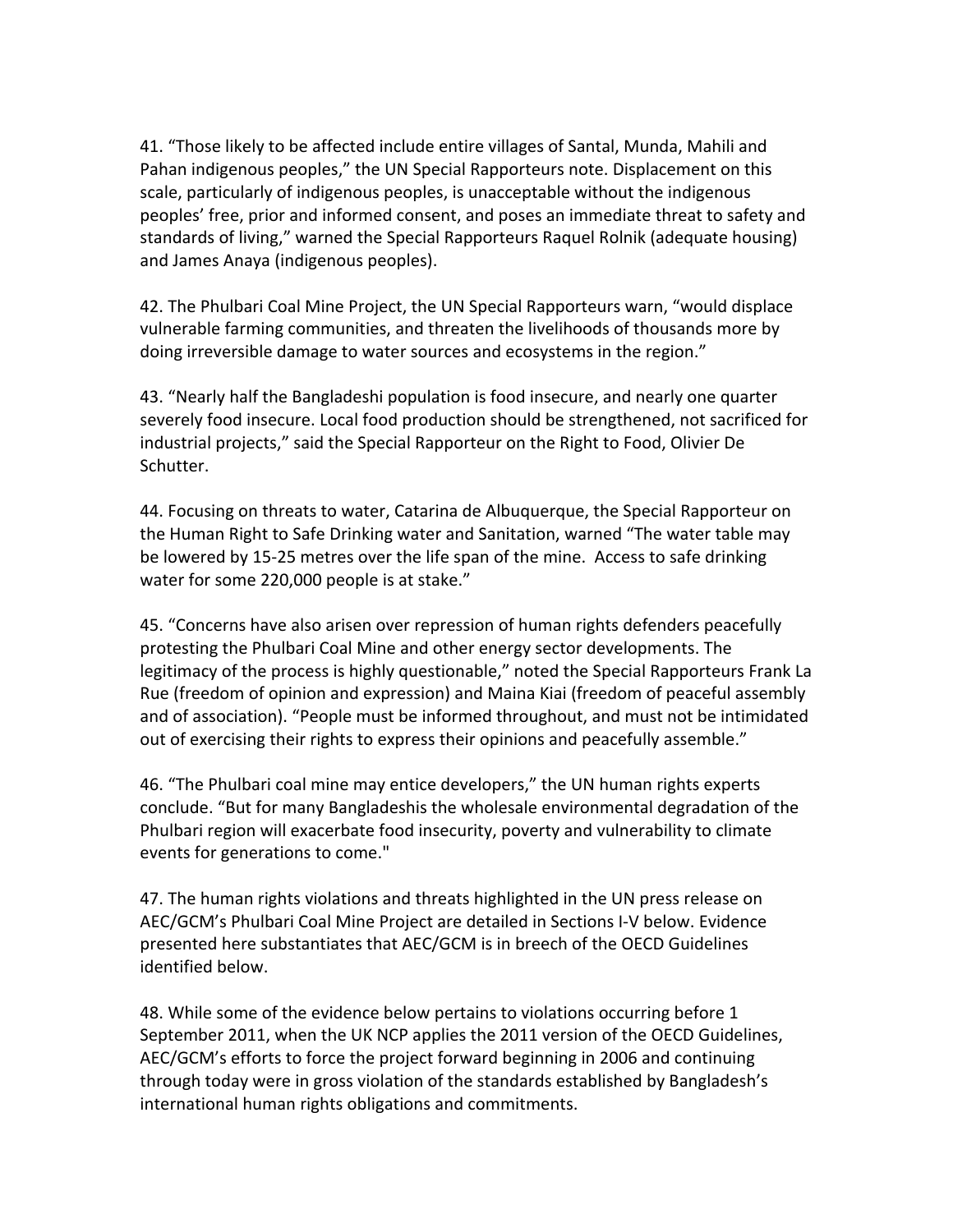41. "Those likely to be affected include entire villages of Santal, Munda, Mahili and Pahan indigenous peoples," the UN Special Rapporteurs note. Displacement on this scale, particularly of indigenous peoples, is unacceptable without the indigenous peoples' free, prior and informed consent, and poses an immediate threat to safety and standards of living," warned the Special Rapporteurs Raquel Rolnik (adequate housing) and James Anaya (indigenous peoples).

42. The Phulbari Coal Mine Project, the UN Special Rapporteurs warn, "would displace vulnerable farming communities, and threaten the livelihoods of thousands more by doing irreversible damage to water sources and ecosystems in the region."

43. "Nearly half the Bangladeshi population is food insecure, and nearly one quarter severely food insecure. Local food production should be strengthened, not sacrificed for industrial projects," said the Special Rapporteur on the Right to Food, Olivier De Schutter.

44. Focusing on threats to water, Catarina de Albuquerque, the Special Rapporteur on the Human Right to Safe Drinking water and Sanitation, warned "The water table may be lowered by 15-25 metres over the life span of the mine. Access to safe drinking water for some 220,000 people is at stake."

45. "Concerns have also arisen over repression of human rights defenders peacefully protesting the Phulbari Coal Mine and other energy sector developments. The legitimacy of the process is highly questionable," noted the Special Rapporteurs Frank La Rue (freedom of opinion and expression) and Maina Kiai (freedom of peaceful assembly and of association). "People must be informed throughout, and must not be intimidated out of exercising their rights to express their opinions and peacefully assemble."

46. "The Phulbari coal mine may entice developers," the UN human rights experts conclude. "But for many Bangladeshis the wholesale environmental degradation of the Phulbari region will exacerbate food insecurity, poverty and vulnerability to climate events for generations to come."

47. The human rights violations and threats highlighted in the UN press release on AEC/GCM's Phulbari Coal Mine Project are detailed in Sections I-V below. Evidence presented here substantiates that AEC/GCM is in breech of the OECD Guidelines identified below.

48. While some of the evidence below pertains to violations occurring before 1 September 2011, when the UK NCP applies the 2011 version of the OECD Guidelines, AEC/GCM's efforts to force the project forward beginning in 2006 and continuing through today were in gross violation of the standards established by Bangladesh's international human rights obligations and commitments.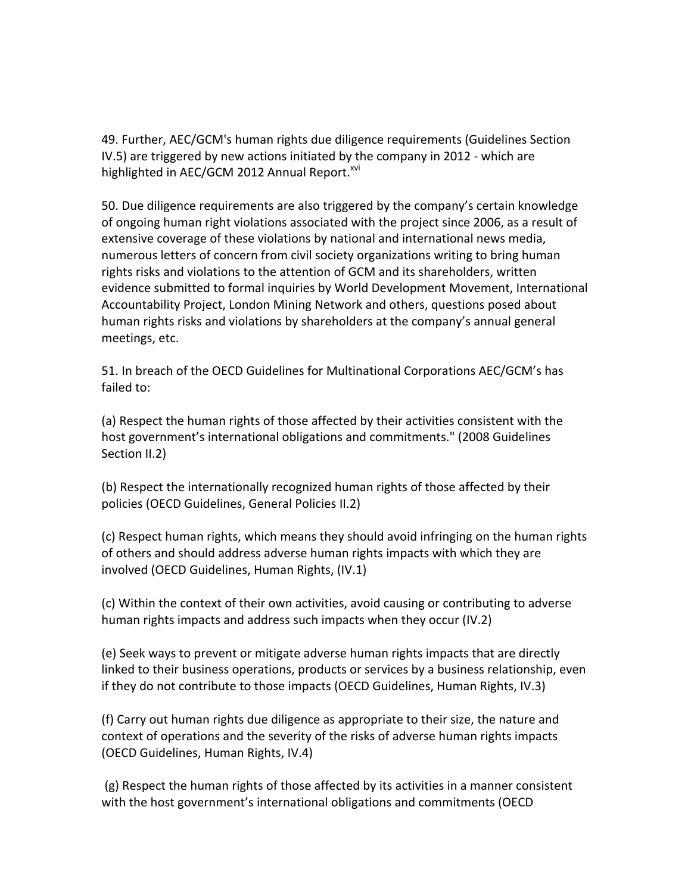49. Further, AEC/GCM's human rights due diligence requirements (Guidelines Section IV.5) are triggered by new actions initiated by the company in 2012 - which are highlighted in AEC/GCM 2012 Annual Report.[xvi]

50. Due diligence requirements are also triggered by the company's certain knowledge of ongoing human right violations associated with the project since 2006, as a result of extensive coverage of these violations by national and international news media, numerous letters of concern from civil society organizations writing to bring human rights risks and violations to the attention of GCM and its shareholders, written evidence submitted to formal inquiries by World Development Movement, International Accountability Project, London Mining Network and others, questions posed about human rights risks and violations by shareholders at the company's annual general meetings, etc.

51. In breach of the OECD Guidelines for Multinational Corporations AEC/GCM's has failed to:

(a) Respect the human rights of those affected by their activities consistent with the host government's international obligations and commitments." (2008 Guidelines Section II.2)

(b) Respect the internationally recognized human rights of those affected by their policies (OECD Guidelines, General Policies II.2)

(c) Respect human rights, which means they should avoid infringing on the human rights of others and should address adverse human rights impacts with which they are involved (OECD Guidelines, Human Rights, (IV.1)

(c) Within the context of their own activities, avoid causing or contributing to adverse human rights impacts and address such impacts when they occur (IV.2)

(e) Seek ways to prevent or mitigate adverse human rights impacts that are directly linked to their business operations, products or services by a business relationship, even if they do not contribute to those impacts (OECD Guidelines, Human Rights, IV.3)

(f) Carry out human rights due diligence as appropriate to their size, the nature and context of operations and the severity of the risks of adverse human rights impacts (OECD Guidelines, Human Rights, IV.4)

(g) Respect the human rights of those affected by its activities in a manner consistent with the host government's international obligations and commitments (OECD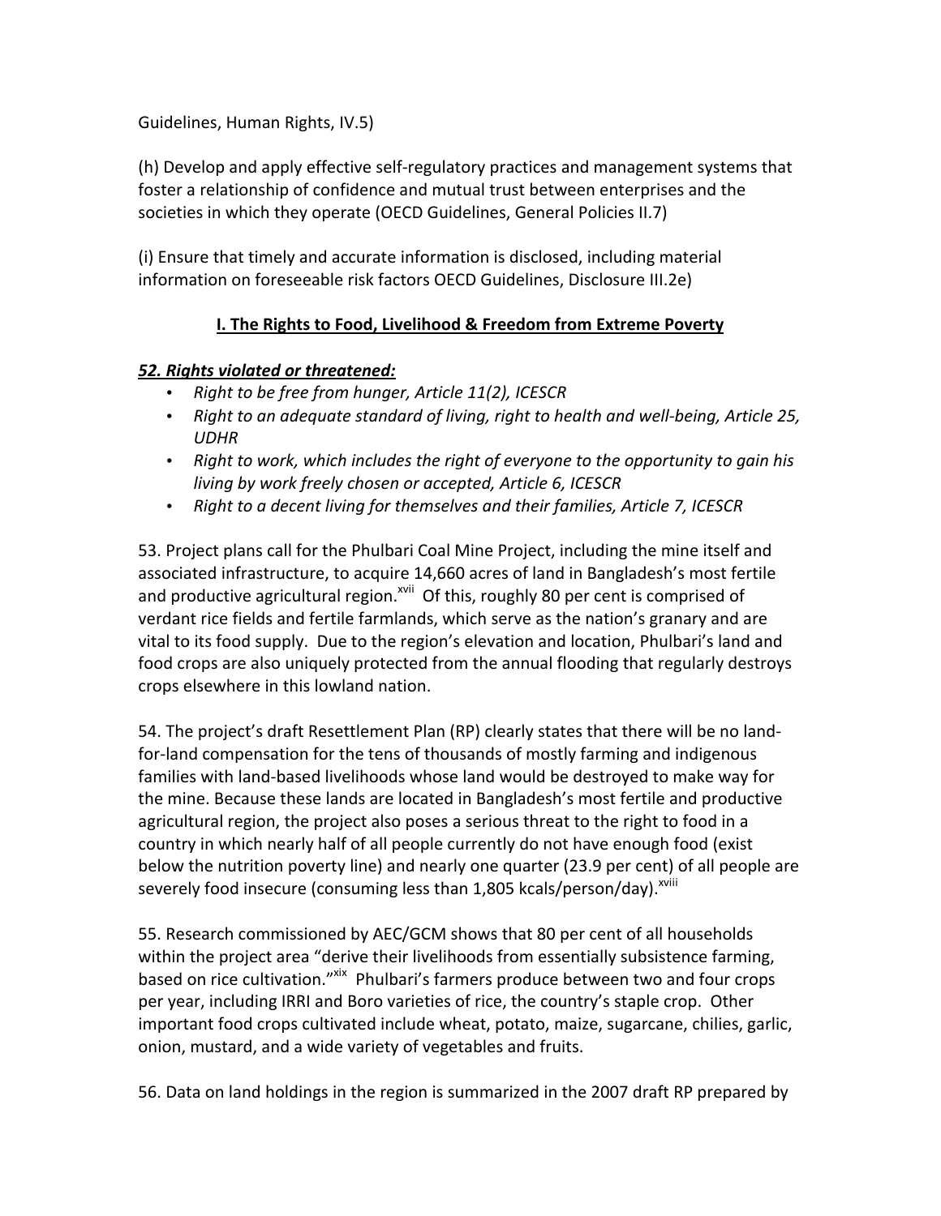Guidelines, Human Rights, IV.5)

(h) Develop and apply effective self-regulatory practices and management systems that foster a relationship of confidence and mutual trust between enterprises and the societies in which they operate (OECD Guidelines, General Policies II.7)

(i) Ensure that timely and accurate information is disclosed, including material information on foreseeable risk factors OECD Guidelines, Disclosure III.2e)

## I. The Rights to Food, Livelihood & Freedom from Extreme Poverty

***52. Rights violated or threatened:***

- *Right to be free from hunger, Article 11(2), ICESCR*
- *Right to an adequate standard of living, right to health and well-being, Article 25, UDHR*
- *Right to work, which includes the right of everyone to the opportunity to gain his living by work freely chosen or accepted, Article 6, ICESCR*
- *Right to a decent living for themselves and their families, Article 7, ICESCR*

53. Project plans call for the Phulbari Coal Mine Project, including the mine itself and associated infrastructure, to acquire 14,660 acres of land in Bangladesh's most fertile and productive agricultural region.[xvii] Of this, roughly 80 per cent is comprised of verdant rice fields and fertile farmlands, which serve as the nation's granary and are vital to its food supply. Due to the region's elevation and location, Phulbari's land and food crops are also uniquely protected from the annual flooding that regularly destroys crops elsewhere in this lowland nation.

54. The project's draft Resettlement Plan (RP) clearly states that there will be no land-for-land compensation for the tens of thousands of mostly farming and indigenous families with land-based livelihoods whose land would be destroyed to make way for the mine. Because these lands are located in Bangladesh's most fertile and productive agricultural region, the project also poses a serious threat to the right to food in a country in which nearly half of all people currently do not have enough food (exist below the nutrition poverty line) and nearly one quarter (23.9 per cent) of all people are severely food insecure (consuming less than 1,805 kcals/person/day).[xviii]

55. Research commissioned by AEC/GCM shows that 80 per cent of all households within the project area "derive their livelihoods from essentially subsistence farming, based on rice cultivation."[xix] Phulbari's farmers produce between two and four crops per year, including IRRI and Boro varieties of rice, the country's staple crop. Other important food crops cultivated include wheat, potato, maize, sugarcane, chilies, garlic, onion, mustard, and a wide variety of vegetables and fruits.

56. Data on land holdings in the region is summarized in the 2007 draft RP prepared by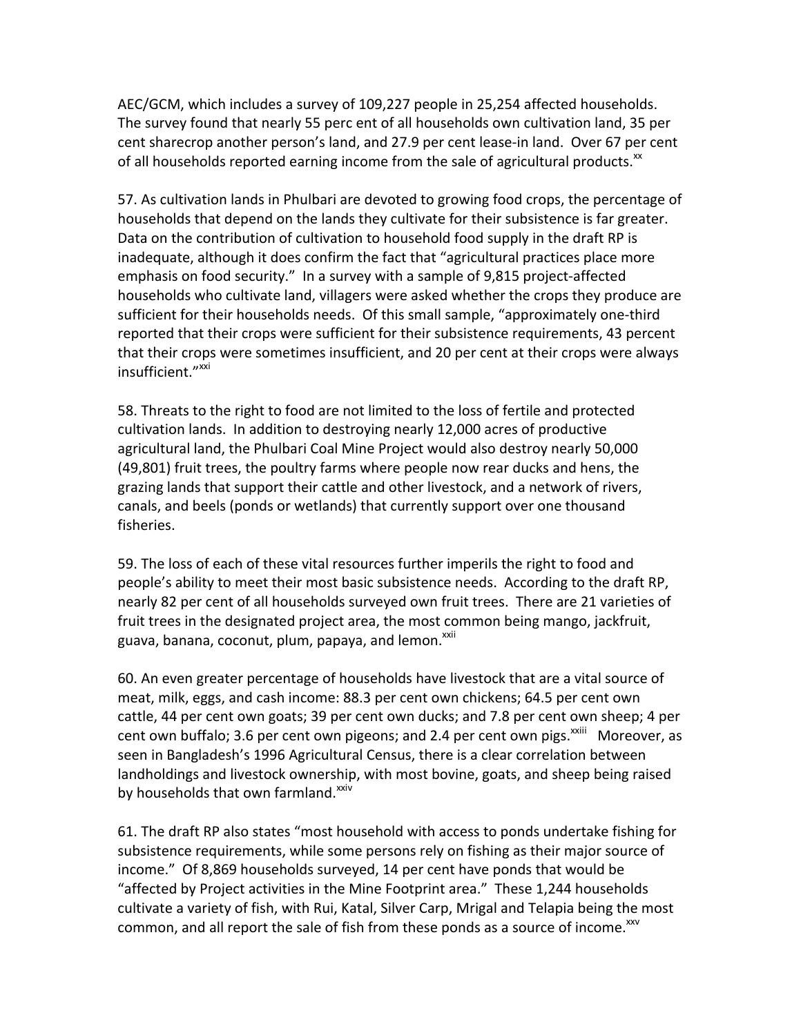AEC/GCM, which includes a survey of 109,227 people in 25,254 affected households. The survey found that nearly 55 perc ent of all households own cultivation land, 35 per cent sharecrop another person's land, and 27.9 per cent lease-in land. Over 67 per cent of all households reported earning income from the sale of agricultural products.[xx]

57. As cultivation lands in Phulbari are devoted to growing food crops, the percentage of households that depend on the lands they cultivate for their subsistence is far greater. Data on the contribution of cultivation to household food supply in the draft RP is inadequate, although it does confirm the fact that "agricultural practices place more emphasis on food security." In a survey with a sample of 9,815 project-affected households who cultivate land, villagers were asked whether the crops they produce are sufficient for their households needs. Of this small sample, "approximately one-third reported that their crops were sufficient for their subsistence requirements, 43 percent that their crops were sometimes insufficient, and 20 per cent at their crops were always insufficient."[xxi]

58. Threats to the right to food are not limited to the loss of fertile and protected cultivation lands. In addition to destroying nearly 12,000 acres of productive agricultural land, the Phulbari Coal Mine Project would also destroy nearly 50,000 (49,801) fruit trees, the poultry farms where people now rear ducks and hens, the grazing lands that support their cattle and other livestock, and a network of rivers, canals, and beels (ponds or wetlands) that currently support over one thousand fisheries.

59. The loss of each of these vital resources further imperils the right to food and people's ability to meet their most basic subsistence needs. According to the draft RP, nearly 82 per cent of all households surveyed own fruit trees. There are 21 varieties of fruit trees in the designated project area, the most common being mango, jackfruit, guava, banana, coconut, plum, papaya, and lemon.[xxii]

60. An even greater percentage of households have livestock that are a vital source of meat, milk, eggs, and cash income: 88.3 per cent own chickens; 64.5 per cent own cattle, 44 per cent own goats; 39 per cent own ducks; and 7.8 per cent own sheep; 4 per cent own buffalo; 3.6 per cent own pigeons; and 2.4 per cent own pigs.[xxiii] Moreover, as seen in Bangladesh's 1996 Agricultural Census, there is a clear correlation between landholdings and livestock ownership, with most bovine, goats, and sheep being raised by households that own farmland.[xxiv]

61. The draft RP also states "most household with access to ponds undertake fishing for subsistence requirements, while some persons rely on fishing as their major source of income." Of 8,869 households surveyed, 14 per cent have ponds that would be "affected by Project activities in the Mine Footprint area." These 1,244 households cultivate a variety of fish, with Rui, Katal, Silver Carp, Mrigal and Telapia being the most common, and all report the sale of fish from these ponds as a source of income.[xxv]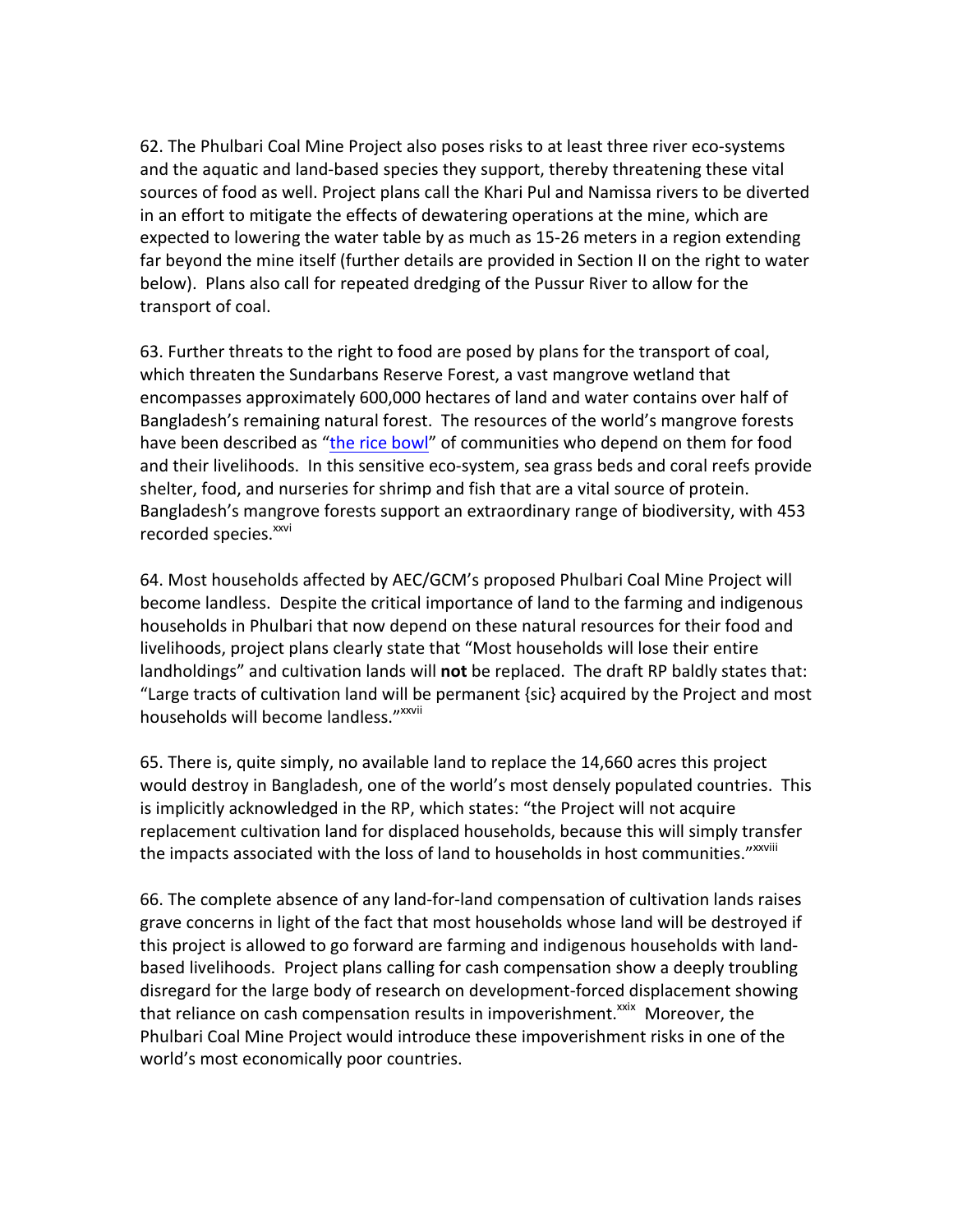62. The Phulbari Coal Mine Project also poses risks to at least three river eco-systems and the aquatic and land-based species they support, thereby threatening these vital sources of food as well. Project plans call the Khari Pul and Namissa rivers to be diverted in an effort to mitigate the effects of dewatering operations at the mine, which are expected to lowering the water table by as much as 15-26 meters in a region extending far beyond the mine itself (further details are provided in Section II on the right to water below). Plans also call for repeated dredging of the Pussur River to allow for the transport of coal.

63. Further threats to the right to food are posed by plans for the transport of coal, which threaten the Sundarbans Reserve Forest, a vast mangrove wetland that encompasses approximately 600,000 hectares of land and water contains over half of Bangladesh's remaining natural forest. The resources of the world's mangrove forests have been described as "the rice bowl" of communities who depend on them for food and their livelihoods. In this sensitive eco-system, sea grass beds and coral reefs provide shelter, food, and nurseries for shrimp and fish that are a vital source of protein. Bangladesh's mangrove forests support an extraordinary range of biodiversity, with 453 recorded species.[xxvi]

64. Most households affected by AEC/GCM's proposed Phulbari Coal Mine Project will become landless. Despite the critical importance of land to the farming and indigenous households in Phulbari that now depend on these natural resources for their food and livelihoods, project plans clearly state that "Most households will lose their entire landholdings" and cultivation lands will **not** be replaced. The draft RP baldly states that: "Large tracts of cultivation land will be permanent {sic} acquired by the Project and most households will become landless."[xxvii]

65. There is, quite simply, no available land to replace the 14,660 acres this project would destroy in Bangladesh, one of the world's most densely populated countries. This is implicitly acknowledged in the RP, which states: "the Project will not acquire replacement cultivation land for displaced households, because this will simply transfer the impacts associated with the loss of land to households in host communities."[xxviii]

66. The complete absence of any land-for-land compensation of cultivation lands raises grave concerns in light of the fact that most households whose land will be destroyed if this project is allowed to go forward are farming and indigenous households with land-based livelihoods. Project plans calling for cash compensation show a deeply troubling disregard for the large body of research on development-forced displacement showing that reliance on cash compensation results in impoverishment.[xxix] Moreover, the Phulbari Coal Mine Project would introduce these impoverishment risks in one of the world's most economically poor countries.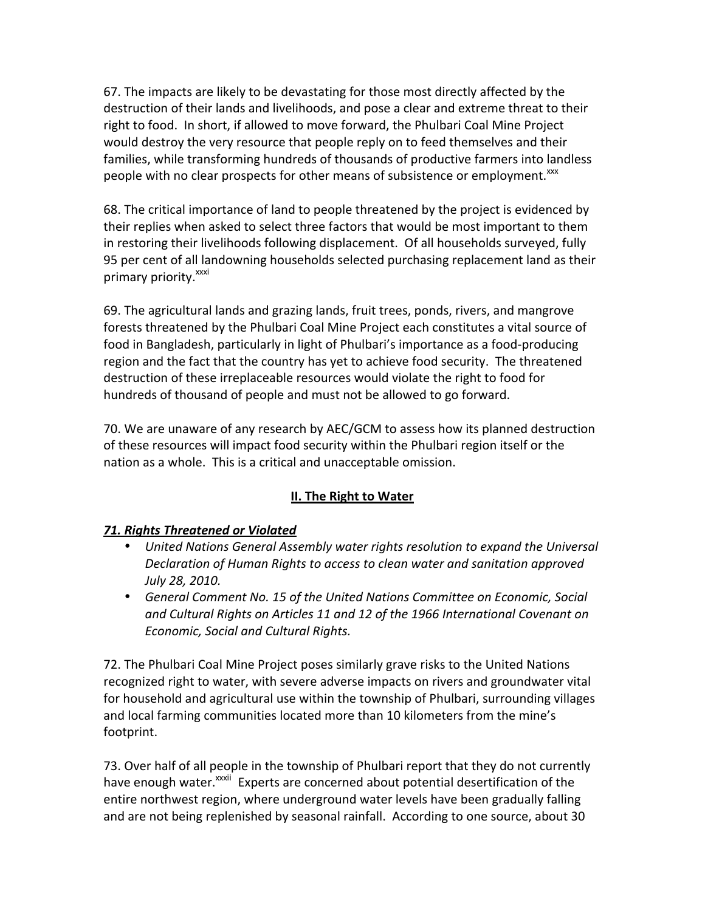67. The impacts are likely to be devastating for those most directly affected by the destruction of their lands and livelihoods, and pose a clear and extreme threat to their right to food. In short, if allowed to move forward, the Phulbari Coal Mine Project would destroy the very resource that people reply on to feed themselves and their families, while transforming hundreds of thousands of productive farmers into landless people with no clear prospects for other means of subsistence or employment.[xxx]

68. The critical importance of land to people threatened by the project is evidenced by their replies when asked to select three factors that would be most important to them in restoring their livelihoods following displacement. Of all households surveyed, fully 95 per cent of all landowning households selected purchasing replacement land as their primary priority.[xxxi]

69. The agricultural lands and grazing lands, fruit trees, ponds, rivers, and mangrove forests threatened by the Phulbari Coal Mine Project each constitutes a vital source of food in Bangladesh, particularly in light of Phulbari's importance as a food-producing region and the fact that the country has yet to achieve food security. The threatened destruction of these irreplaceable resources would violate the right to food for hundreds of thousand of people and must not be allowed to go forward.

70. We are unaware of any research by AEC/GCM to assess how its planned destruction of these resources will impact food security within the Phulbari region itself or the nation as a whole. This is a critical and unacceptable omission.

## II. The Right to Water

***71. Rights Threatened or Violated***

- *United Nations General Assembly water rights resolution to expand the Universal Declaration of Human Rights to access to clean water and sanitation approved July 28, 2010.*
- *General Comment No. 15 of the United Nations Committee on Economic, Social and Cultural Rights on Articles 11 and 12 of the 1966 International Covenant on Economic, Social and Cultural Rights.*

72. The Phulbari Coal Mine Project poses similarly grave risks to the United Nations recognized right to water, with severe adverse impacts on rivers and groundwater vital for household and agricultural use within the township of Phulbari, surrounding villages and local farming communities located more than 10 kilometers from the mine's footprint.

73. Over half of all people in the township of Phulbari report that they do not currently have enough water.[xxxii] Experts are concerned about potential desertification of the entire northwest region, where underground water levels have been gradually falling and are not being replenished by seasonal rainfall. According to one source, about 30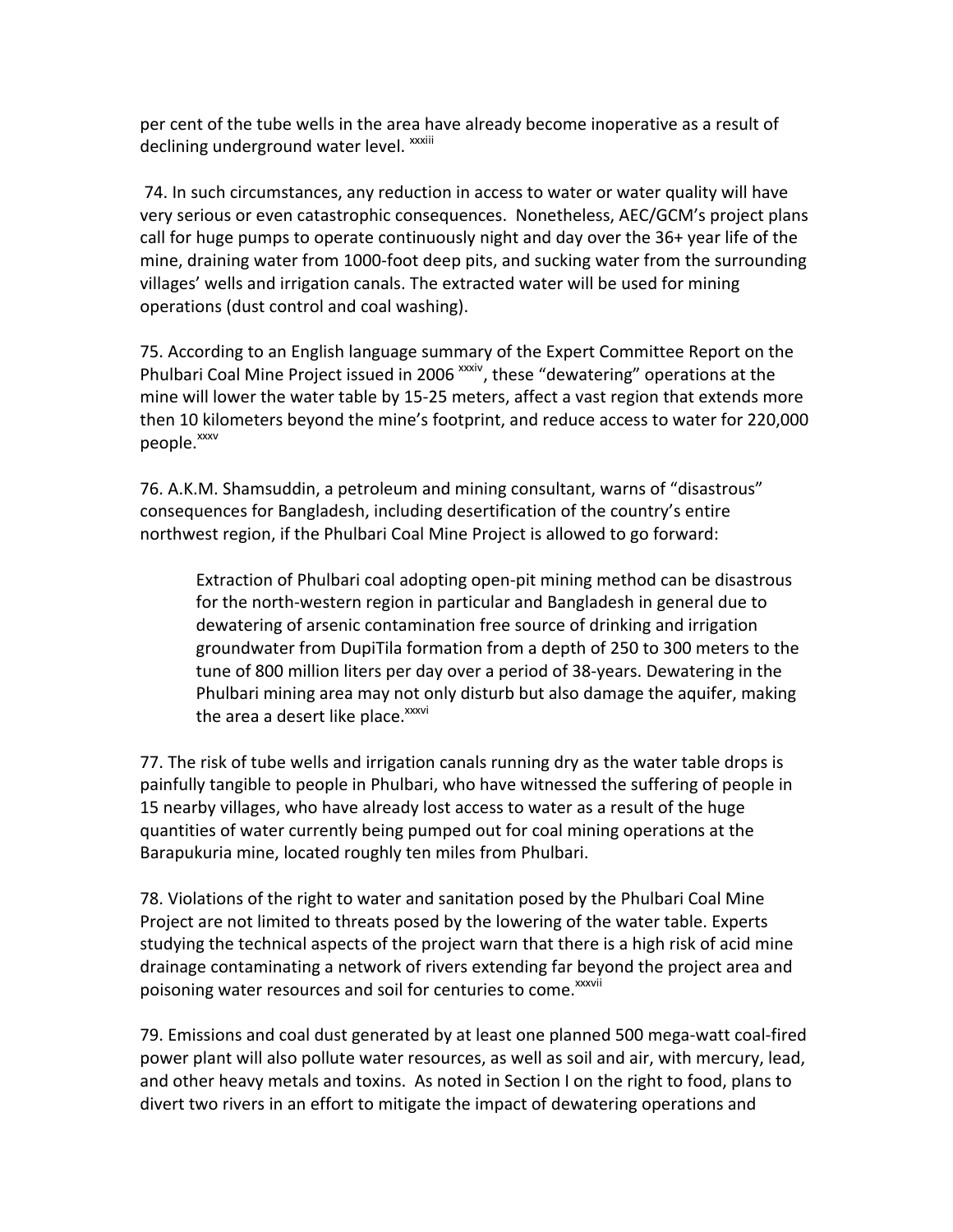per cent of the tube wells in the area have already become inoperative as a result of declining underground water level. [xxxiii]

74. In such circumstances, any reduction in access to water or water quality will have very serious or even catastrophic consequences. Nonetheless, AEC/GCM's project plans call for huge pumps to operate continuously night and day over the 36+ year life of the mine, draining water from 1000-foot deep pits, and sucking water from the surrounding villages' wells and irrigation canals. The extracted water will be used for mining operations (dust control and coal washing).

75. According to an English language summary of the Expert Committee Report on the Phulbari Coal Mine Project issued in 2006 [xxxiv], these "dewatering" operations at the mine will lower the water table by 15-25 meters, affect a vast region that extends more then 10 kilometers beyond the mine's footprint, and reduce access to water for 220,000 people.[xxxv]

76. A.K.M. Shamsuddin, a petroleum and mining consultant, warns of "disastrous" consequences for Bangladesh, including desertification of the country's entire northwest region, if the Phulbari Coal Mine Project is allowed to go forward:

> Extraction of Phulbari coal adopting open-pit mining method can be disastrous for the north-western region in particular and Bangladesh in general due to dewatering of arsenic contamination free source of drinking and irrigation groundwater from DupiTila formation from a depth of 250 to 300 meters to the tune of 800 million liters per day over a period of 38-years. Dewatering in the Phulbari mining area may not only disturb but also damage the aquifer, making the area a desert like place.[xxxvi]

77. The risk of tube wells and irrigation canals running dry as the water table drops is painfully tangible to people in Phulbari, who have witnessed the suffering of people in 15 nearby villages, who have already lost access to water as a result of the huge quantities of water currently being pumped out for coal mining operations at the Barapukuria mine, located roughly ten miles from Phulbari.

78. Violations of the right to water and sanitation posed by the Phulbari Coal Mine Project are not limited to threats posed by the lowering of the water table. Experts studying the technical aspects of the project warn that there is a high risk of acid mine drainage contaminating a network of rivers extending far beyond the project area and poisoning water resources and soil for centuries to come.[xxxvii]

79. Emissions and coal dust generated by at least one planned 500 mega-watt coal-fired power plant will also pollute water resources, as well as soil and air, with mercury, lead, and other heavy metals and toxins. As noted in Section I on the right to food, plans to divert two rivers in an effort to mitigate the impact of dewatering operations and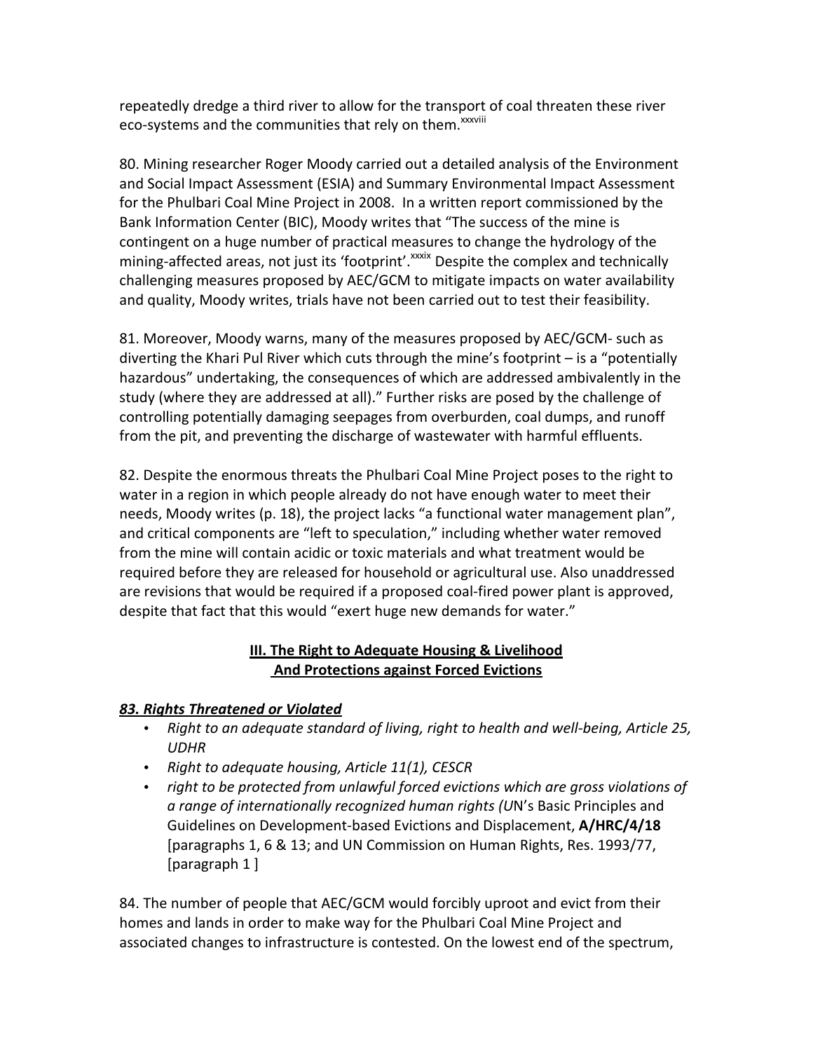repeatedly dredge a third river to allow for the transport of coal threaten these river eco-systems and the communities that rely on them.[xxxviii]

80. Mining researcher Roger Moody carried out a detailed analysis of the Environment and Social Impact Assessment (ESIA) and Summary Environmental Impact Assessment for the Phulbari Coal Mine Project in 2008. In a written report commissioned by the Bank Information Center (BIC), Moody writes that "The success of the mine is contingent on a huge number of practical measures to change the hydrology of the mining-affected areas, not just its 'footprint'.[xxxix] Despite the complex and technically challenging measures proposed by AEC/GCM to mitigate impacts on water availability and quality, Moody writes, trials have not been carried out to test their feasibility.

81. Moreover, Moody warns, many of the measures proposed by AEC/GCM- such as diverting the Khari Pul River which cuts through the mine's footprint – is a "potentially hazardous" undertaking, the consequences of which are addressed ambivalently in the study (where they are addressed at all)." Further risks are posed by the challenge of controlling potentially damaging seepages from overburden, coal dumps, and runoff from the pit, and preventing the discharge of wastewater with harmful effluents.

82. Despite the enormous threats the Phulbari Coal Mine Project poses to the right to water in a region in which people already do not have enough water to meet their needs, Moody writes (p. 18), the project lacks "a functional water management plan", and critical components are "left to speculation," including whether water removed from the mine will contain acidic or toxic materials and what treatment would be required before they are released for household or agricultural use. Also unaddressed are revisions that would be required if a proposed coal-fired power plant is approved, despite that fact that this would "exert huge new demands for water."

## III. The Right to Adequate Housing & Livelihood And Protections against Forced Evictions

***83. Rights Threatened or Violated***

- *Right to an adequate standard of living, right to health and well-being, Article 25, UDHR*
- *Right to adequate housing, Article 11(1), CESCR*
- *right to be protected from unlawful forced evictions which are gross violations of a range of internationally recognized human rights (U*N's Basic Principles and Guidelines on Development-based Evictions and Displacement, **A/HRC/4/18** [paragraphs 1, 6 & 13; and UN Commission on Human Rights, Res. 1993/77, [paragraph 1 ]

84. The number of people that AEC/GCM would forcibly uproot and evict from their homes and lands in order to make way for the Phulbari Coal Mine Project and associated changes to infrastructure is contested. On the lowest end of the spectrum,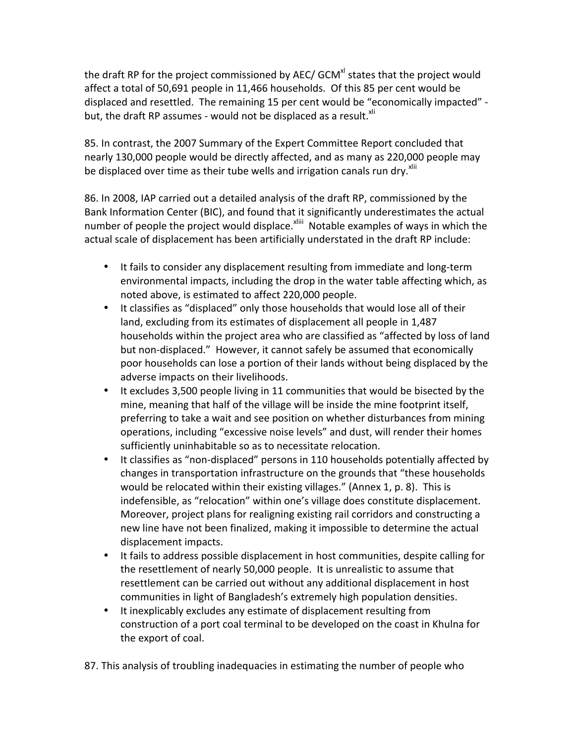the draft RP for the project commissioned by AEC/ GCM[xl] states that the project would affect a total of 50,691 people in 11,466 households. Of this 85 per cent would be displaced and resettled. The remaining 15 per cent would be "economically impacted" - but, the draft RP assumes - would not be displaced as a result.[xli]

85. In contrast, the 2007 Summary of the Expert Committee Report concluded that nearly 130,000 people would be directly affected, and as many as 220,000 people may be displaced over time as their tube wells and irrigation canals run dry.[xlii]

86. In 2008, IAP carried out a detailed analysis of the draft RP, commissioned by the Bank Information Center (BIC), and found that it significantly underestimates the actual number of people the project would displace.[xliii] Notable examples of ways in which the actual scale of displacement has been artificially understated in the draft RP include:

- It fails to consider any displacement resulting from immediate and long-term environmental impacts, including the drop in the water table affecting which, as noted above, is estimated to affect 220,000 people.
- It classifies as "displaced" only those households that would lose all of their land, excluding from its estimates of displacement all people in 1,487 households within the project area who are classified as "affected by loss of land but non-displaced." However, it cannot safely be assumed that economically poor households can lose a portion of their lands without being displaced by the adverse impacts on their livelihoods.
- It excludes 3,500 people living in 11 communities that would be bisected by the mine, meaning that half of the village will be inside the mine footprint itself, preferring to take a wait and see position on whether disturbances from mining operations, including "excessive noise levels" and dust, will render their homes sufficiently uninhabitable so as to necessitate relocation.
- It classifies as "non-displaced" persons in 110 households potentially affected by changes in transportation infrastructure on the grounds that "these households would be relocated within their existing villages." (Annex 1, p. 8). This is indefensible, as "relocation" within one's village does constitute displacement. Moreover, project plans for realigning existing rail corridors and constructing a new line have not been finalized, making it impossible to determine the actual displacement impacts.
- It fails to address possible displacement in host communities, despite calling for the resettlement of nearly 50,000 people. It is unrealistic to assume that resettlement can be carried out without any additional displacement in host communities in light of Bangladesh's extremely high population densities.
- It inexplicably excludes any estimate of displacement resulting from construction of a port coal terminal to be developed on the coast in Khulna for the export of coal.

87. This analysis of troubling inadequacies in estimating the number of people who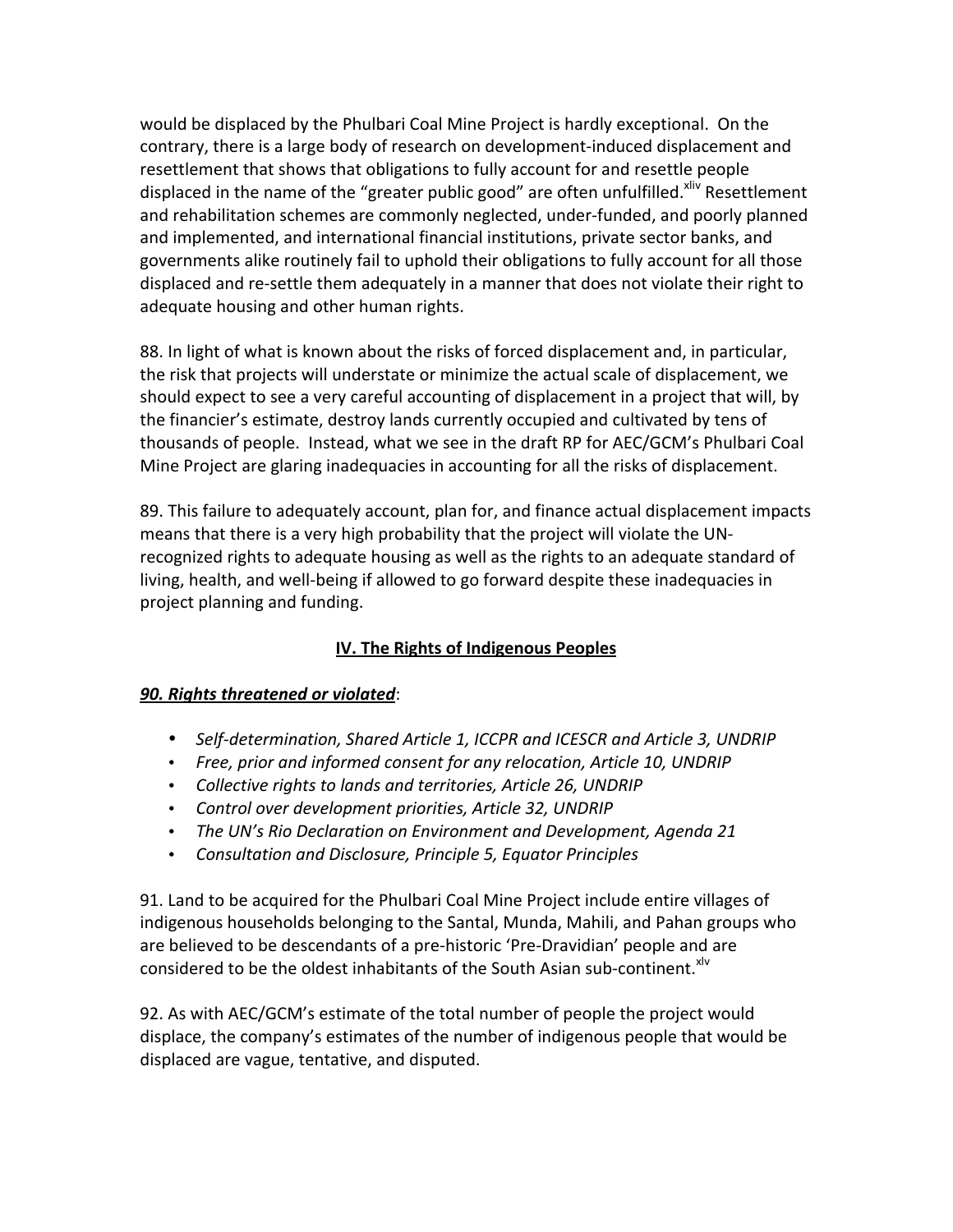would be displaced by the Phulbari Coal Mine Project is hardly exceptional. On the contrary, there is a large body of research on development-induced displacement and resettlement that shows that obligations to fully account for and resettle people displaced in the name of the "greater public good" are often unfulfilled.[xliv] Resettlement and rehabilitation schemes are commonly neglected, under-funded, and poorly planned and implemented, and international financial institutions, private sector banks, and governments alike routinely fail to uphold their obligations to fully account for all those displaced and re-settle them adequately in a manner that does not violate their right to adequate housing and other human rights.

88. In light of what is known about the risks of forced displacement and, in particular, the risk that projects will understate or minimize the actual scale of displacement, we should expect to see a very careful accounting of displacement in a project that will, by the financier's estimate, destroy lands currently occupied and cultivated by tens of thousands of people. Instead, what we see in the draft RP for AEC/GCM's Phulbari Coal Mine Project are glaring inadequacies in accounting for all the risks of displacement.

89. This failure to adequately account, plan for, and finance actual displacement impacts means that there is a very high probability that the project will violate the UN-recognized rights to adequate housing as well as the rights to an adequate standard of living, health, and well-being if allowed to go forward despite these inadequacies in project planning and funding.

## IV. The Rights of Indigenous Peoples

***90. Rights threatened or violated***:

- *Self-determination, Shared Article 1, ICCPR and ICESCR and Article 3, UNDRIP*
- *Free, prior and informed consent for any relocation, Article 10, UNDRIP*
- *Collective rights to lands and territories, Article 26, UNDRIP*
- *Control over development priorities, Article 32, UNDRIP*
- *The UN's Rio Declaration on Environment and Development, Agenda 21*
- *Consultation and Disclosure, Principle 5, Equator Principles*

91. Land to be acquired for the Phulbari Coal Mine Project include entire villages of indigenous households belonging to the Santal, Munda, Mahili, and Pahan groups who are believed to be descendants of a pre-historic 'Pre-Dravidian' people and are considered to be the oldest inhabitants of the South Asian sub-continent.[xlv]

92. As with AEC/GCM's estimate of the total number of people the project would displace, the company's estimates of the number of indigenous people that would be displaced are vague, tentative, and disputed.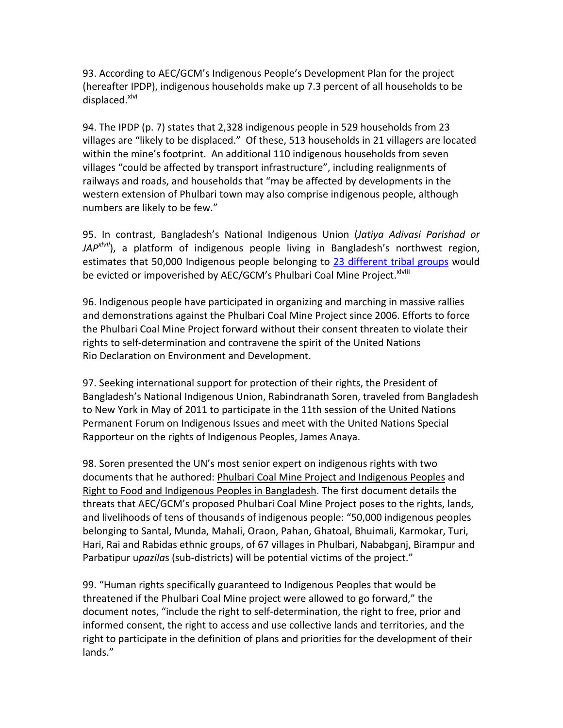93. According to AEC/GCM's Indigenous People's Development Plan for the project (hereafter IPDP), indigenous households make up 7.3 percent of all households to be displaced.[xlvi]

94. The IPDP (p. 7) states that 2,328 indigenous people in 529 households from 23 villages are "likely to be displaced." Of these, 513 households in 21 villagers are located within the mine's footprint. An additional 110 indigenous households from seven villages "could be affected by transport infrastructure", including realignments of railways and roads, and households that "may be affected by developments in the western extension of Phulbari town may also comprise indigenous people, although numbers are likely to be few."

95. In contrast, Bangladesh's National Indigenous Union (*Jatiya Adivasi Parishad or JAP*[xlvii]), a platform of indigenous people living in Bangladesh's northwest region, estimates that 50,000 Indigenous people belonging to 23 different tribal groups would be evicted or impoverished by AEC/GCM's Phulbari Coal Mine Project.[xlviii]

96. Indigenous people have participated in organizing and marching in massive rallies and demonstrations against the Phulbari Coal Mine Project since 2006. Efforts to force the Phulbari Coal Mine Project forward without their consent threaten to violate their rights to self-determination and contravene the spirit of the United Nations Rio Declaration on Environment and Development.

97. Seeking international support for protection of their rights, the President of Bangladesh's National Indigenous Union, Rabindranath Soren, traveled from Bangladesh to New York in May of 2011 to participate in the 11th session of the United Nations Permanent Forum on Indigenous Issues and meet with the United Nations Special Rapporteur on the rights of Indigenous Peoples, James Anaya.

98. Soren presented the UN's most senior expert on indigenous rights with two documents that he authored: Phulbari Coal Mine Project and Indigenous Peoples and Right to Food and Indigenous Peoples in Bangladesh. The first document details the threats that AEC/GCM's proposed Phulbari Coal Mine Project poses to the rights, lands, and livelihoods of tens of thousands of indigenous people: "50,000 indigenous peoples belonging to Santal, Munda, Mahali, Oraon, Pahan, Ghatoal, Bhuimali, Karmokar, Turi, Hari, Rai and Rabidas ethnic groups, of 67 villages in Phulbari, Nababganj, Birampur and Parbatipur u*pazila*s (sub-districts) will be potential victims of the project."

99. "Human rights specifically guaranteed to Indigenous Peoples that would be threatened if the Phulbari Coal Mine project were allowed to go forward," the document notes, "include the right to self-determination, the right to free, prior and informed consent, the right to access and use collective lands and territories, and the right to participate in the definition of plans and priorities for the development of their lands."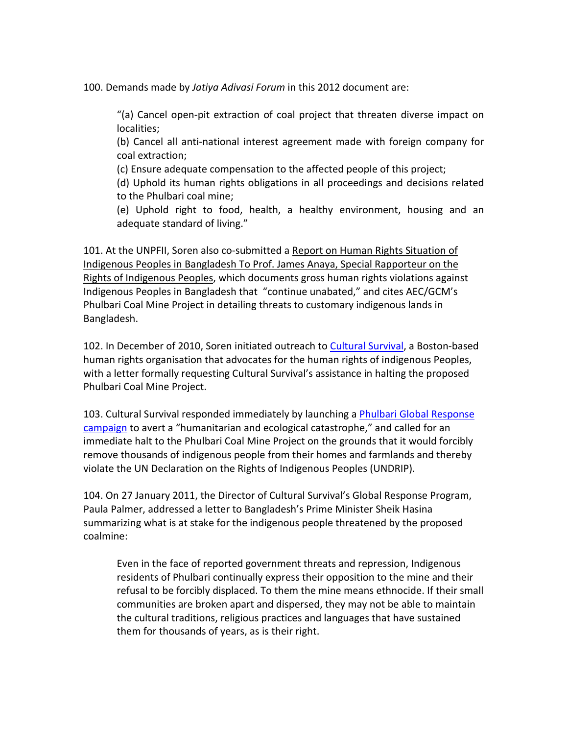100. Demands made by *Jatiya Adivasi Forum* in this 2012 document are:

> "(a) Cancel open-pit extraction of coal project that threaten diverse impact on localities;
> (b) Cancel all anti-national interest agreement made with foreign company for coal extraction;
> (c) Ensure adequate compensation to the affected people of this project;
> (d) Uphold its human rights obligations in all proceedings and decisions related to the Phulbari coal mine;
> (e) Uphold right to food, health, a healthy environment, housing and an adequate standard of living."

101. At the UNPFII, Soren also co-submitted a Report on Human Rights Situation of Indigenous Peoples in Bangladesh To Prof. James Anaya, Special Rapporteur on the Rights of Indigenous Peoples, which documents gross human rights violations against Indigenous Peoples in Bangladesh that "continue unabated," and cites AEC/GCM's Phulbari Coal Mine Project in detailing threats to customary indigenous lands in Bangladesh.

102. In December of 2010, Soren initiated outreach to Cultural Survival, a Boston-based human rights organisation that advocates for the human rights of indigenous Peoples, with a letter formally requesting Cultural Survival's assistance in halting the proposed Phulbari Coal Mine Project.

103. Cultural Survival responded immediately by launching a Phulbari Global Response campaign to avert a "humanitarian and ecological catastrophe," and called for an immediate halt to the Phulbari Coal Mine Project on the grounds that it would forcibly remove thousands of indigenous people from their homes and farmlands and thereby violate the UN Declaration on the Rights of Indigenous Peoples (UNDRIP).

104. On 27 January 2011, the Director of Cultural Survival's Global Response Program, Paula Palmer, addressed a letter to Bangladesh's Prime Minister Sheik Hasina summarizing what is at stake for the indigenous people threatened by the proposed coalmine:

> Even in the face of reported government threats and repression, Indigenous residents of Phulbari continually express their opposition to the mine and their refusal to be forcibly displaced. To them the mine means ethnocide. If their small communities are broken apart and dispersed, they may not be able to maintain the cultural traditions, religious practices and languages that have sustained them for thousands of years, as is their right.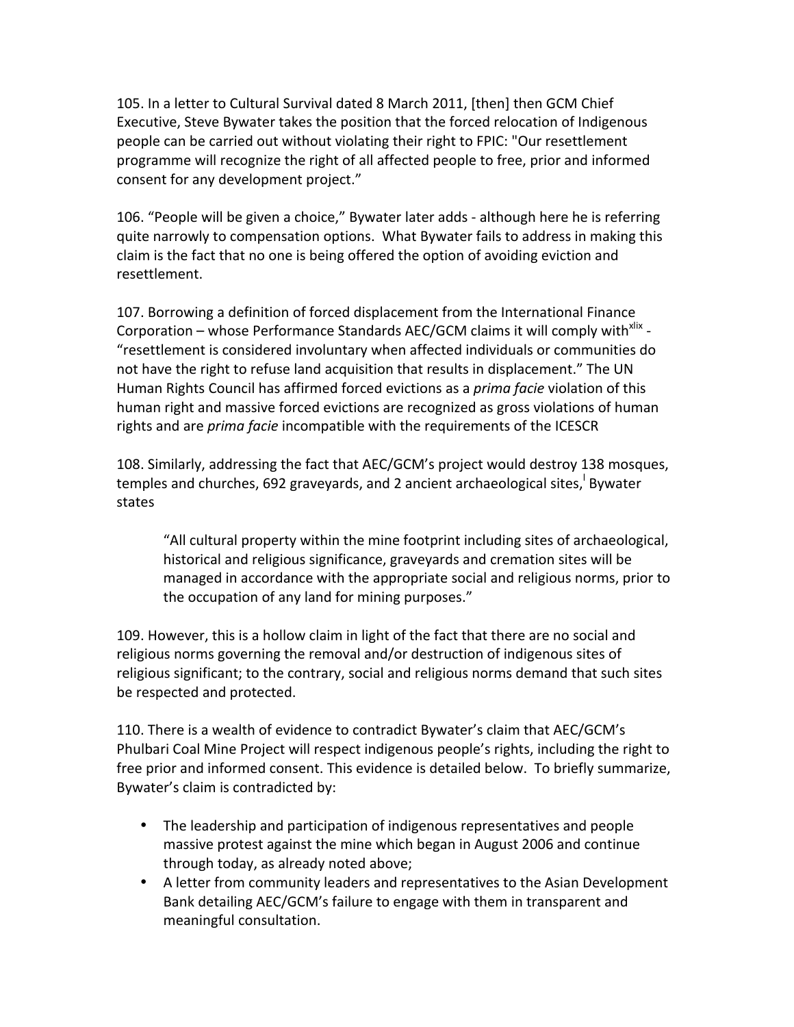105. In a letter to Cultural Survival dated 8 March 2011, [then] then GCM Chief Executive, Steve Bywater takes the position that the forced relocation of Indigenous people can be carried out without violating their right to FPIC: "Our resettlement programme will recognize the right of all affected people to free, prior and informed consent for any development project."

106. "People will be given a choice," Bywater later adds - although here he is referring quite narrowly to compensation options. What Bywater fails to address in making this claim is the fact that no one is being offered the option of avoiding eviction and resettlement.

107. Borrowing a definition of forced displacement from the International Finance Corporation – whose Performance Standards AEC/GCM claims it will comply with[xlix] - "resettlement is considered involuntary when affected individuals or communities do not have the right to refuse land acquisition that results in displacement." The UN Human Rights Council has affirmed forced evictions as a *prima facie* violation of this human right and massive forced evictions are recognized as gross violations of human rights and are *prima facie* incompatible with the requirements of the ICESCR

108. Similarly, addressing the fact that AEC/GCM's project would destroy 138 mosques, temples and churches, 692 graveyards, and 2 ancient archaeological sites,[l] Bywater states

> "All cultural property within the mine footprint including sites of archaeological, historical and religious significance, graveyards and cremation sites will be managed in accordance with the appropriate social and religious norms, prior to the occupation of any land for mining purposes."

109. However, this is a hollow claim in light of the fact that there are no social and religious norms governing the removal and/or destruction of indigenous sites of religious significant; to the contrary, social and religious norms demand that such sites be respected and protected.

110. There is a wealth of evidence to contradict Bywater's claim that AEC/GCM's Phulbari Coal Mine Project will respect indigenous people's rights, including the right to free prior and informed consent. This evidence is detailed below. To briefly summarize, Bywater's claim is contradicted by:

- The leadership and participation of indigenous representatives and people massive protest against the mine which began in August 2006 and continue through today, as already noted above;
- A letter from community leaders and representatives to the Asian Development Bank detailing AEC/GCM's failure to engage with them in transparent and meaningful consultation.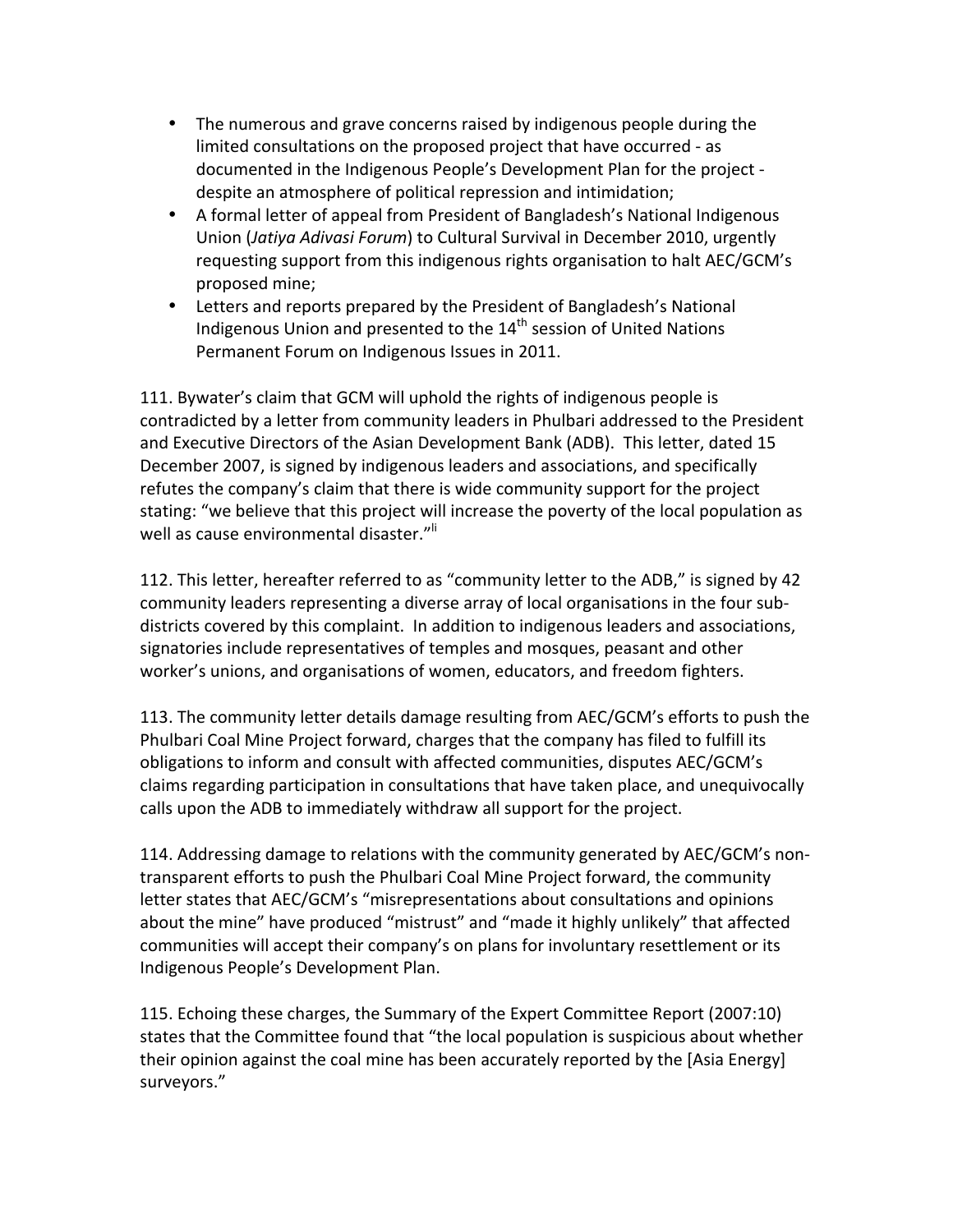- The numerous and grave concerns raised by indigenous people during the limited consultations on the proposed project that have occurred - as documented in the Indigenous People's Development Plan for the project - despite an atmosphere of political repression and intimidation;
- A formal letter of appeal from President of Bangladesh's National Indigenous Union (*Jatiya Adivasi Forum*) to Cultural Survival in December 2010, urgently requesting support from this indigenous rights organisation to halt AEC/GCM's proposed mine;
- Letters and reports prepared by the President of Bangladesh's National Indigenous Union and presented to the 14th session of United Nations Permanent Forum on Indigenous Issues in 2011.

111. Bywater's claim that GCM will uphold the rights of indigenous people is contradicted by a letter from community leaders in Phulbari addressed to the President and Executive Directors of the Asian Development Bank (ADB). This letter, dated 15 December 2007, is signed by indigenous leaders and associations, and specifically refutes the company's claim that there is wide community support for the project stating: "we believe that this project will increase the poverty of the local population as well as cause environmental disaster."[li]

112. This letter, hereafter referred to as "community letter to the ADB," is signed by 42 community leaders representing a diverse array of local organisations in the four sub-districts covered by this complaint. In addition to indigenous leaders and associations, signatories include representatives of temples and mosques, peasant and other worker's unions, and organisations of women, educators, and freedom fighters.

113. The community letter details damage resulting from AEC/GCM's efforts to push the Phulbari Coal Mine Project forward, charges that the company has filed to fulfill its obligations to inform and consult with affected communities, disputes AEC/GCM's claims regarding participation in consultations that have taken place, and unequivocally calls upon the ADB to immediately withdraw all support for the project.

114. Addressing damage to relations with the community generated by AEC/GCM's non-transparent efforts to push the Phulbari Coal Mine Project forward, the community letter states that AEC/GCM's "misrepresentations about consultations and opinions about the mine" have produced "mistrust" and "made it highly unlikely" that affected communities will accept their company's on plans for involuntary resettlement or its Indigenous People's Development Plan.

115. Echoing these charges, the Summary of the Expert Committee Report (2007:10) states that the Committee found that "the local population is suspicious about whether their opinion against the coal mine has been accurately reported by the [Asia Energy] surveyors."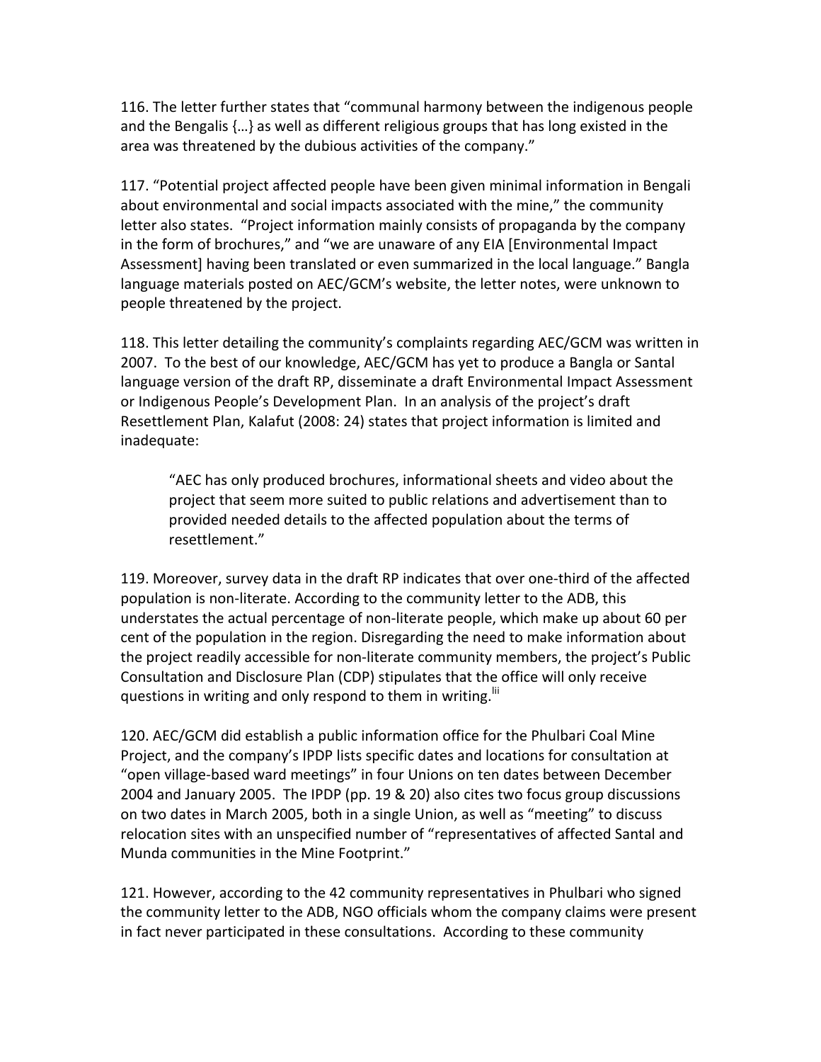116. The letter further states that "communal harmony between the indigenous people and the Bengalis {…} as well as different religious groups that has long existed in the area was threatened by the dubious activities of the company."

117. "Potential project affected people have been given minimal information in Bengali about environmental and social impacts associated with the mine," the community letter also states. "Project information mainly consists of propaganda by the company in the form of brochures," and "we are unaware of any EIA [Environmental Impact Assessment] having been translated or even summarized in the local language." Bangla language materials posted on AEC/GCM's website, the letter notes, were unknown to people threatened by the project.

118. This letter detailing the community's complaints regarding AEC/GCM was written in 2007. To the best of our knowledge, AEC/GCM has yet to produce a Bangla or Santal language version of the draft RP, disseminate a draft Environmental Impact Assessment or Indigenous People's Development Plan. In an analysis of the project's draft Resettlement Plan, Kalafut (2008: 24) states that project information is limited and inadequate:

> "AEC has only produced brochures, informational sheets and video about the project that seem more suited to public relations and advertisement than to provided needed details to the affected population about the terms of resettlement."

119. Moreover, survey data in the draft RP indicates that over one-third of the affected population is non-literate. According to the community letter to the ADB, this understates the actual percentage of non-literate people, which make up about 60 per cent of the population in the region. Disregarding the need to make information about the project readily accessible for non-literate community members, the project's Public Consultation and Disclosure Plan (CDP) stipulates that the office will only receive questions in writing and only respond to them in writing.[lii]

120. AEC/GCM did establish a public information office for the Phulbari Coal Mine Project, and the company's IPDP lists specific dates and locations for consultation at "open village-based ward meetings" in four Unions on ten dates between December 2004 and January 2005. The IPDP (pp. 19 & 20) also cites two focus group discussions on two dates in March 2005, both in a single Union, as well as "meeting" to discuss relocation sites with an unspecified number of "representatives of affected Santal and Munda communities in the Mine Footprint."

121. However, according to the 42 community representatives in Phulbari who signed the community letter to the ADB, NGO officials whom the company claims were present in fact never participated in these consultations. According to these community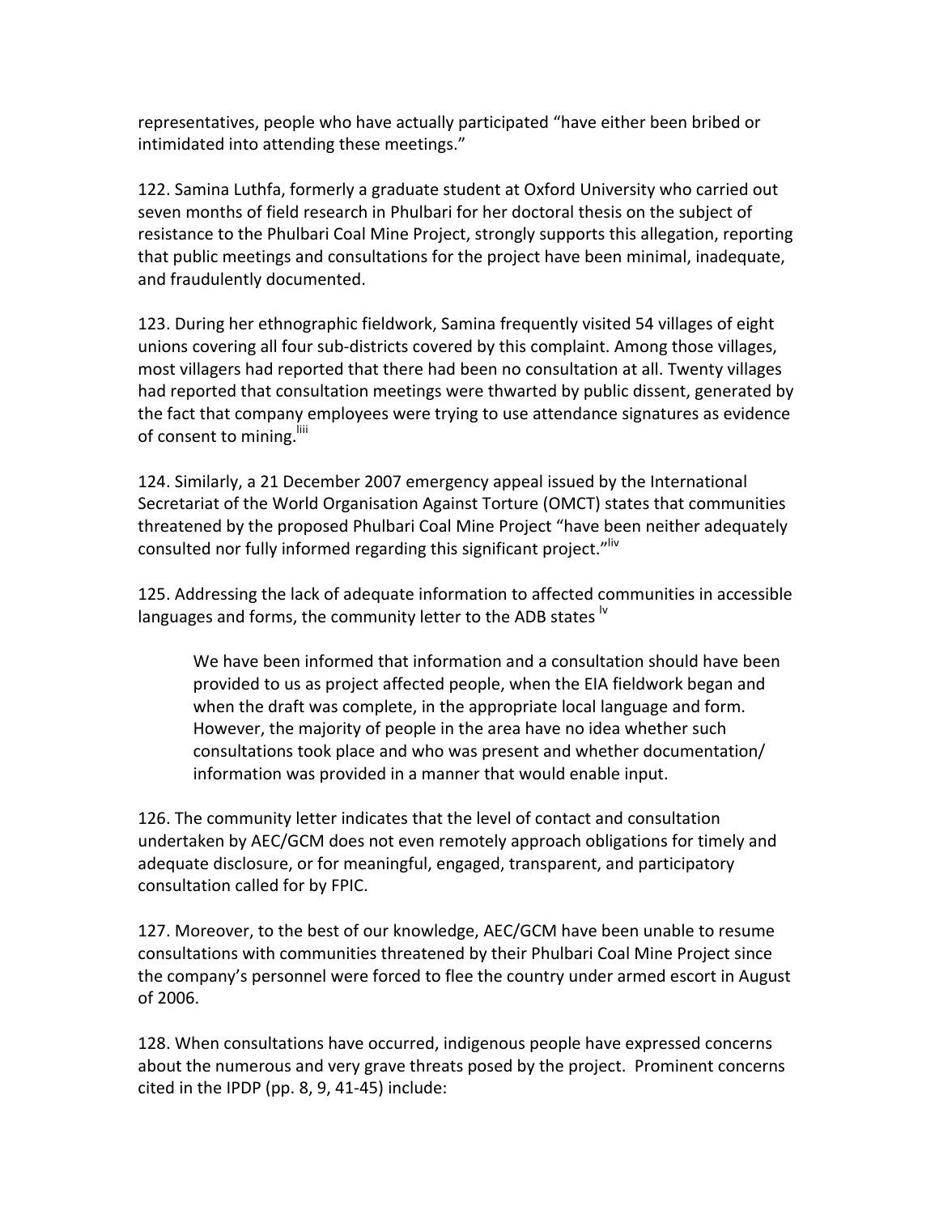representatives, people who have actually participated "have either been bribed or intimidated into attending these meetings."

122. Samina Luthfa, formerly a graduate student at Oxford University who carried out seven months of field research in Phulbari for her doctoral thesis on the subject of resistance to the Phulbari Coal Mine Project, strongly supports this allegation, reporting that public meetings and consultations for the project have been minimal, inadequate, and fraudulently documented.

123. During her ethnographic fieldwork, Samina frequently visited 54 villages of eight unions covering all four sub-districts covered by this complaint. Among those villages, most villagers had reported that there had been no consultation at all. Twenty villages had reported that consultation meetings were thwarted by public dissent, generated by the fact that company employees were trying to use attendance signatures as evidence of consent to mining.[liii]

124. Similarly, a 21 December 2007 emergency appeal issued by the International Secretariat of the World Organisation Against Torture (OMCT) states that communities threatened by the proposed Phulbari Coal Mine Project "have been neither adequately consulted nor fully informed regarding this significant project."[liv]

125. Addressing the lack of adequate information to affected communities in accessible languages and forms, the community letter to the ADB states [lv]

> We have been informed that information and a consultation should have been provided to us as project affected people, when the EIA fieldwork began and when the draft was complete, in the appropriate local language and form. However, the majority of people in the area have no idea whether such consultations took place and who was present and whether documentation/ information was provided in a manner that would enable input.

126. The community letter indicates that the level of contact and consultation undertaken by AEC/GCM does not even remotely approach obligations for timely and adequate disclosure, or for meaningful, engaged, transparent, and participatory consultation called for by FPIC.

127. Moreover, to the best of our knowledge, AEC/GCM have been unable to resume consultations with communities threatened by their Phulbari Coal Mine Project since the company's personnel were forced to flee the country under armed escort in August of 2006.

128. When consultations have occurred, indigenous people have expressed concerns about the numerous and very grave threats posed by the project. Prominent concerns cited in the IPDP (pp. 8, 9, 41-45) include: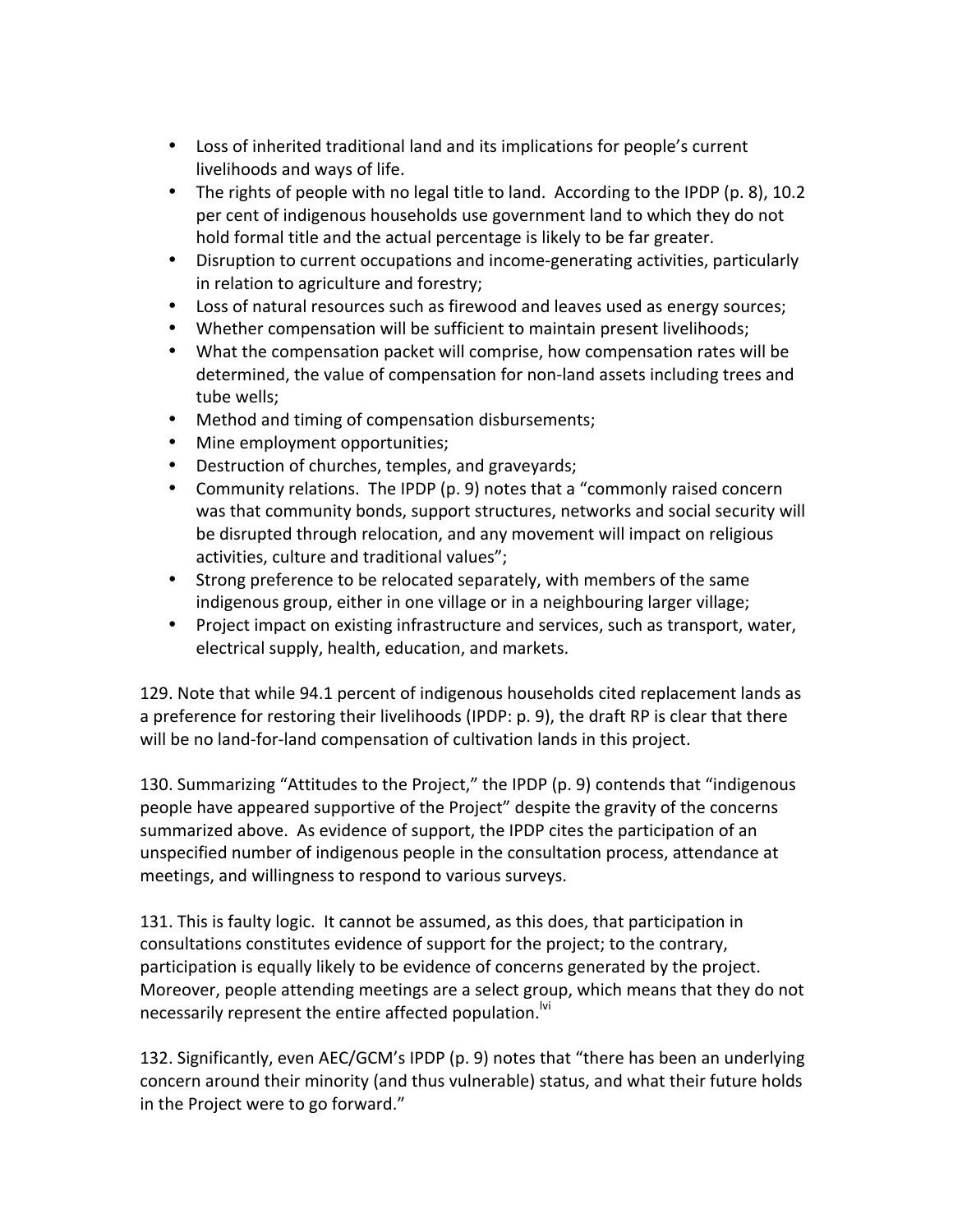- Loss of inherited traditional land and its implications for people's current livelihoods and ways of life.
- The rights of people with no legal title to land. According to the IPDP (p. 8), 10.2 per cent of indigenous households use government land to which they do not hold formal title and the actual percentage is likely to be far greater.
- Disruption to current occupations and income-generating activities, particularly in relation to agriculture and forestry;
- Loss of natural resources such as firewood and leaves used as energy sources;
- Whether compensation will be sufficient to maintain present livelihoods;
- What the compensation packet will comprise, how compensation rates will be determined, the value of compensation for non-land assets including trees and tube wells;
- Method and timing of compensation disbursements;
- Mine employment opportunities;
- Destruction of churches, temples, and graveyards;
- Community relations. The IPDP (p. 9) notes that a "commonly raised concern was that community bonds, support structures, networks and social security will be disrupted through relocation, and any movement will impact on religious activities, culture and traditional values";
- Strong preference to be relocated separately, with members of the same indigenous group, either in one village or in a neighbouring larger village;
- Project impact on existing infrastructure and services, such as transport, water, electrical supply, health, education, and markets.

129. Note that while 94.1 percent of indigenous households cited replacement lands as a preference for restoring their livelihoods (IPDP: p. 9), the draft RP is clear that there will be no land-for-land compensation of cultivation lands in this project.

130. Summarizing "Attitudes to the Project," the IPDP (p. 9) contends that "indigenous people have appeared supportive of the Project" despite the gravity of the concerns summarized above. As evidence of support, the IPDP cites the participation of an unspecified number of indigenous people in the consultation process, attendance at meetings, and willingness to respond to various surveys.

131. This is faulty logic. It cannot be assumed, as this does, that participation in consultations constitutes evidence of support for the project; to the contrary, participation is equally likely to be evidence of concerns generated by the project. Moreover, people attending meetings are a select group, which means that they do not necessarily represent the entire affected population.[lvi]

132. Significantly, even AEC/GCM's IPDP (p. 9) notes that "there has been an underlying concern around their minority (and thus vulnerable) status, and what their future holds in the Project were to go forward."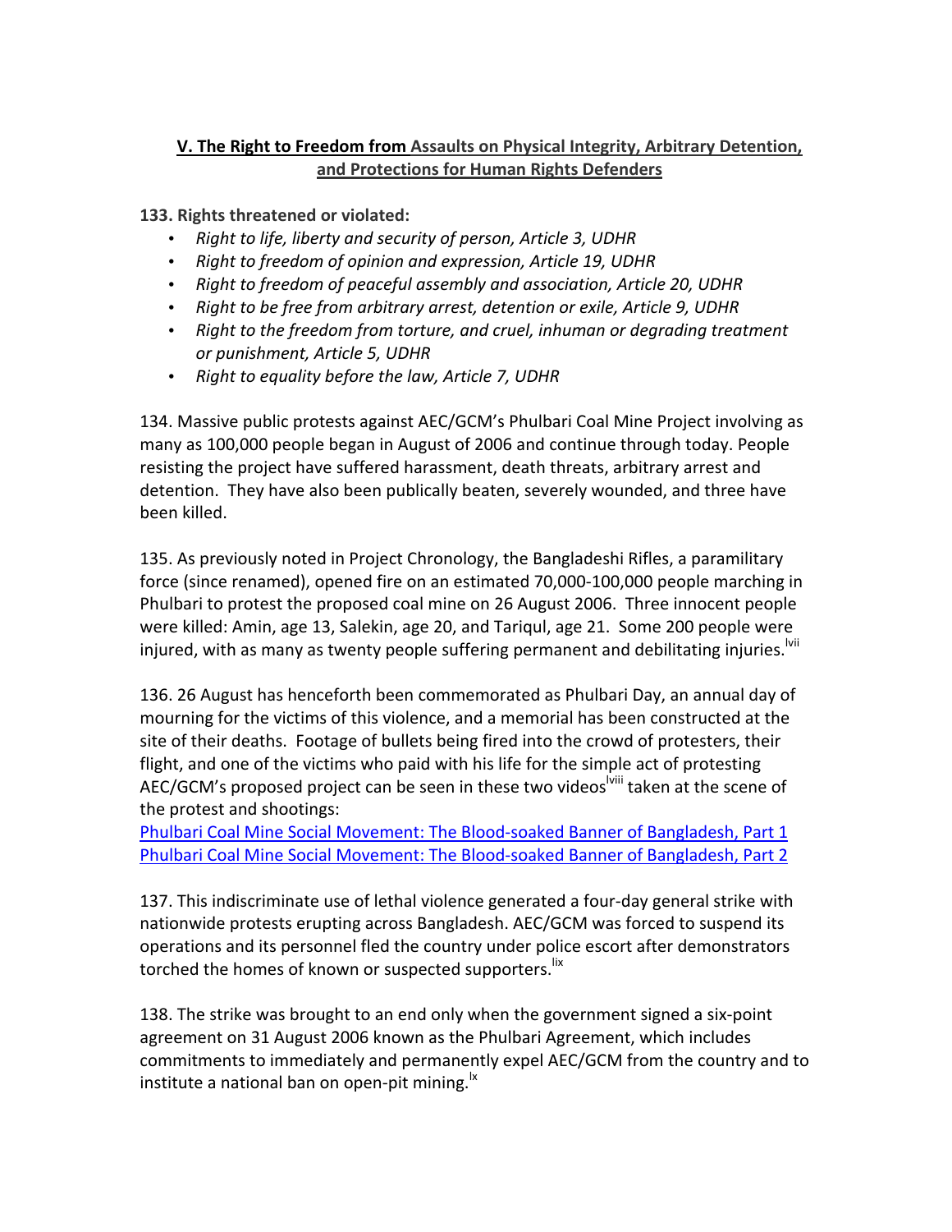## V. The Right to Freedom from Assaults on Physical Integrity, Arbitrary Detention, and Protections for Human Rights Defenders

**133. Rights threatened or violated:**

- *Right to life, liberty and security of person, Article 3, UDHR*
- *Right to freedom of opinion and expression, Article 19, UDHR*
- *Right to freedom of peaceful assembly and association, Article 20, UDHR*
- *Right to be free from arbitrary arrest, detention or exile, Article 9, UDHR*
- *Right to the freedom from torture, and cruel, inhuman or degrading treatment or punishment, Article 5, UDHR*
- *Right to equality before the law, Article 7, UDHR*

134. Massive public protests against AEC/GCM's Phulbari Coal Mine Project involving as many as 100,000 people began in August of 2006 and continue through today. People resisting the project have suffered harassment, death threats, arbitrary arrest and detention. They have also been publically beaten, severely wounded, and three have been killed.

135. As previously noted in Project Chronology, the Bangladeshi Rifles, a paramilitary force (since renamed), opened fire on an estimated 70,000-100,000 people marching in Phulbari to protest the proposed coal mine on 26 August 2006. Three innocent people were killed: Amin, age 13, Salekin, age 20, and Tariqul, age 21. Some 200 people were injured, with as many as twenty people suffering permanent and debilitating injuries.[lvii]

136. 26 August has henceforth been commemorated as Phulbari Day, an annual day of mourning for the victims of this violence, and a memorial has been constructed at the site of their deaths. Footage of bullets being fired into the crowd of protesters, their flight, and one of the victims who paid with his life for the simple act of protesting AEC/GCM's proposed project can be seen in these two videos[lviii] taken at the scene of the protest and shootings:
Phulbari Coal Mine Social Movement: The Blood-soaked Banner of Bangladesh, Part 1
Phulbari Coal Mine Social Movement: The Blood-soaked Banner of Bangladesh, Part 2

137. This indiscriminate use of lethal violence generated a four-day general strike with nationwide protests erupting across Bangladesh. AEC/GCM was forced to suspend its operations and its personnel fled the country under police escort after demonstrators torched the homes of known or suspected supporters.[lix]

138. The strike was brought to an end only when the government signed a six-point agreement on 31 August 2006 known as the Phulbari Agreement, which includes commitments to immediately and permanently expel AEC/GCM from the country and to institute a national ban on open-pit mining.[lx]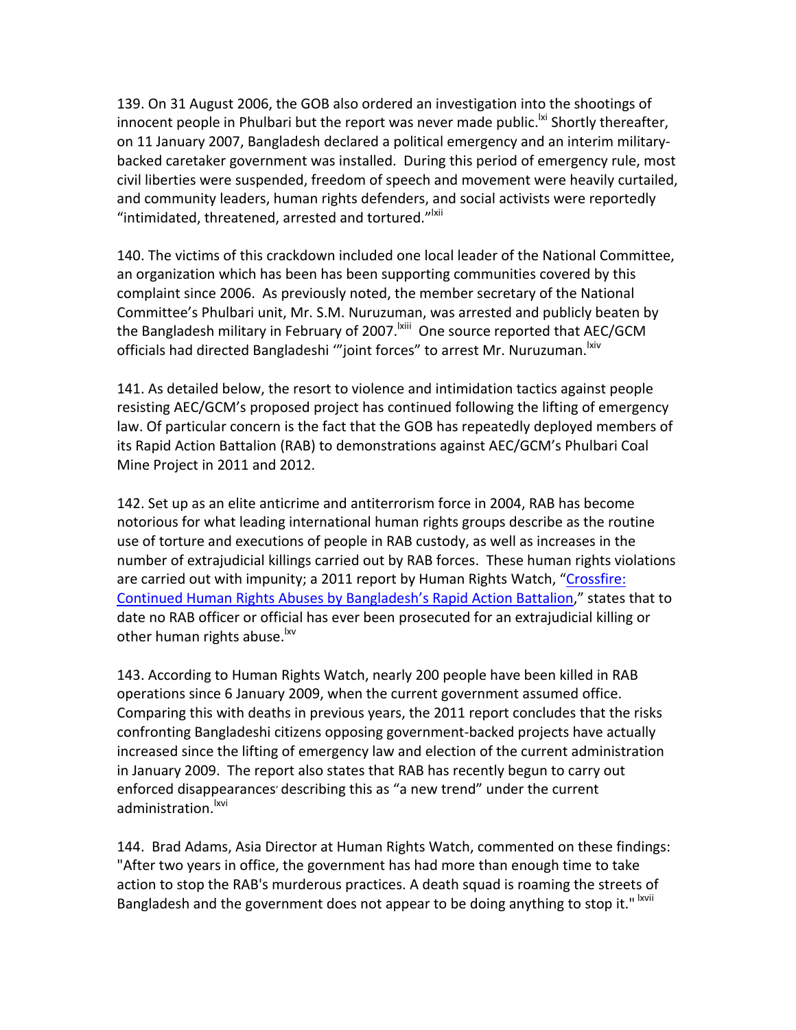139. On 31 August 2006, the GOB also ordered an investigation into the shootings of innocent people in Phulbari but the report was never made public.[lxi] Shortly thereafter, on 11 January 2007, Bangladesh declared a political emergency and an interim military-backed caretaker government was installed. During this period of emergency rule, most civil liberties were suspended, freedom of speech and movement were heavily curtailed, and community leaders, human rights defenders, and social activists were reportedly "intimidated, threatened, arrested and tortured."[lxii]

140. The victims of this crackdown included one local leader of the National Committee, an organization which has been has been supporting communities covered by this complaint since 2006. As previously noted, the member secretary of the National Committee's Phulbari unit, Mr. S.M. Nuruzuman, was arrested and publicly beaten by the Bangladesh military in February of 2007.[lxiii] One source reported that AEC/GCM officials had directed Bangladeshi '"joint forces" to arrest Mr. Nuruzuman.[lxiv]

141. As detailed below, the resort to violence and intimidation tactics against people resisting AEC/GCM's proposed project has continued following the lifting of emergency law. Of particular concern is the fact that the GOB has repeatedly deployed members of its Rapid Action Battalion (RAB) to demonstrations against AEC/GCM's Phulbari Coal Mine Project in 2011 and 2012.

142. Set up as an elite anticrime and antiterrorism force in 2004, RAB has become notorious for what leading international human rights groups describe as the routine use of torture and executions of people in RAB custody, as well as increases in the number of extrajudicial killings carried out by RAB forces. These human rights violations are carried out with impunity; a 2011 report by Human Rights Watch, "Crossfire: Continued Human Rights Abuses by Bangladesh's Rapid Action Battalion," states that to date no RAB officer or official has ever been prosecuted for an extrajudicial killing or other human rights abuse.[lxv]

143. According to Human Rights Watch, nearly 200 people have been killed in RAB operations since 6 January 2009, when the current government assumed office. Comparing this with deaths in previous years, the 2011 report concludes that the risks confronting Bangladeshi citizens opposing government-backed projects have actually increased since the lifting of emergency law and election of the current administration in January 2009. The report also states that RAB has recently begun to carry out enforced disappearances' describing this as "a new trend" under the current administration.[lxvi]

144. Brad Adams, Asia Director at Human Rights Watch, commented on these findings: "After two years in office, the government has had more than enough time to take action to stop the RAB's murderous practices. A death squad is roaming the streets of Bangladesh and the government does not appear to be doing anything to stop it." [lxvii]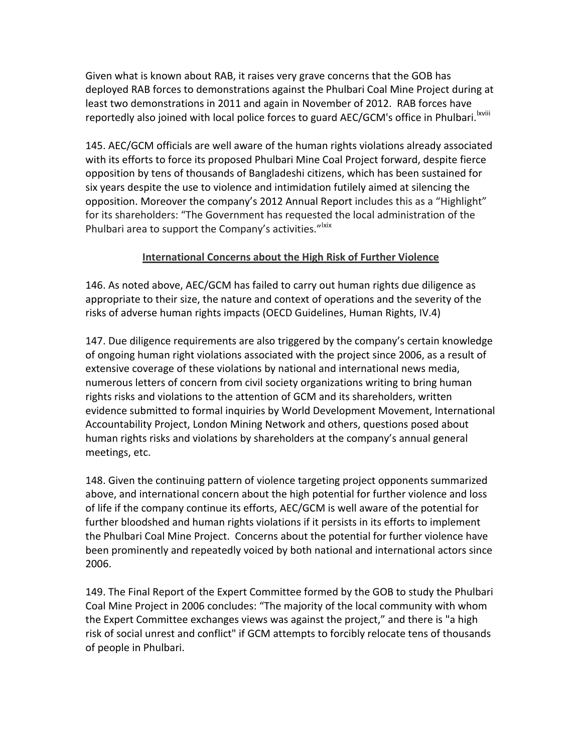Given what is known about RAB, it raises very grave concerns that the GOB has deployed RAB forces to demonstrations against the Phulbari Coal Mine Project during at least two demonstrations in 2011 and again in November of 2012. RAB forces have reportedly also joined with local police forces to guard AEC/GCM's office in Phulbari.[lxviii]

145. AEC/GCM officials are well aware of the human rights violations already associated with its efforts to force its proposed Phulbari Mine Coal Project forward, despite fierce opposition by tens of thousands of Bangladeshi citizens, which has been sustained for six years despite the use to violence and intimidation futilely aimed at silencing the opposition. Moreover the company's 2012 Annual Report includes this as a "Highlight" for its shareholders: "The Government has requested the local administration of the Phulbari area to support the Company's activities."[lxix]

## International Concerns about the High Risk of Further Violence

146. As noted above, AEC/GCM has failed to carry out human rights due diligence as appropriate to their size, the nature and context of operations and the severity of the risks of adverse human rights impacts (OECD Guidelines, Human Rights, IV.4)

147. Due diligence requirements are also triggered by the company's certain knowledge of ongoing human right violations associated with the project since 2006, as a result of extensive coverage of these violations by national and international news media, numerous letters of concern from civil society organizations writing to bring human rights risks and violations to the attention of GCM and its shareholders, written evidence submitted to formal inquiries by World Development Movement, International Accountability Project, London Mining Network and others, questions posed about human rights risks and violations by shareholders at the company's annual general meetings, etc.

148. Given the continuing pattern of violence targeting project opponents summarized above, and international concern about the high potential for further violence and loss of life if the company continue its efforts, AEC/GCM is well aware of the potential for further bloodshed and human rights violations if it persists in its efforts to implement the Phulbari Coal Mine Project. Concerns about the potential for further violence have been prominently and repeatedly voiced by both national and international actors since 2006.

149. The Final Report of the Expert Committee formed by the GOB to study the Phulbari Coal Mine Project in 2006 concludes: "The majority of the local community with whom the Expert Committee exchanges views was against the project," and there is "a high risk of social unrest and conflict" if GCM attempts to forcibly relocate tens of thousands of people in Phulbari.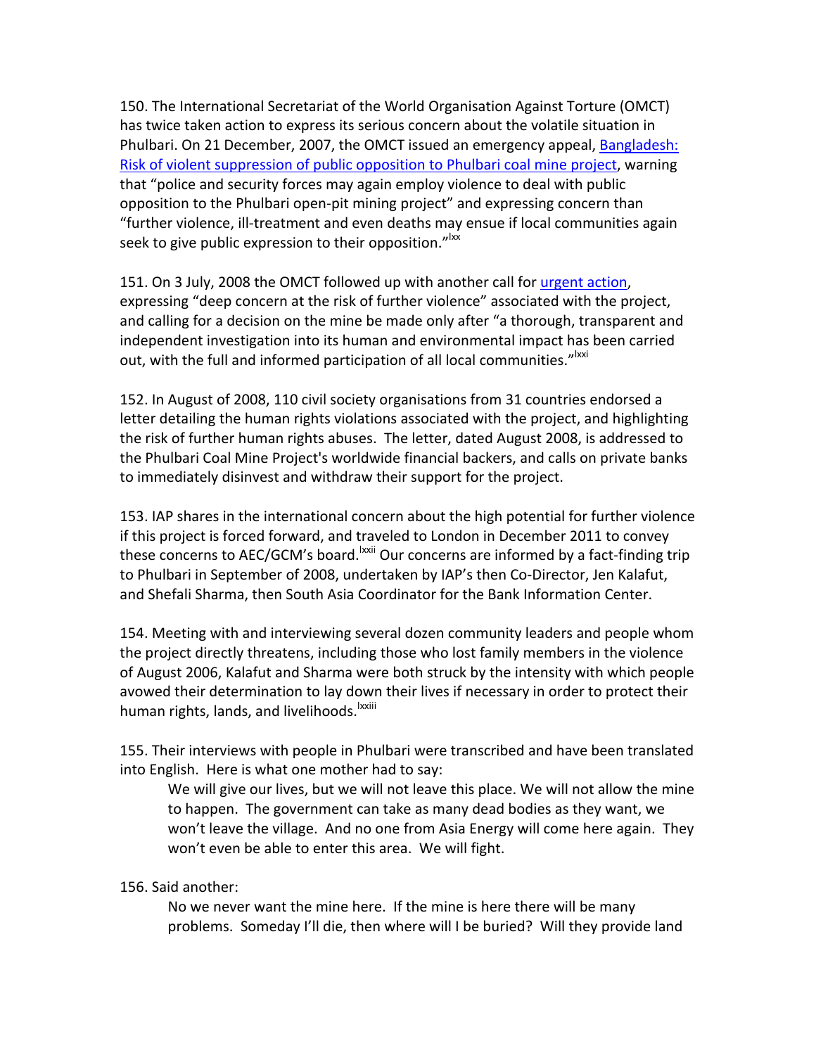150. The International Secretariat of the World Organisation Against Torture (OMCT) has twice taken action to express its serious concern about the volatile situation in Phulbari. On 21 December, 2007, the OMCT issued an emergency appeal, [Bangladesh: Risk of violent suppression of public opposition to Phulbari coal mine project], warning that "police and security forces may again employ violence to deal with public opposition to the Phulbari open-pit mining project" and expressing concern than "further violence, ill-treatment and even deaths may ensue if local communities again seek to give public expression to their opposition."[lxx]

151. On 3 July, 2008 the OMCT followed up with another call for [urgent action], expressing "deep concern at the risk of further violence" associated with the project, and calling for a decision on the mine be made only after "a thorough, transparent and independent investigation into its human and environmental impact has been carried out, with the full and informed participation of all local communities."[lxxi]

152. In August of 2008, 110 civil society organisations from 31 countries endorsed a letter detailing the human rights violations associated with the project, and highlighting the risk of further human rights abuses. The letter, dated August 2008, is addressed to the Phulbari Coal Mine Project's worldwide financial backers, and calls on private banks to immediately disinvest and withdraw their support for the project.

153. IAP shares in the international concern about the high potential for further violence if this project is forced forward, and traveled to London in December 2011 to convey these concerns to AEC/GCM's board.[lxxii] Our concerns are informed by a fact-finding trip to Phulbari in September of 2008, undertaken by IAP's then Co-Director, Jen Kalafut, and Shefali Sharma, then South Asia Coordinator for the Bank Information Center.

154. Meeting with and interviewing several dozen community leaders and people whom the project directly threatens, including those who lost family members in the violence of August 2006, Kalafut and Sharma were both struck by the intensity with which people avowed their determination to lay down their lives if necessary in order to protect their human rights, lands, and livelihoods.[lxxiii]

155. Their interviews with people in Phulbari were transcribed and have been translated into English. Here is what one mother had to say:

> We will give our lives, but we will not leave this place. We will not allow the mine to happen. The government can take as many dead bodies as they want, we won't leave the village. And no one from Asia Energy will come here again. They won't even be able to enter this area. We will fight.

156. Said another:

> No we never want the mine here. If the mine is here there will be many problems. Someday I'll die, then where will I be buried? Will they provide land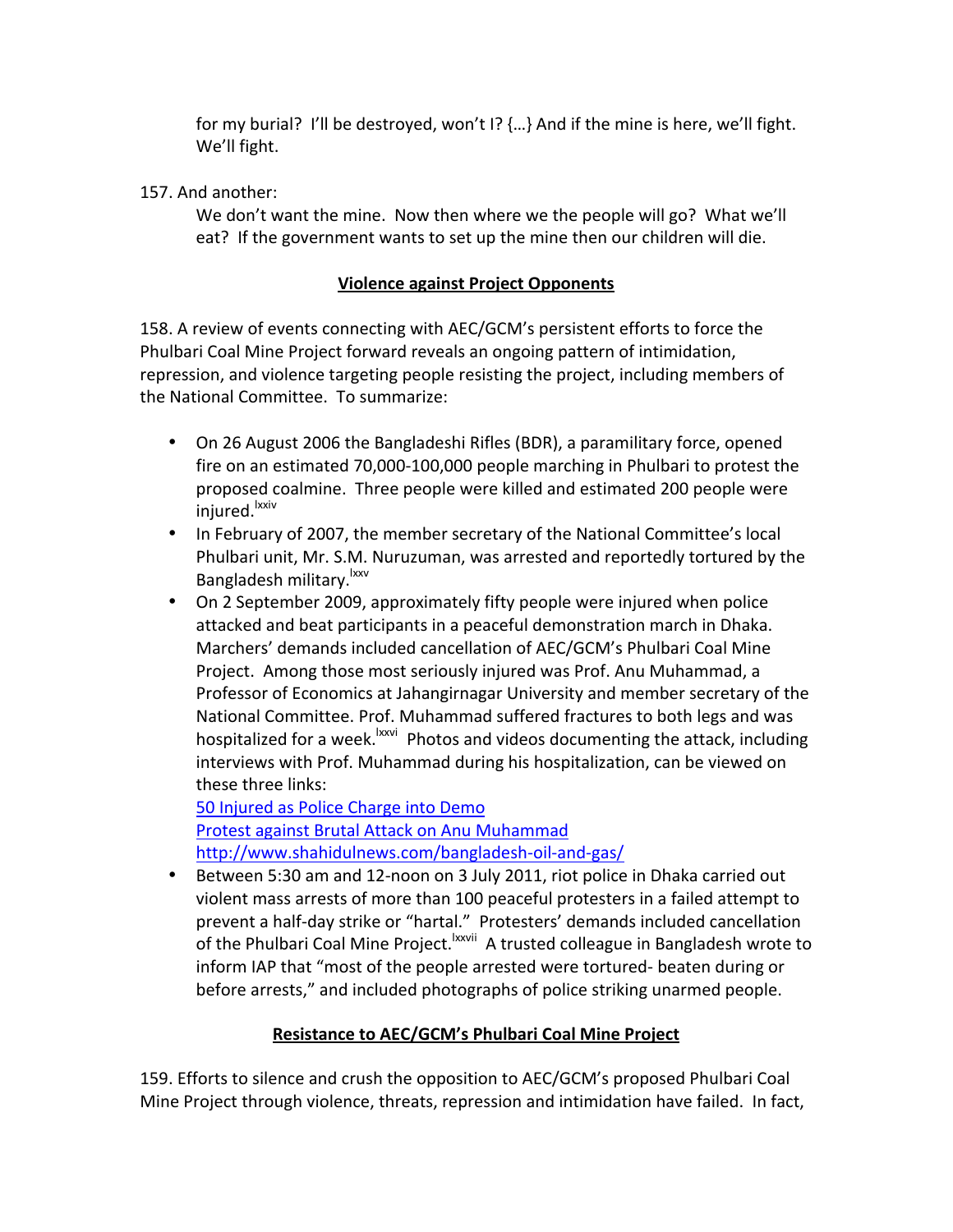> for my burial? I'll be destroyed, won't I? {…} And if the mine is here, we'll fight. We'll fight.

157. And another:

> We don't want the mine. Now then where we the people will go? What we'll eat? If the government wants to set up the mine then our children will die.

## Violence against Project Opponents

158. A review of events connecting with AEC/GCM's persistent efforts to force the Phulbari Coal Mine Project forward reveals an ongoing pattern of intimidation, repression, and violence targeting people resisting the project, including members of the National Committee. To summarize:

- On 26 August 2006 the Bangladeshi Rifles (BDR), a paramilitary force, opened fire on an estimated 70,000-100,000 people marching in Phulbari to protest the proposed coalmine. Three people were killed and estimated 200 people were injured.[lxxiv]
- In February of 2007, the member secretary of the National Committee's local Phulbari unit, Mr. S.M. Nuruzuman, was arrested and reportedly tortured by the Bangladesh military.[lxxv]
- On 2 September 2009, approximately fifty people were injured when police attacked and beat participants in a peaceful demonstration march in Dhaka. Marchers' demands included cancellation of AEC/GCM's Phulbari Coal Mine Project. Among those most seriously injured was Prof. Anu Muhammad, a Professor of Economics at Jahangirnagar University and member secretary of the National Committee. Prof. Muhammad suffered fractures to both legs and was hospitalized for a week.[lxxvi] Photos and videos documenting the attack, including interviews with Prof. Muhammad during his hospitalization, can be viewed on these three links:
  50 Injured as Police Charge into Demo
  Protest against Brutal Attack on Anu Muhammad
  http://www.shahidulnews.com/bangladesh-oil-and-gas/
- Between 5:30 am and 12-noon on 3 July 2011, riot police in Dhaka carried out violent mass arrests of more than 100 peaceful protesters in a failed attempt to prevent a half-day strike or "hartal." Protesters' demands included cancellation of the Phulbari Coal Mine Project.[lxxvii] A trusted colleague in Bangladesh wrote to inform IAP that "most of the people arrested were tortured- beaten during or before arrests," and included photographs of police striking unarmed people.

## Resistance to AEC/GCM's Phulbari Coal Mine Project

159. Efforts to silence and crush the opposition to AEC/GCM's proposed Phulbari Coal Mine Project through violence, threats, repression and intimidation have failed. In fact,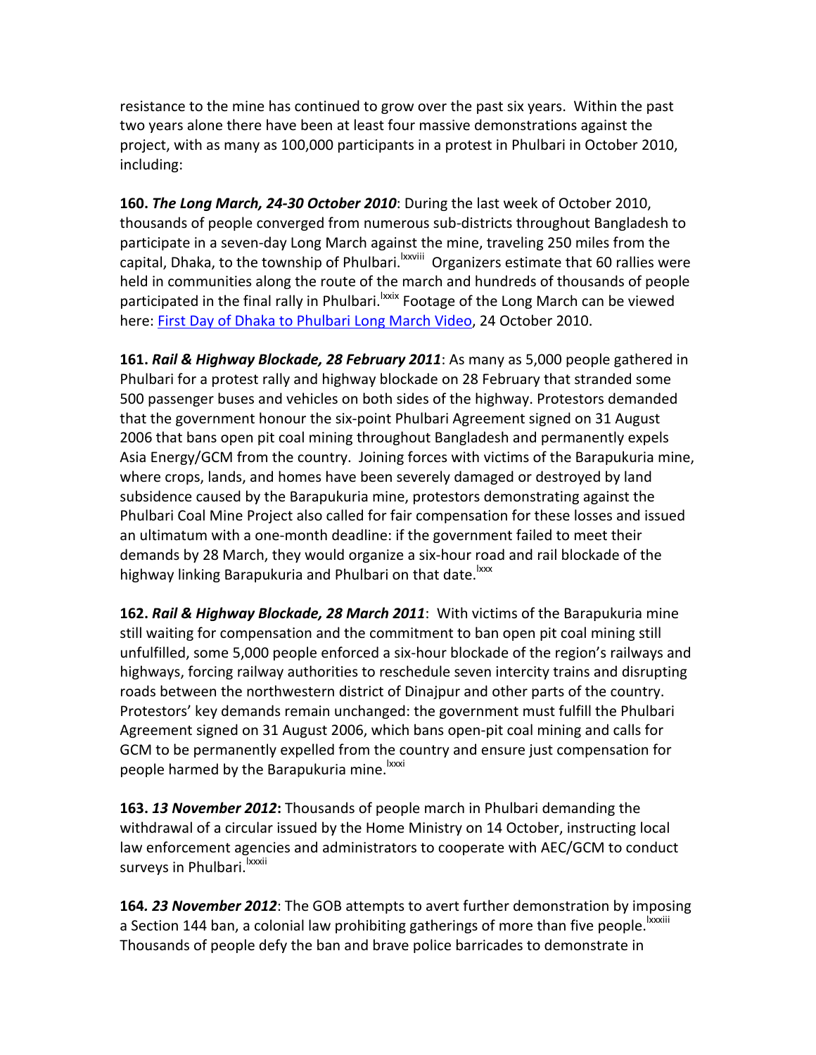resistance to the mine has continued to grow over the past six years. Within the past two years alone there have been at least four massive demonstrations against the project, with as many as 100,000 participants in a protest in Phulbari in October 2010, including:

**160.** ***The Long March, 24-30 October 2010***: During the last week of October 2010, thousands of people converged from numerous sub-districts throughout Bangladesh to participate in a seven-day Long March against the mine, traveling 250 miles from the capital, Dhaka, to the township of Phulbari.[lxxviii] Organizers estimate that 60 rallies were held in communities along the route of the march and hundreds of thousands of people participated in the final rally in Phulbari.[lxxix] Footage of the Long March can be viewed here: First Day of Dhaka to Phulbari Long March Video, 24 October 2010.

**161.** ***Rail & Highway Blockade, 28 February 2011***: As many as 5,000 people gathered in Phulbari for a protest rally and highway blockade on 28 February that stranded some 500 passenger buses and vehicles on both sides of the highway. Protestors demanded that the government honour the six-point Phulbari Agreement signed on 31 August 2006 that bans open pit coal mining throughout Bangladesh and permanently expels Asia Energy/GCM from the country. Joining forces with victims of the Barapukuria mine, where crops, lands, and homes have been severely damaged or destroyed by land subsidence caused by the Barapukuria mine, protestors demonstrating against the Phulbari Coal Mine Project also called for fair compensation for these losses and issued an ultimatum with a one-month deadline: if the government failed to meet their demands by 28 March, they would organize a six-hour road and rail blockade of the highway linking Barapukuria and Phulbari on that date.[lxxx]

**162.** ***Rail & Highway Blockade, 28 March 2011***: With victims of the Barapukuria mine still waiting for compensation and the commitment to ban open pit coal mining still unfulfilled, some 5,000 people enforced a six-hour blockade of the region's railways and highways, forcing railway authorities to reschedule seven intercity trains and disrupting roads between the northwestern district of Dinajpur and other parts of the country. Protestors' key demands remain unchanged: the government must fulfill the Phulbari Agreement signed on 31 August 2006, which bans open-pit coal mining and calls for GCM to be permanently expelled from the country and ensure just compensation for people harmed by the Barapukuria mine.[lxxxi]

**163.** ***13 November 2012*****:** Thousands of people march in Phulbari demanding the withdrawal of a circular issued by the Home Ministry on 14 October, instructing local law enforcement agencies and administrators to cooperate with AEC/GCM to conduct surveys in Phulbari.[lxxxii]

**164.** ***23 November 2012***: The GOB attempts to avert further demonstration by imposing a Section 144 ban, a colonial law prohibiting gatherings of more than five people.[lxxxiii] Thousands of people defy the ban and brave police barricades to demonstrate in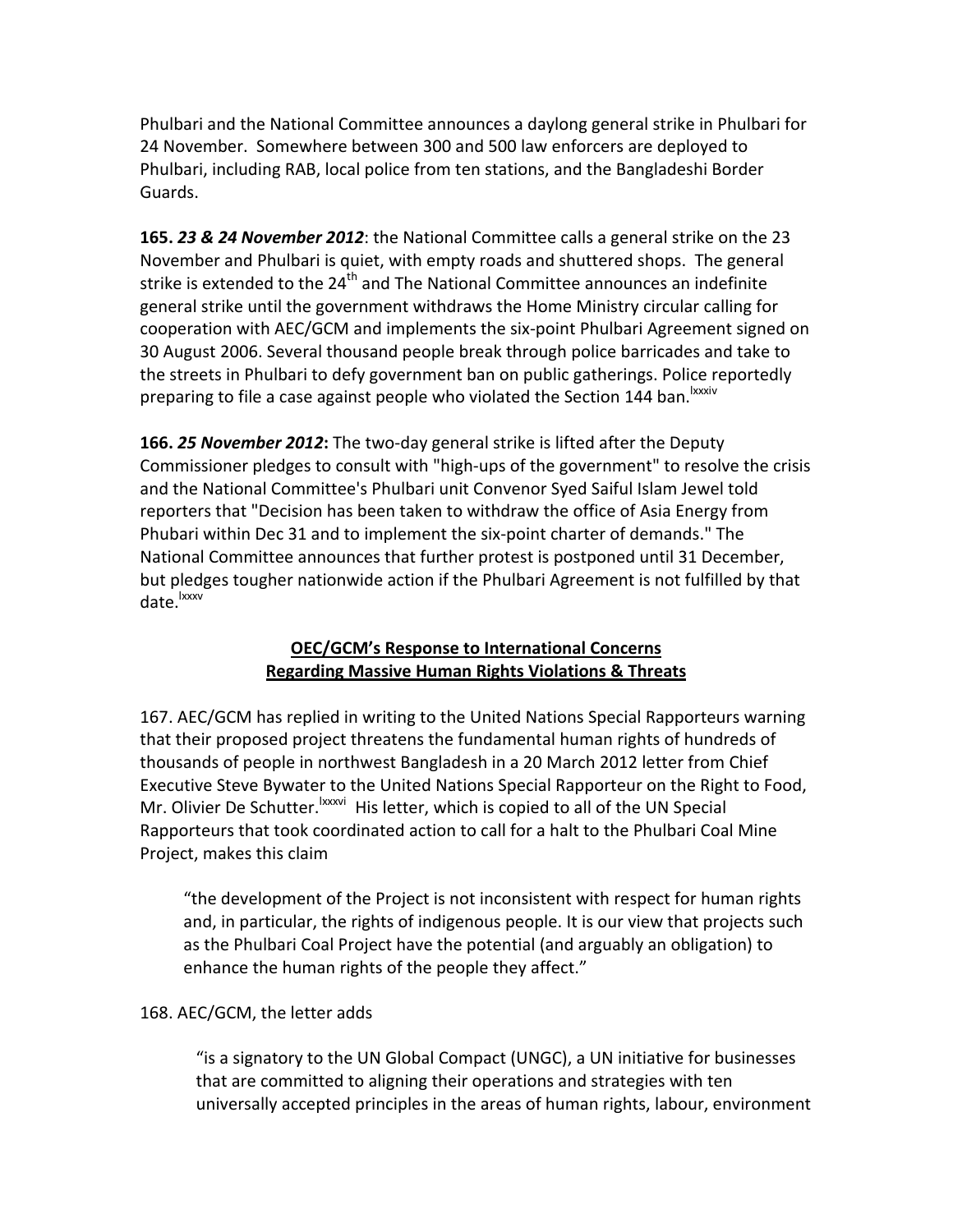Phulbari and the National Committee announces a daylong general strike in Phulbari for 24 November. Somewhere between 300 and 500 law enforcers are deployed to Phulbari, including RAB, local police from ten stations, and the Bangladeshi Border Guards.

**165.** ***23 & 24 November 2012***: the National Committee calls a general strike on the 23 November and Phulbari is quiet, with empty roads and shuttered shops. The general strike is extended to the 24th and The National Committee announces an indefinite general strike until the government withdraws the Home Ministry circular calling for cooperation with AEC/GCM and implements the six-point Phulbari Agreement signed on 30 August 2006. Several thousand people break through police barricades and take to the streets in Phulbari to defy government ban on public gatherings. Police reportedly preparing to file a case against people who violated the Section 144 ban.[lxxxiv]

**166.** ***25 November 2012*****:** The two-day general strike is lifted after the Deputy Commissioner pledges to consult with "high-ups of the government" to resolve the crisis and the National Committee's Phulbari unit Convenor Syed Saiful Islam Jewel told reporters that "Decision has been taken to withdraw the office of Asia Energy from Phubari within Dec 31 and to implement the six-point charter of demands." The National Committee announces that further protest is postponed until 31 December, but pledges tougher nationwide action if the Phulbari Agreement is not fulfilled by that date.[lxxxv]

## OEC/GCM's Response to International Concerns Regarding Massive Human Rights Violations & Threats

167. AEC/GCM has replied in writing to the United Nations Special Rapporteurs warning that their proposed project threatens the fundamental human rights of hundreds of thousands of people in northwest Bangladesh in a 20 March 2012 letter from Chief Executive Steve Bywater to the United Nations Special Rapporteur on the Right to Food, Mr. Olivier De Schutter.[lxxxvi] His letter, which is copied to all of the UN Special Rapporteurs that took coordinated action to call for a halt to the Phulbari Coal Mine Project, makes this claim

> "the development of the Project is not inconsistent with respect for human rights and, in particular, the rights of indigenous people. It is our view that projects such as the Phulbari Coal Project have the potential (and arguably an obligation) to enhance the human rights of the people they affect."

168. AEC/GCM, the letter adds

> "is a signatory to the UN Global Compact (UNGC), a UN initiative for businesses that are committed to aligning their operations and strategies with ten universally accepted principles in the areas of human rights, labour, environment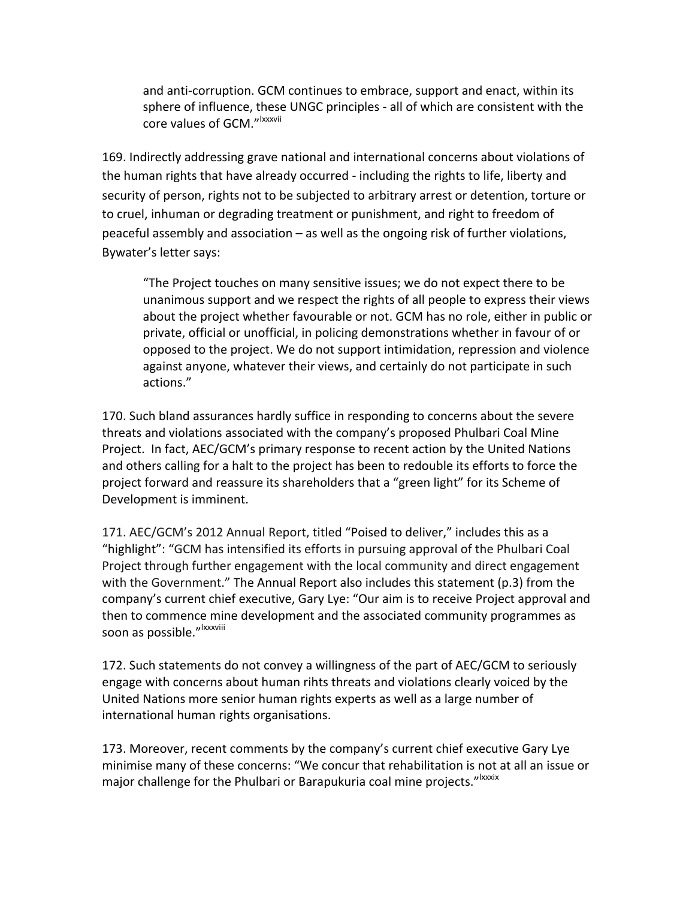> and anti-corruption. GCM continues to embrace, support and enact, within its sphere of influence, these UNGC principles - all of which are consistent with the core values of GCM."[lxxxvii]

169. Indirectly addressing grave national and international concerns about violations of the human rights that have already occurred - including the rights to life, liberty and security of person, rights not to be subjected to arbitrary arrest or detention, torture or to cruel, inhuman or degrading treatment or punishment, and right to freedom of peaceful assembly and association – as well as the ongoing risk of further violations, Bywater's letter says:

> "The Project touches on many sensitive issues; we do not expect there to be unanimous support and we respect the rights of all people to express their views about the project whether favourable or not. GCM has no role, either in public or private, official or unofficial, in policing demonstrations whether in favour of or opposed to the project. We do not support intimidation, repression and violence against anyone, whatever their views, and certainly do not participate in such actions."

170. Such bland assurances hardly suffice in responding to concerns about the severe threats and violations associated with the company's proposed Phulbari Coal Mine Project. In fact, AEC/GCM's primary response to recent action by the United Nations and others calling for a halt to the project has been to redouble its efforts to force the project forward and reassure its shareholders that a "green light" for its Scheme of Development is imminent.

171. AEC/GCM's 2012 Annual Report, titled "Poised to deliver," includes this as a "highlight": "GCM has intensified its efforts in pursuing approval of the Phulbari Coal Project through further engagement with the local community and direct engagement with the Government." The Annual Report also includes this statement (p.3) from the company's current chief executive, Gary Lye: "Our aim is to receive Project approval and then to commence mine development and the associated community programmes as soon as possible."[lxxxviii]

172. Such statements do not convey a willingness of the part of AEC/GCM to seriously engage with concerns about human rihts threats and violations clearly voiced by the United Nations more senior human rights experts as well as a large number of international human rights organisations.

173. Moreover, recent comments by the company's current chief executive Gary Lye minimise many of these concerns: "We concur that rehabilitation is not at all an issue or major challenge for the Phulbari or Barapukuria coal mine projects."[lxxxix]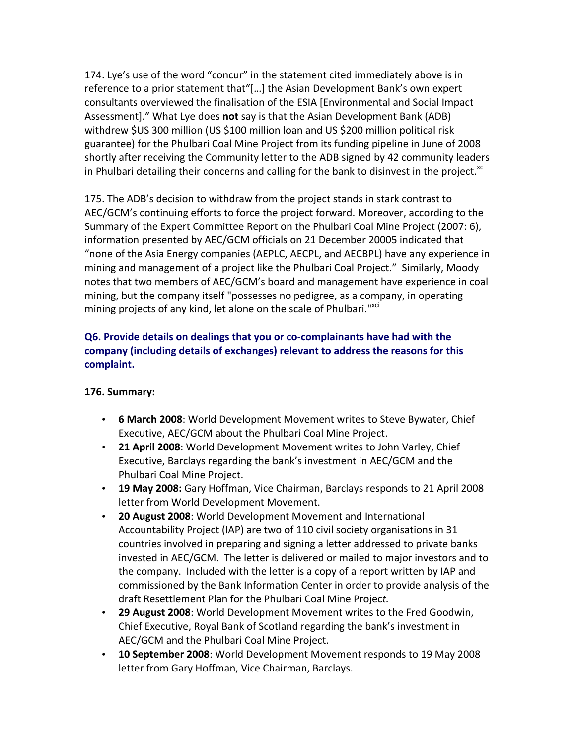174. Lye's use of the word "concur" in the statement cited immediately above is in reference to a prior statement that"[…] the Asian Development Bank's own expert consultants overviewed the finalisation of the ESIA [Environmental and Social Impact Assessment]." What Lye does **not** say is that the Asian Development Bank (ADB) withdrew $US 300 million (US $100 million loan and US $200 million political risk guarantee) for the Phulbari Coal Mine Project from its funding pipeline in June of 2008 shortly after receiving the Community letter to the ADB signed by 42 community leaders in Phulbari detailing their concerns and calling for the bank to disinvest in the project.[xc]

175. The ADB's decision to withdraw from the project stands in stark contrast to AEC/GCM's continuing efforts to force the project forward. Moreover, according to the Summary of the Expert Committee Report on the Phulbari Coal Mine Project (2007: 6), information presented by AEC/GCM officials on 21 December 20005 indicated that "none of the Asia Energy companies (AEPLC, AECPL, and AECBPL) have any experience in mining and management of a project like the Phulbari Coal Project." Similarly, Moody notes that two members of AEC/GCM's board and management have experience in coal mining, but the company itself "possesses no pedigree, as a company, in operating mining projects of any kind, let alone on the scale of Phulbari."[xci]

### Q6. Provide details on dealings that you or co-complainants have had with the company (including details of exchanges) relevant to address the reasons for this complaint.

**176. Summary:**

- **6 March 2008**: World Development Movement writes to Steve Bywater, Chief Executive, AEC/GCM about the Phulbari Coal Mine Project.
- **21 April 2008**: World Development Movement writes to John Varley, Chief Executive, Barclays regarding the bank's investment in AEC/GCM and the Phulbari Coal Mine Project.
- **19 May 2008:** Gary Hoffman, Vice Chairman, Barclays responds to 21 April 2008 letter from World Development Movement.
- **20 August 2008**: World Development Movement and International Accountability Project (IAP) are two of 110 civil society organisations in 31 countries involved in preparing and signing a letter addressed to private banks invested in AEC/GCM. The letter is delivered or mailed to major investors and to the company. Included with the letter is a copy of a report written by IAP and commissioned by the Bank Information Center in order to provide analysis of the draft Resettlement Plan for the Phulbari Coal Mine Projec*t.*
- **29 August 2008**: World Development Movement writes to the Fred Goodwin, Chief Executive, Royal Bank of Scotland regarding the bank's investment in AEC/GCM and the Phulbari Coal Mine Project.
- **10 September 2008**: World Development Movement responds to 19 May 2008 letter from Gary Hoffman, Vice Chairman, Barclays.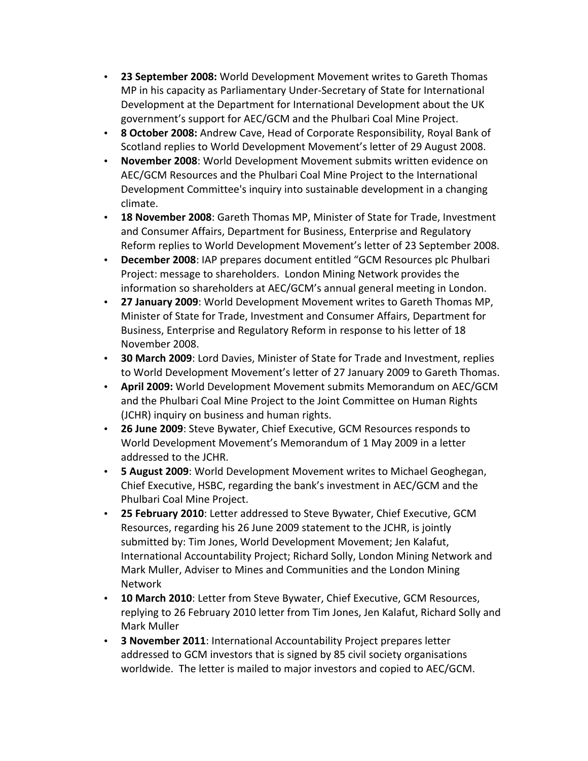- **23 September 2008:** World Development Movement writes to Gareth Thomas MP in his capacity as Parliamentary Under-Secretary of State for International Development at the Department for International Development about the UK government's support for AEC/GCM and the Phulbari Coal Mine Project.
- **8 October 2008:** Andrew Cave, Head of Corporate Responsibility, Royal Bank of Scotland replies to World Development Movement's letter of 29 August 2008.
- **November 2008**: World Development Movement submits written evidence on AEC/GCM Resources and the Phulbari Coal Mine Project to the International Development Committee's inquiry into sustainable development in a changing climate.
- **18 November 2008**: Gareth Thomas MP, Minister of State for Trade, Investment and Consumer Affairs, Department for Business, Enterprise and Regulatory Reform replies to World Development Movement's letter of 23 September 2008.
- **December 2008**: IAP prepares document entitled "GCM Resources plc Phulbari Project: message to shareholders. London Mining Network provides the information so shareholders at AEC/GCM's annual general meeting in London.
- **27 January 2009**: World Development Movement writes to Gareth Thomas MP, Minister of State for Trade, Investment and Consumer Affairs, Department for Business, Enterprise and Regulatory Reform in response to his letter of 18 November 2008.
- **30 March 2009**: Lord Davies, Minister of State for Trade and Investment, replies to World Development Movement's letter of 27 January 2009 to Gareth Thomas.
- **April 2009:** World Development Movement submits Memorandum on AEC/GCM and the Phulbari Coal Mine Project to the Joint Committee on Human Rights (JCHR) inquiry on business and human rights.
- **26 June 2009**: Steve Bywater, Chief Executive, GCM Resources responds to World Development Movement's Memorandum of 1 May 2009 in a letter addressed to the JCHR.
- **5 August 2009**: World Development Movement writes to Michael Geoghegan, Chief Executive, HSBC, regarding the bank's investment in AEC/GCM and the Phulbari Coal Mine Project.
- **25 February 2010**: Letter addressed to Steve Bywater, Chief Executive, GCM Resources, regarding his 26 June 2009 statement to the JCHR, is jointly submitted by: Tim Jones, World Development Movement; Jen Kalafut, International Accountability Project; Richard Solly, London Mining Network and Mark Muller, Adviser to Mines and Communities and the London Mining Network
- **10 March 2010**: Letter from Steve Bywater, Chief Executive, GCM Resources, replying to 26 February 2010 letter from Tim Jones, Jen Kalafut, Richard Solly and Mark Muller
- **3 November 2011**: International Accountability Project prepares letter addressed to GCM investors that is signed by 85 civil society organisations worldwide. The letter is mailed to major investors and copied to AEC/GCM.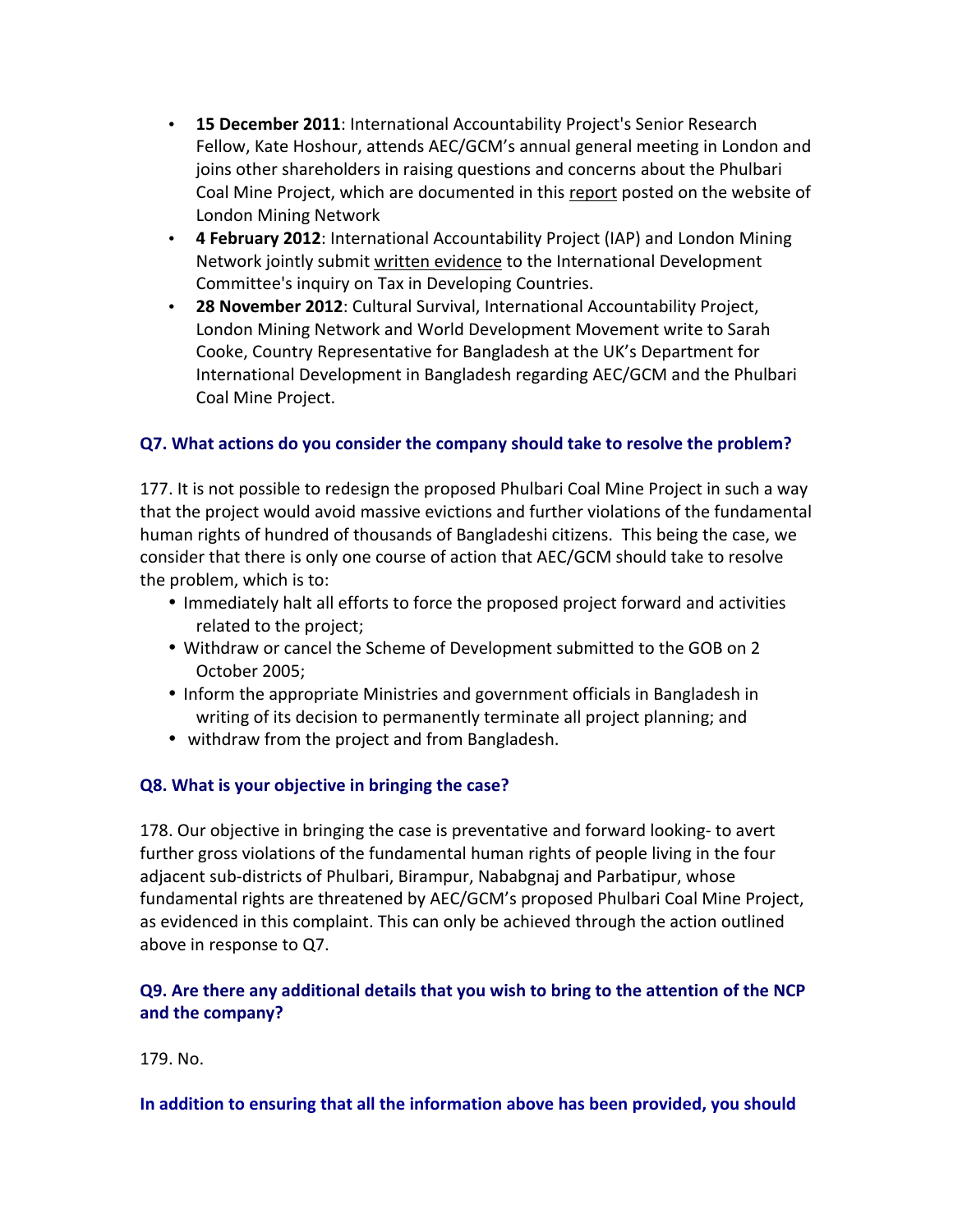- **15 December 2011**: International Accountability Project's Senior Research Fellow, Kate Hoshour, attends AEC/GCM's annual general meeting in London and joins other shareholders in raising questions and concerns about the Phulbari Coal Mine Project, which are documented in this report posted on the website of London Mining Network
- **4 February 2012**: International Accountability Project (IAP) and London Mining Network jointly submit written evidence to the International Development Committee's inquiry on Tax in Developing Countries.
- **28 November 2012**: Cultural Survival, International Accountability Project, London Mining Network and World Development Movement write to Sarah Cooke, Country Representative for Bangladesh at the UK's Department for International Development in Bangladesh regarding AEC/GCM and the Phulbari Coal Mine Project.

### Q7. What actions do you consider the company should take to resolve the problem?

177. It is not possible to redesign the proposed Phulbari Coal Mine Project in such a way that the project would avoid massive evictions and further violations of the fundamental human rights of hundred of thousands of Bangladeshi citizens. This being the case, we consider that there is only one course of action that AEC/GCM should take to resolve the problem, which is to:

- Immediately halt all efforts to force the proposed project forward and activities related to the project;
- Withdraw or cancel the Scheme of Development submitted to the GOB on 2 October 2005;
- Inform the appropriate Ministries and government officials in Bangladesh in writing of its decision to permanently terminate all project planning; and
- withdraw from the project and from Bangladesh.

### Q8. What is your objective in bringing the case?

178. Our objective in bringing the case is preventative and forward looking- to avert further gross violations of the fundamental human rights of people living in the four adjacent sub-districts of Phulbari, Birampur, Nababgnaj and Parbatipur, whose fundamental rights are threatened by AEC/GCM's proposed Phulbari Coal Mine Project, as evidenced in this complaint. This can only be achieved through the action outlined above in response to Q7.

### Q9. Are there any additional details that you wish to bring to the attention of the NCP and the company?

179. No.

**In addition to ensuring that all the information above has been provided, you should**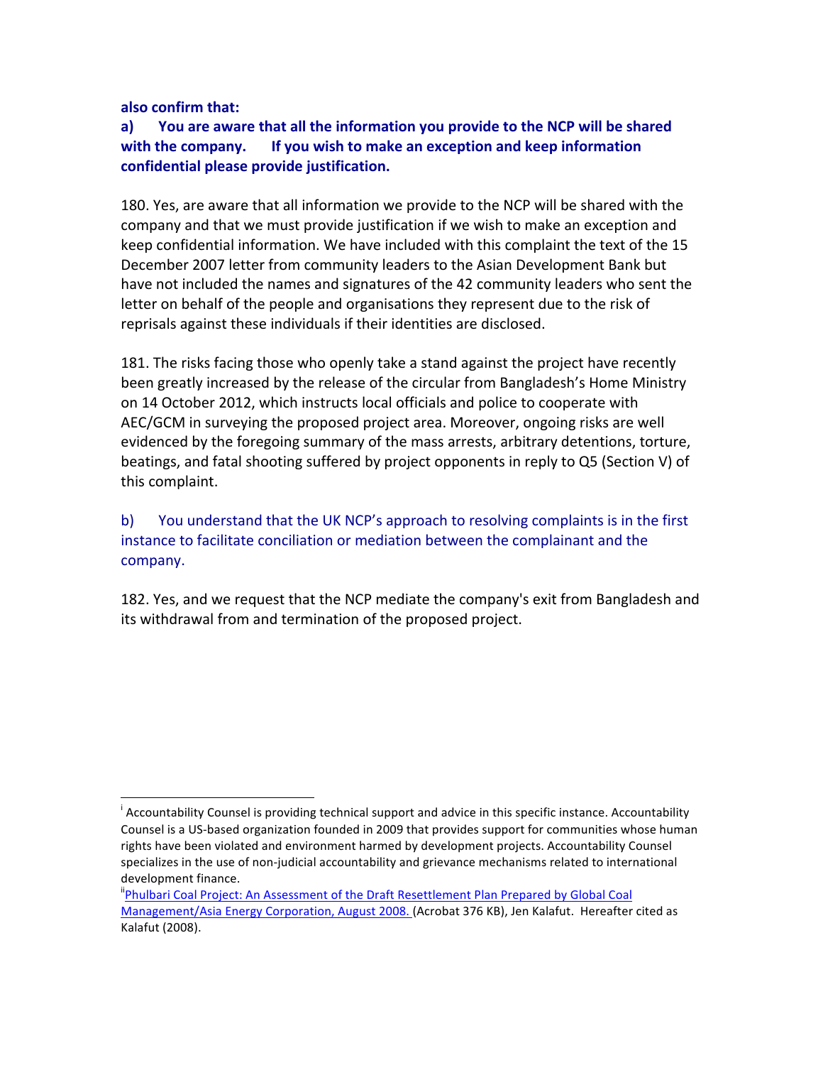**also confirm that:**

**a) You are aware that all the information you provide to the NCP will be shared with the company. If you wish to make an exception and keep information confidential please provide justification.**

180. Yes, are aware that all information we provide to the NCP will be shared with the company and that we must provide justification if we wish to make an exception and keep confidential information. We have included with this complaint the text of the 15 December 2007 letter from community leaders to the Asian Development Bank but have not included the names and signatures of the 42 community leaders who sent the letter on behalf of the people and organisations they represent due to the risk of reprisals against these individuals if their identities are disclosed.

181. The risks facing those who openly take a stand against the project have recently been greatly increased by the release of the circular from Bangladesh's Home Ministry on 14 October 2012, which instructs local officials and police to cooperate with AEC/GCM in surveying the proposed project area. Moreover, ongoing risks are well evidenced by the foregoing summary of the mass arrests, arbitrary detentions, torture, beatings, and fatal shooting suffered by project opponents in reply to Q5 (Section V) of this complaint.

b) You understand that the UK NCP's approach to resolving complaints is in the first instance to facilitate conciliation or mediation between the complainant and the company.

182. Yes, and we request that the NCP mediate the company's exit from Bangladesh and its withdrawal from and termination of the proposed project.

---

[i] Accountability Counsel is providing technical support and advice in this specific instance. Accountability Counsel is a US-based organization founded in 2009 that provides support for communities whose human rights have been violated and environment harmed by development projects. Accountability Counsel specializes in the use of non-judicial accountability and grievance mechanisms related to international development finance.

[ii] Phulbari Coal Project: An Assessment of the Draft Resettlement Plan Prepared by Global Coal Management/Asia Energy Corporation, August 2008. (Acrobat 376 KB), Jen Kalafut. Hereafter cited as Kalafut (2008).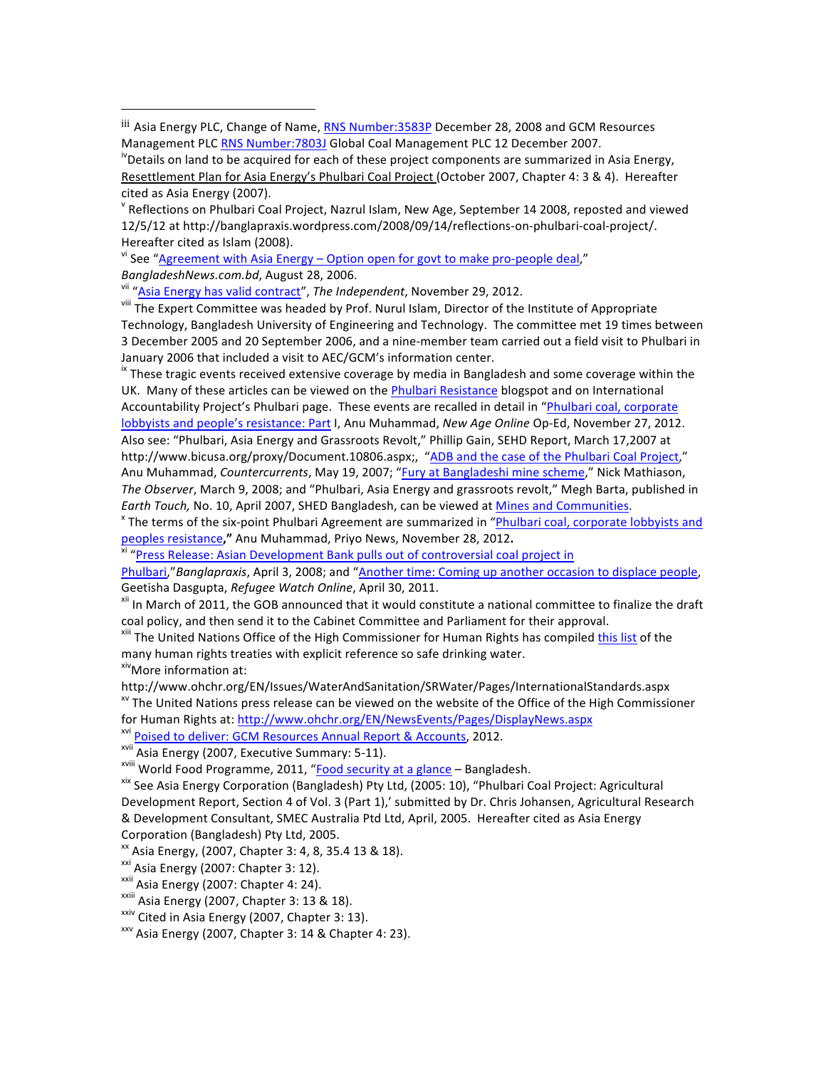[iii] Asia Energy PLC, Change of Name, RNS Number:3583P December 28, 2008 and GCM Resources Management PLC RNS Number:7803J Global Coal Management PLC 12 December 2007.

[iv] Details on land to be acquired for each of these project components are summarized in Asia Energy, Resettlement Plan for Asia Energy's Phulbari Coal Project (October 2007, Chapter 4: 3 & 4). Hereafter cited as Asia Energy (2007).

[v] Reflections on Phulbari Coal Project, Nazrul Islam, New Age, September 14 2008, reposted and viewed 12/5/12 at http://banglapraxis.wordpress.com/2008/09/14/reflections-on-phulbari-coal-project/. Hereafter cited as Islam (2008).

[vi] See "Agreement with Asia Energy – Option open for govt to make pro-people deal," *BangladeshNews.com.bd*, August 28, 2006.

[vii] "Asia Energy has valid contract", *The Independent*, November 29, 2012.

[viii] The Expert Committee was headed by Prof. Nurul Islam, Director of the Institute of Appropriate Technology, Bangladesh University of Engineering and Technology. The committee met 19 times between 3 December 2005 and 20 September 2006, and a nine-member team carried out a field visit to Phulbari in January 2006 that included a visit to AEC/GCM's information center.

[ix] These tragic events received extensive coverage by media in Bangladesh and some coverage within the UK. Many of these articles can be viewed on the Phulbari Resistance blogspot and on International Accountability Project's Phulbari page. These events are recalled in detail in "Phulbari coal, corporate lobbyists and people's resistance: Part I, Anu Muhammad, *New Age Online* Op-Ed, November 27, 2012. Also see: "Phulbari, Asia Energy and Grassroots Revolt," Phillip Gain, SEHD Report, March 17,2007 at http://www.bicusa.org/proxy/Document.10806.aspx;, "ADB and the case of the Phulbari Coal Project," Anu Muhammad, *Countercurrents*, May 19, 2007; "Fury at Bangladeshi mine scheme," Nick Mathiason, *The Observer*, March 9, 2008; and "Phulbari, Asia Energy and grassroots revolt," Megh Barta, published in *Earth Touch,* No. 10, April 2007, SHED Bangladesh, can be viewed at Mines and Communities.

[x] The terms of the six-point Phulbari Agreement are summarized in "Phulbari coal, corporate lobbyists and peoples resistance**,"** Anu Muhammad, Priyo News, November 28, 2012**.**

[xi] "Press Release: Asian Development Bank pulls out of controversial coal project in Phulbari,"*Banglapraxis*, April 3, 2008; and "Another time: Coming up another occasion to displace people, Geetisha Dasgupta, *Refugee Watch Online*, April 30, 2011.

[xii] In March of 2011, the GOB announced that it would constitute a national committee to finalize the draft coal policy, and then send it to the Cabinet Committee and Parliament for their approval.

[xiii] The United Nations Office of the High Commissioner for Human Rights has compiled this list of the many human rights treaties with explicit reference so safe drinking water.

[xiv] More information at: http://www.ohchr.org/EN/Issues/WaterAndSanitation/SRWater/Pages/InternationalStandards.aspx

[xv] The United Nations press release can be viewed on the website of the Office of the High Commissioner for Human Rights at: http://www.ohchr.org/EN/NewsEvents/Pages/DisplayNews.aspx

[xvi] Poised to deliver: GCM Resources Annual Report & Accounts, 2012.

[xvii] Asia Energy (2007, Executive Summary: 5-11).

[xviii] World Food Programme, 2011, "Food security at a glance – Bangladesh.

[xix] See Asia Energy Corporation (Bangladesh) Pty Ltd, (2005: 10), "Phulbari Coal Project: Agricultural Development Report, Section 4 of Vol. 3 (Part 1),' submitted by Dr. Chris Johansen, Agricultural Research & Development Consultant, SMEC Australia Ptd Ltd, April, 2005. Hereafter cited as Asia Energy Corporation (Bangladesh) Pty Ltd, 2005.

[xx] Asia Energy, (2007, Chapter 3: 4, 8, 35.4 13 & 18).

[xxi] Asia Energy (2007: Chapter 3: 12).

[xxii] Asia Energy (2007: Chapter 4: 24).

[xxiii] Asia Energy (2007, Chapter 3: 13 & 18).

[xxiv] Cited in Asia Energy (2007, Chapter 3: 13).

[xxv] Asia Energy (2007, Chapter 3: 14 & Chapter 4: 23).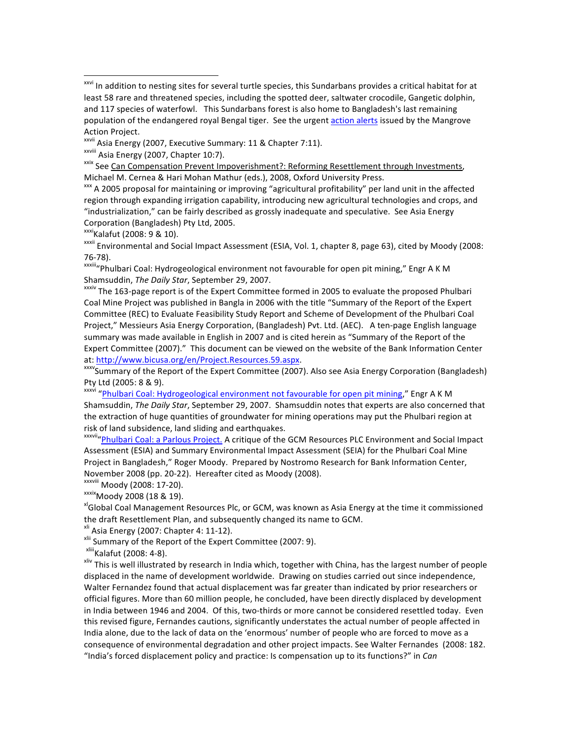---

[xxvi] In addition to nesting sites for several turtle species, this Sundarbans provides a critical habitat for at least 58 rare and threatened species, including the spotted deer, saltwater crocodile, Gangetic dolphin, and 117 species of waterfowl. This Sundarbans forest is also home to Bangladesh's last remaining population of the endangered royal Bengal tiger. See the urgent action alerts issued by the Mangrove Action Project.

[xxvii] Asia Energy (2007, Executive Summary: 11 & Chapter 7:11).

[xxviii] Asia Energy (2007, Chapter 10:7).

[xxix] See Can Compensation Prevent Impoverishment?: Reforming Resettlement through Investments, Michael M. Cernea & Hari Mohan Mathur (eds.), 2008, Oxford University Press.

[xxx] A 2005 proposal for maintaining or improving "agricultural profitability" per land unit in the affected region through expanding irrigation capability, introducing new agricultural technologies and crops, and "industrialization," can be fairly described as grossly inadequate and speculative. See Asia Energy Corporation (Bangladesh) Pty Ltd, 2005.

[xxxi] Kalafut (2008: 9 & 10).

[xxxii] Environmental and Social Impact Assessment (ESIA, Vol. 1, chapter 8, page 63), cited by Moody (2008: 76-78).

[xxxiii] "Phulbari Coal: Hydrogeological environment not favourable for open pit mining," Engr A K M Shamsuddin, *The Daily Star*, September 29, 2007.

[xxxiv] The 163-page report is of the Expert Committee formed in 2005 to evaluate the proposed Phulbari Coal Mine Project was published in Bangla in 2006 with the title "Summary of the Report of the Expert Committee (REC) to Evaluate Feasibility Study Report and Scheme of Development of the Phulbari Coal Project," Messieurs Asia Energy Corporation, (Bangladesh) Pvt. Ltd. (AEC). A ten-page English language summary was made available in English in 2007 and is cited herein as "Summary of the Report of the Expert Committee (2007)." This document can be viewed on the website of the Bank Information Center at: http://www.bicusa.org/en/Project.Resources.59.aspx.

[xxxv] Summary of the Report of the Expert Committee (2007). Also see Asia Energy Corporation (Bangladesh) Pty Ltd (2005: 8 & 9).

[xxxvi] "Phulbari Coal: Hydrogeological environment not favourable for open pit mining," Engr A K M Shamsuddin, *The Daily Star*, September 29, 2007. Shamsuddin notes that experts are also concerned that the extraction of huge quantities of groundwater for mining operations may put the Phulbari region at risk of land subsidence, land sliding and earthquakes.

[xxxvii] "Phulbari Coal: a Parlous Project. A critique of the GCM Resources PLC Environment and Social Impact Assessment (ESIA) and Summary Environmental Impact Assessment (SEIA) for the Phulbari Coal Mine Project in Bangladesh," Roger Moody. Prepared by Nostromo Research for Bank Information Center, November 2008 (pp. 20-22). Hereafter cited as Moody (2008).

[xxxviii] Moody (2008: 17-20).

[xxxix] Moody 2008 (18 & 19).

[xl] Global Coal Management Resources Plc, or GCM, was known as Asia Energy at the time it commissioned the draft Resettlement Plan, and subsequently changed its name to GCM.

[xli] Asia Energy (2007: Chapter 4: 11-12).

[xlii] Summary of the Report of the Expert Committee (2007: 9).

[xliii] Kalafut (2008: 4-8).

[xliv] This is well illustrated by research in India which, together with China, has the largest number of people displaced in the name of development worldwide. Drawing on studies carried out since independence, Walter Fernandez found that actual displacement was far greater than indicated by prior researchers or official figures. More than 60 million people, he concluded, have been directly displaced by development in India between 1946 and 2004. Of this, two-thirds or more cannot be considered resettled today. Even this revised figure, Fernandes cautions, significantly understates the actual number of people affected in India alone, due to the lack of data on the 'enormous' number of people who are forced to move as a consequence of environmental degradation and other project impacts. See Walter Fernandes (2008: 182. "India's forced displacement policy and practice: Is compensation up to its functions?" in *Can*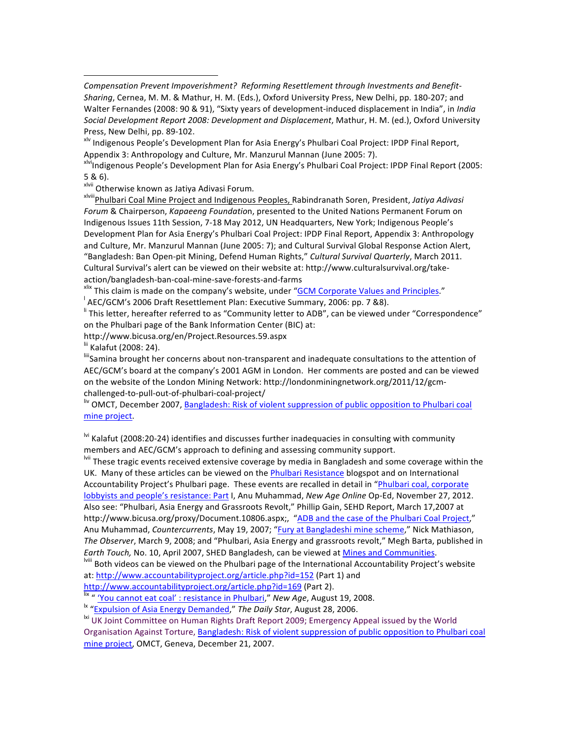*Compensation Prevent Impoverishment? Reforming Resettlement through Investments and Benefit-Sharing*, Cernea, M. M. & Mathur, H. M. (Eds.), Oxford University Press, New Delhi, pp. 180-207; and Walter Fernandes (2008: 90 & 91), "Sixty years of development-induced displacement in India", in *India Social Development Report 2008: Development and Displacement*, Mathur, H. M. (ed.), Oxford University Press, New Delhi, pp. 89-102.

[xlv] Indigenous People's Development Plan for Asia Energy's Phulbari Coal Project: IPDP Final Report, Appendix 3: Anthropology and Culture, Mr. Manzurul Mannan (June 2005: 7).

[xlvi] Indigenous People's Development Plan for Asia Energy's Phulbari Coal Project: IPDP Final Report (2005: 5 & 6).

[xlvii] Otherwise known as Jatiya Adivasi Forum.

[xlviii] Phulbari Coal Mine Project and Indigenous Peoples, Rabindranath Soren, President, *Jatiya Adivasi Forum* & Chairperson, *Kapaeeng Foundation*, presented to the United Nations Permanent Forum on Indigenous Issues 11th Session, 7-18 May 2012, UN Headquarters, New York; Indigenous People's Development Plan for Asia Energy's Phulbari Coal Project: IPDP Final Report, Appendix 3: Anthropology and Culture, Mr. Manzurul Mannan (June 2005: 7); and Cultural Survival Global Response Action Alert, "Bangladesh: Ban Open-pit Mining, Defend Human Rights," *Cultural Survival Quarterly*, March 2011. Cultural Survival's alert can be viewed on their website at: http://www.culturalsurvival.org/take-action/bangladesh-ban-coal-mine-save-forests-and-farms

[xlix] This claim is made on the company's website, under "GCM Corporate Values and Principles."

[l] AEC/GCM's 2006 Draft Resettlement Plan: Executive Summary, 2006: pp. 7 &8).

[li] This letter, hereafter referred to as "Community letter to ADB", can be viewed under "Correspondence" on the Phulbari page of the Bank Information Center (BIC) at: http://www.bicusa.org/en/Project.Resources.59.aspx

[lii] Kalafut (2008: 24).

[liii] Samina brought her concerns about non-transparent and inadequate consultations to the attention of AEC/GCM's board at the company's 2001 AGM in London. Her comments are posted and can be viewed on the website of the London Mining Network: http://londonminingnetwork.org/2011/12/gcm-challenged-to-pull-out-of-phulbari-coal-project/

[liv] OMCT, December 2007, Bangladesh: Risk of violent suppression of public opposition to Phulbari coal mine project.

[lvi] Kalafut (2008:20-24) identifies and discusses further inadequacies in consulting with community members and AEC/GCM's approach to defining and assessing community support.

[lvii] These tragic events received extensive coverage by media in Bangladesh and some coverage within the UK. Many of these articles can be viewed on the Phulbari Resistance blogspot and on International Accountability Project's Phulbari page. These events are recalled in detail in "Phulbari coal, corporate lobbyists and people's resistance: Part I, Anu Muhammad, *New Age Online* Op-Ed, November 27, 2012. Also see: "Phulbari, Asia Energy and Grassroots Revolt," Phillip Gain, SEHD Report, March 17,2007 at http://www.bicusa.org/proxy/Document.10806.aspx;, "ADB and the case of the Phulbari Coal Project," Anu Muhammad, *Countercurrents*, May 19, 2007; "Fury at Bangladeshi mine scheme," Nick Mathiason, *The Observer*, March 9, 2008; and "Phulbari, Asia Energy and grassroots revolt," Megh Barta, published in *Earth Touch,* No. 10, April 2007, SHED Bangladesh, can be viewed at Mines and Communities.

[lviii] Both videos can be viewed on the Phulbari page of the International Accountability Project's website at: http://www.accountabilityproject.org/article.php?id=152 (Part 1) and http://www.accountabilityproject.org/article.php?id=169 (Part 2).

[lix] " 'You cannot eat coal' : resistance in Phulbari," *New Age*, August 19, 2008.

[lx] "Expulsion of Asia Energy Demanded," *The Daily Star*, August 28, 2006.

[lxi] UK Joint Committee on Human Rights Draft Report 2009; Emergency Appeal issued by the World Organisation Against Torture, Bangladesh: Risk of violent suppression of public opposition to Phulbari coal mine project, OMCT, Geneva, December 21, 2007.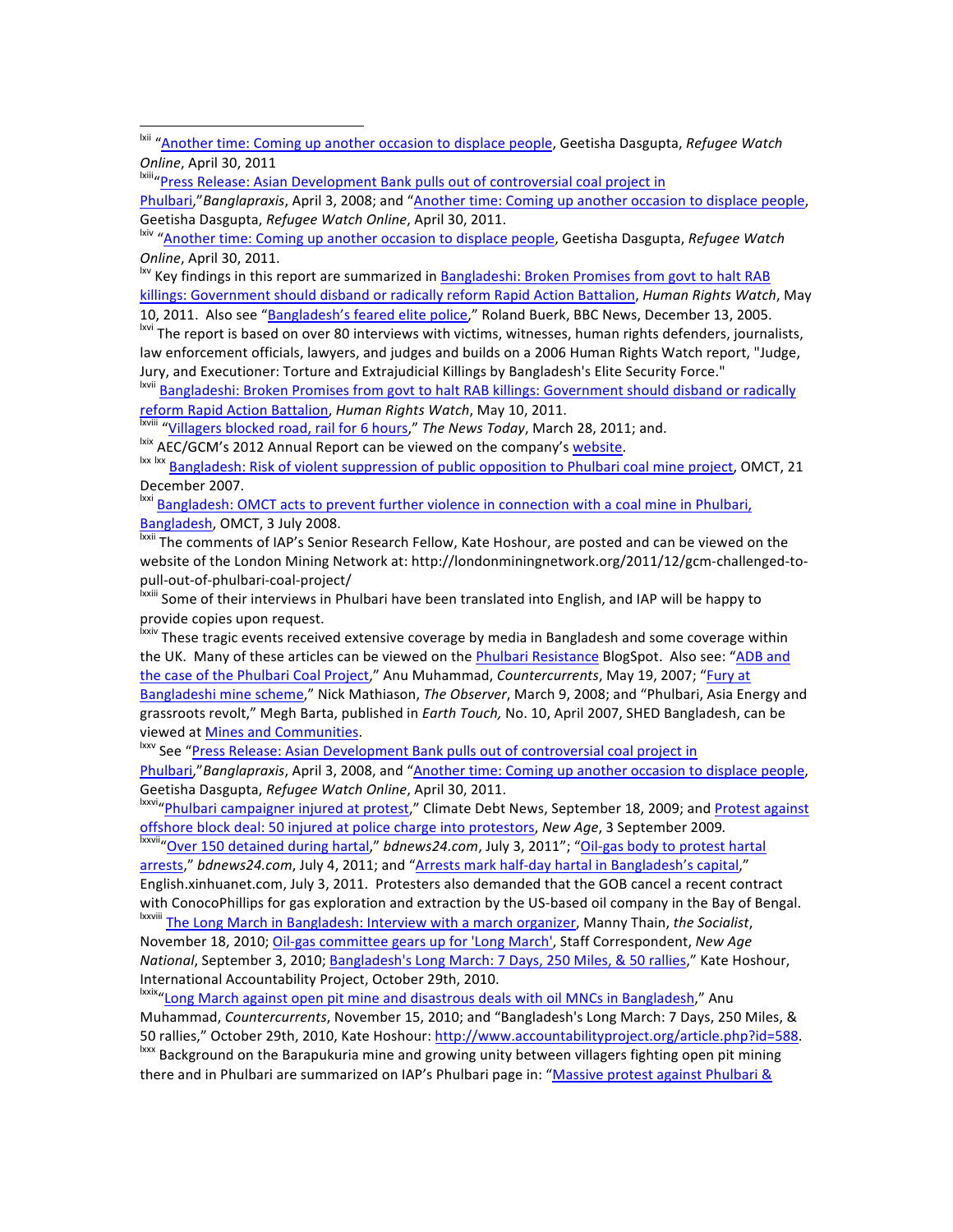[lxii] "Another time: Coming up another occasion to displace people, Geetisha Dasgupta, *Refugee Watch Online*, April 30, 2011

[lxiii] "Press Release: Asian Development Bank pulls out of controversial coal project in Phulbari," *Banglapraxis*, April 3, 2008; and "Another time: Coming up another occasion to displace people, Geetisha Dasgupta, *Refugee Watch Online*, April 30, 2011.

[lxiv] "Another time: Coming up another occasion to displace people, Geetisha Dasgupta, *Refugee Watch Online*, April 30, 2011.

[lxv] Key findings in this report are summarized in Bangladeshi: Broken Promises from govt to halt RAB killings: Government should disband or radically reform Rapid Action Battalion, *Human Rights Watch*, May 10, 2011. Also see "Bangladesh's feared elite police," Roland Buerk, BBC News, December 13, 2005.

[lxvi] The report is based on over 80 interviews with victims, witnesses, human rights defenders, journalists, law enforcement officials, lawyers, and judges and builds on a 2006 Human Rights Watch report, "Judge, Jury, and Executioner: Torture and Extrajudicial Killings by Bangladesh's Elite Security Force."

[lxvii] Bangladeshi: Broken Promises from govt to halt RAB killings: Government should disband or radically reform Rapid Action Battalion, *Human Rights Watch*, May 10, 2011.

[lxviii] "Villagers blocked road, rail for 6 hours," *The News Today*, March 28, 2011; and.

[lxix] AEC/GCM's 2012 Annual Report can be viewed on the company's website.

[lxx] [lxx] Bangladesh: Risk of violent suppression of public opposition to Phulbari coal mine project, OMCT, 21 December 2007.

[lxxi] Bangladesh: OMCT acts to prevent further violence in connection with a coal mine in Phulbari, Bangladesh, OMCT, 3 July 2008.

[lxxii] The comments of IAP's Senior Research Fellow, Kate Hoshour, are posted and can be viewed on the website of the London Mining Network at: http://londonminingnetwork.org/2011/12/gcm-challenged-to-pull-out-of-phulbari-coal-project/

[lxxiii] Some of their interviews in Phulbari have been translated into English, and IAP will be happy to provide copies upon request.

[lxxiv] These tragic events received extensive coverage by media in Bangladesh and some coverage within the UK. Many of these articles can be viewed on the Phulbari Resistance BlogSpot. Also see: "ADB and the case of the Phulbari Coal Project," Anu Muhammad, *Countercurrents*, May 19, 2007; "Fury at Bangladeshi mine scheme," Nick Mathiason, *The Observer*, March 9, 2008; and "Phulbari, Asia Energy and grassroots revolt," Megh Barta, published in *Earth Touch,* No. 10, April 2007, SHED Bangladesh, can be viewed at Mines and Communities.

[lxxv] See "Press Release: Asian Development Bank pulls out of controversial coal project in Phulbari," *Banglapraxis*, April 3, 2008, and "Another time: Coming up another occasion to displace people, Geetisha Dasgupta, *Refugee Watch Online*, April 30, 2011.

[lxxvi] "Phulbari campaigner injured at protest," Climate Debt News, September 18, 2009; and Protest against offshore block deal: 50 injured at police charge into protestors, *New Age*, 3 September 2009.

[lxxvii] "Over 150 detained during hartal," *bdnews24.com*, July 3, 2011"; "Oil-gas body to protest hartal arrests," *bdnews24.com*, July 4, 2011; and "Arrests mark half-day hartal in Bangladesh's capital," English.xinhuanet.com, July 3, 2011. Protesters also demanded that the GOB cancel a recent contract with ConocoPhillips for gas exploration and extraction by the US-based oil company in the Bay of Bengal.

[lxxviii] The Long March in Bangladesh: Interview with a march organizer, Manny Thain, *the Socialist*, November 18, 2010; Oil-gas committee gears up for 'Long March', Staff Correspondent, *New Age National*, September 3, 2010; Bangladesh's Long March: 7 Days, 250 Miles, & 50 rallies," Kate Hoshour, International Accountability Project, October 29th, 2010.

[lxxix] "Long March against open pit mine and disastrous deals with oil MNCs in Bangladesh," Anu Muhammad, *Countercurrents*, November 15, 2010; and "Bangladesh's Long March: 7 Days, 250 Miles, & 50 rallies," October 29th, 2010, Kate Hoshour: http://www.accountabilityproject.org/article.php?id=588.

[lxxx] Background on the Barapukuria mine and growing unity between villagers fighting open pit mining there and in Phulbari are summarized on IAP's Phulbari page in: "Massive protest against Phulbari &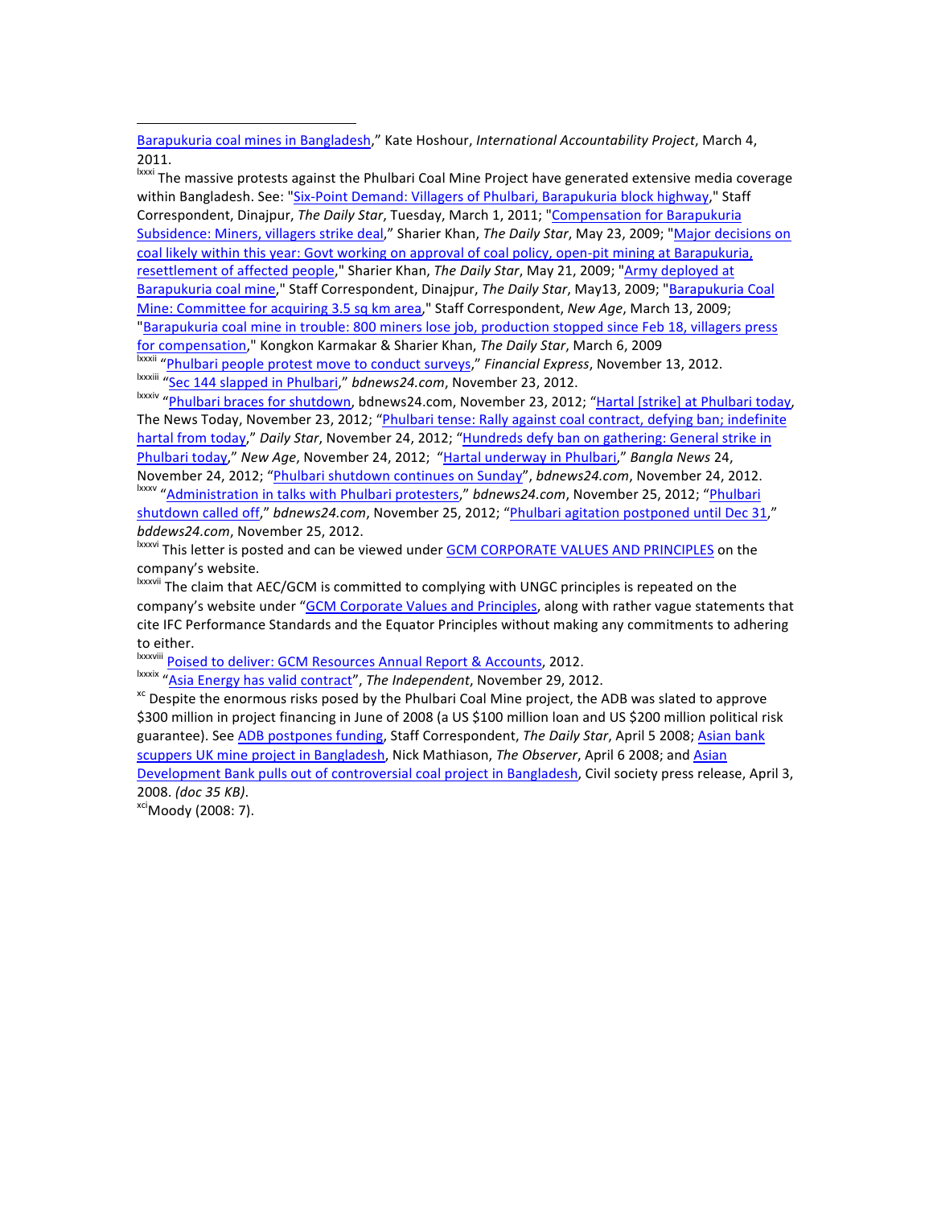Barapukuria coal mines in Bangladesh," Kate Hoshour, *International Accountability Project*, March 4, 2011.

[lxxxi] The massive protests against the Phulbari Coal Mine Project have generated extensive media coverage within Bangladesh. See: "Six-Point Demand: Villagers of Phulbari, Barapukuria block highway," Staff Correspondent, Dinajpur, *The Daily Star*, Tuesday, March 1, 2011; "Compensation for Barapukuria Subsidence: Miners, villagers strike deal," Sharier Khan, *The Daily Star*, May 23, 2009; "Major decisions on coal likely within this year: Govt working on approval of coal policy, open-pit mining at Barapukuria, resettlement of affected people," Sharier Khan, *The Daily Star*, May 21, 2009; "Army deployed at Barapukuria coal mine," Staff Correspondent, Dinajpur, *The Daily Star*, May13, 2009; "Barapukuria Coal Mine: Committee for acquiring 3.5 sq km area," Staff Correspondent, *New Age*, March 13, 2009; "Barapukuria coal mine in trouble: 800 miners lose job, production stopped since Feb 18, villagers press for compensation," Kongkon Karmakar & Sharier Khan, *The Daily Star*, March 6, 2009

[lxxxii] "Phulbari people protest move to conduct surveys," *Financial Express*, November 13, 2012.

[lxxxiii] "Sec 144 slapped in Phulbari," *bdnews24.com*, November 23, 2012.

[lxxxiv] "Phulbari braces for shutdown, bdnews24.com, November 23, 2012; "Hartal [strike] at Phulbari today, The News Today, November 23, 2012; "Phulbari tense: Rally against coal contract, defying ban; indefinite hartal from today," *Daily Star*, November 24, 2012; "Hundreds defy ban on gathering: General strike in Phulbari today," *New Age*, November 24, 2012; "Hartal underway in Phulbari," *Bangla News* 24, November 24, 2012; "Phulbari shutdown continues on Sunday", *bdnews24.com*, November 24, 2012.

[lxxxv] "Administration in talks with Phulbari protesters," *bdnews24.com*, November 25, 2012; "Phulbari shutdown called off," *bdnews24.com*, November 25, 2012; "Phulbari agitation postponed until Dec 31," *bddews24.com*, November 25, 2012.

[lxxxvi] This letter is posted and can be viewed under GCM CORPORATE VALUES AND PRINCIPLES on the company's website.

[lxxxvii] The claim that AEC/GCM is committed to complying with UNGC principles is repeated on the company's website under "GCM Corporate Values and Principles, along with rather vague statements that cite IFC Performance Standards and the Equator Principles without making any commitments to adhering to either.

[lxxxviii] Poised to deliver: GCM Resources Annual Report & Accounts, 2012.

[lxxxix] "Asia Energy has valid contract", *The Independent*, November 29, 2012.

[xc] Despite the enormous risks posed by the Phulbari Coal Mine project, the ADB was slated to approve $300 million in project financing in June of 2008 (a US $100 million loan and US $200 million political risk guarantee). See ADB postpones funding, Staff Correspondent, *The Daily Star*, April 5 2008; Asian bank scuppers UK mine project in Bangladesh, Nick Mathiason, *The Observer*, April 6 2008; and Asian Development Bank pulls out of controversial coal project in Bangladesh, Civil society press release, April 3, 2008. *(doc 35 KB)*.

[xci] Moody (2008: 7).